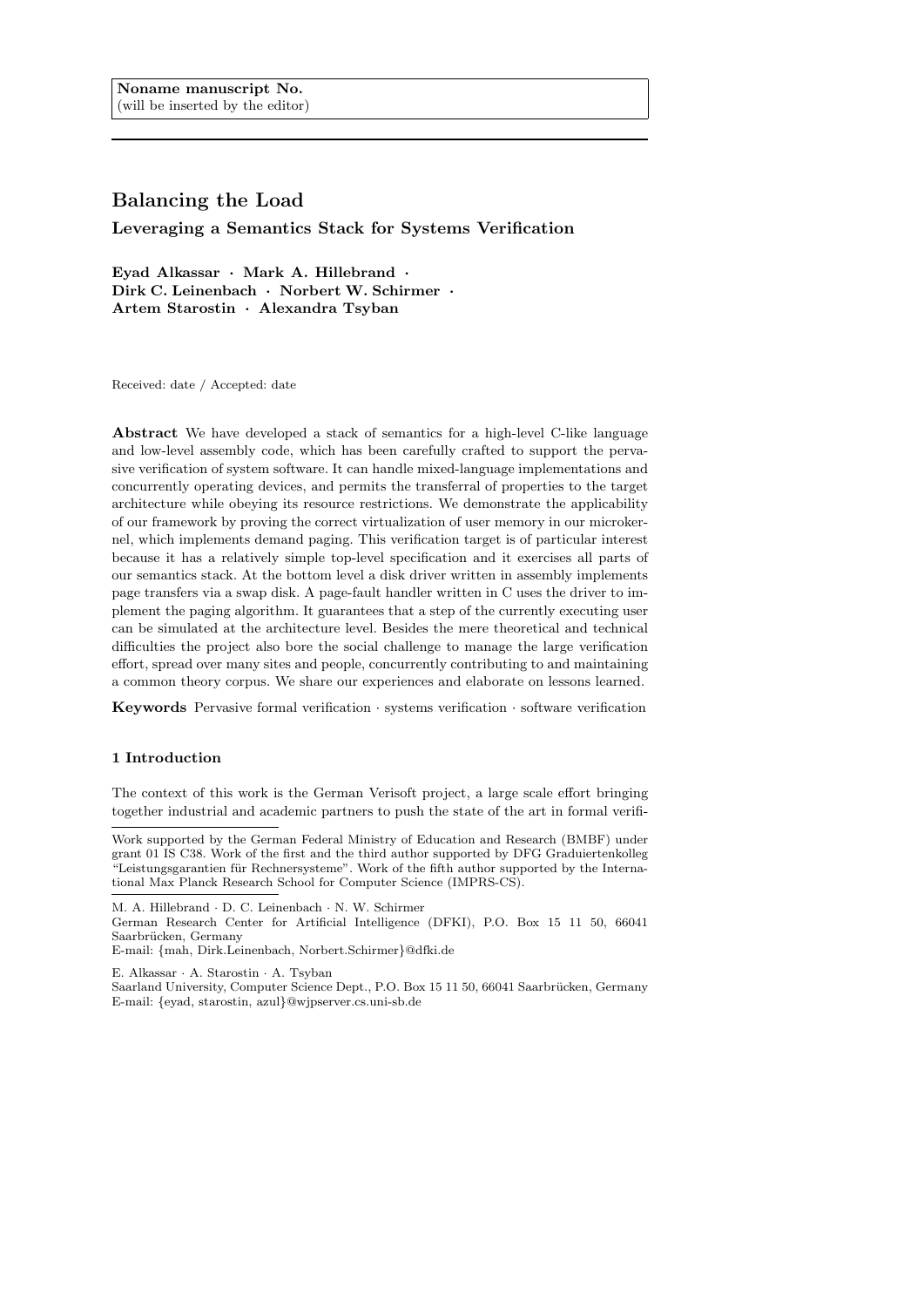**Noname manuscript No.**
(will be inserted by the editor)

# Balancing the Load

## Leveraging a Semantics Stack for Systems Verification

**Eyad Alkassar · Mark A. Hillebrand · Dirk C. Leinenbach · Norbert W. Schirmer · Artem Starostin · Alexandra Tsyban**

Received: date / Accepted: date

**Abstract** We have developed a stack of semantics for a high-level C-like language and low-level assembly code, which has been carefully crafted to support the pervasive verification of system software. It can handle mixed-language implementations and concurrently operating devices, and permits the transferral of properties to the target architecture while obeying its resource restrictions. We demonstrate the applicability of our framework by proving the correct virtualization of user memory in our microkernel, which implements demand paging. This verification target is of particular interest because it has a relatively simple top-level specification and it exercises all parts of our semantics stack. At the bottom level a disk driver written in assembly implements page transfers via a swap disk. A page-fault handler written in C uses the driver to implement the paging algorithm. It guarantees that a step of the currently executing user can be simulated at the architecture level. Besides the mere theoretical and technical difficulties the project also bore the social challenge to manage the large verification effort, spread over many sites and people, concurrently contributing to and maintaining a common theory corpus. We share our experiences and elaborate on lessons learned.

**Keywords** Pervasive formal verification · systems verification · software verification

## 1 Introduction

The context of this work is the German Verisoft project, a large scale effort bringing together industrial and academic partners to push the state of the art in formal verifi-

---

Work supported by the German Federal Ministry of Education and Research (BMBF) under grant 01 IS C38. Work of the first and the third author supported by DFG Graduiertenkolleg "Leistungsgarantien für Rechnersysteme". Work of the fifth author supported by the International Max Planck Research School for Computer Science (IMPRS-CS).

M. A. Hillebrand · D. C. Leinenbach · N. W. Schirmer
German Research Center for Artificial Intelligence (DFKI), P.O. Box 15 11 50, 66041 Saarbrücken, Germany
E-mail: {mah, Dirk.Leinenbach, Norbert.Schirmer}@dfki.de

E. Alkassar · A. Starostin · A. Tsyban
Saarland University, Computer Science Dept., P.O. Box 15 11 50, 66041 Saarbrücken, Germany
E-mail: {eyad, starostin, azul}@wjpserver.cs.uni-sb.de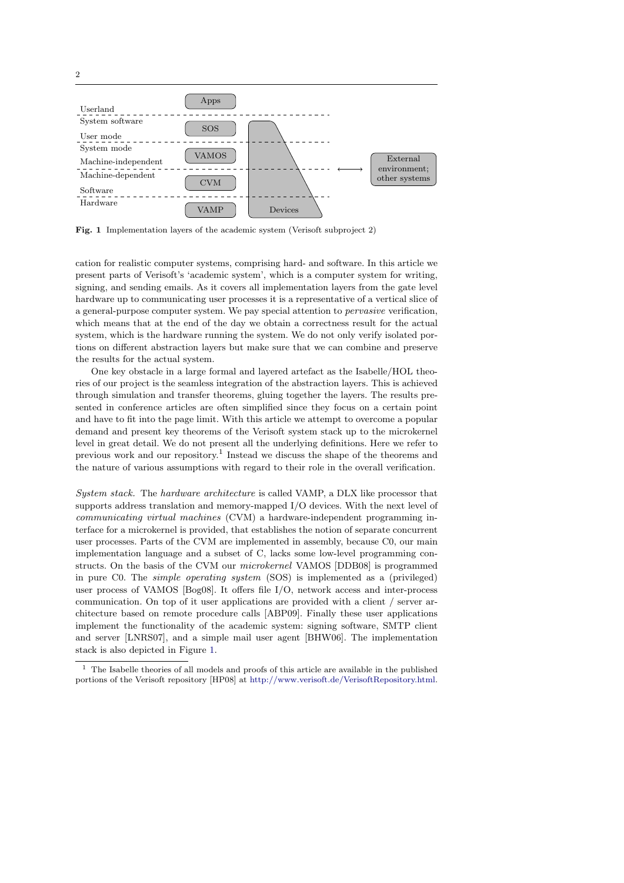Fig. 1 Implementation layers of the academic system (Verisoft subproject 2)

cation for realistic computer systems, comprising hard- and software. In this article we present parts of Verisoft's 'academic system', which is a computer system for writing, signing, and sending emails. As it covers all implementation layers from the gate level hardware up to communicating user processes it is a representative of a vertical slice of a general-purpose computer system. We pay special attention to *pervasive* verification, which means that at the end of the day we obtain a correctness result for the actual system, which is the hardware running the system. We do not only verify isolated portions on different abstraction layers but make sure that we can combine and preserve the results for the actual system.

One key obstacle in a large formal and layered artefact as the Isabelle/HOL theories of our project is the seamless integration of the abstraction layers. This is achieved through simulation and transfer theorems, gluing together the layers. The results presented in conference articles are often simplified since they focus on a certain point and have to fit into the page limit. With this article we attempt to overcome a popular demand and present key theorems of the Verisoft system stack up to the microkernel level in great detail. We do not present all the underlying definitions. Here we refer to previous work and our repository.[1] Instead we discuss the shape of the theorems and the nature of various assumptions with regard to their role in the overall verification.

*System stack.* The *hardware architecture* is called VAMP, a DLX like processor that supports address translation and memory-mapped I/O devices. With the next level of *communicating virtual machines* (CVM) a hardware-independent programming interface for a microkernel is provided, that establishes the notion of separate concurrent user processes. Parts of the CVM are implemented in assembly, because C0, our main implementation language and a subset of C, lacks some low-level programming constructs. On the basis of the CVM our *microkernel* VAMOS [DDB08] is programmed in pure C0. The *simple operating system* (SOS) is implemented as a (privileged) user process of VAMOS [Bog08]. It offers file I/O, network access and inter-process communication. On top of it user applications are provided with a client / server architecture based on remote procedure calls [ABP09]. Finally these user applications implement the functionality of the academic system: signing software, SMTP client and server [LNRS07], and a simple mail user agent [BHW06]. The implementation stack is also depicted in Figure 1.

[1] The Isabelle theories of all models and proofs of this article are available in the published portions of the Verisoft repository [HP08] at http://www.verisoft.de/VerisoftRepository.html.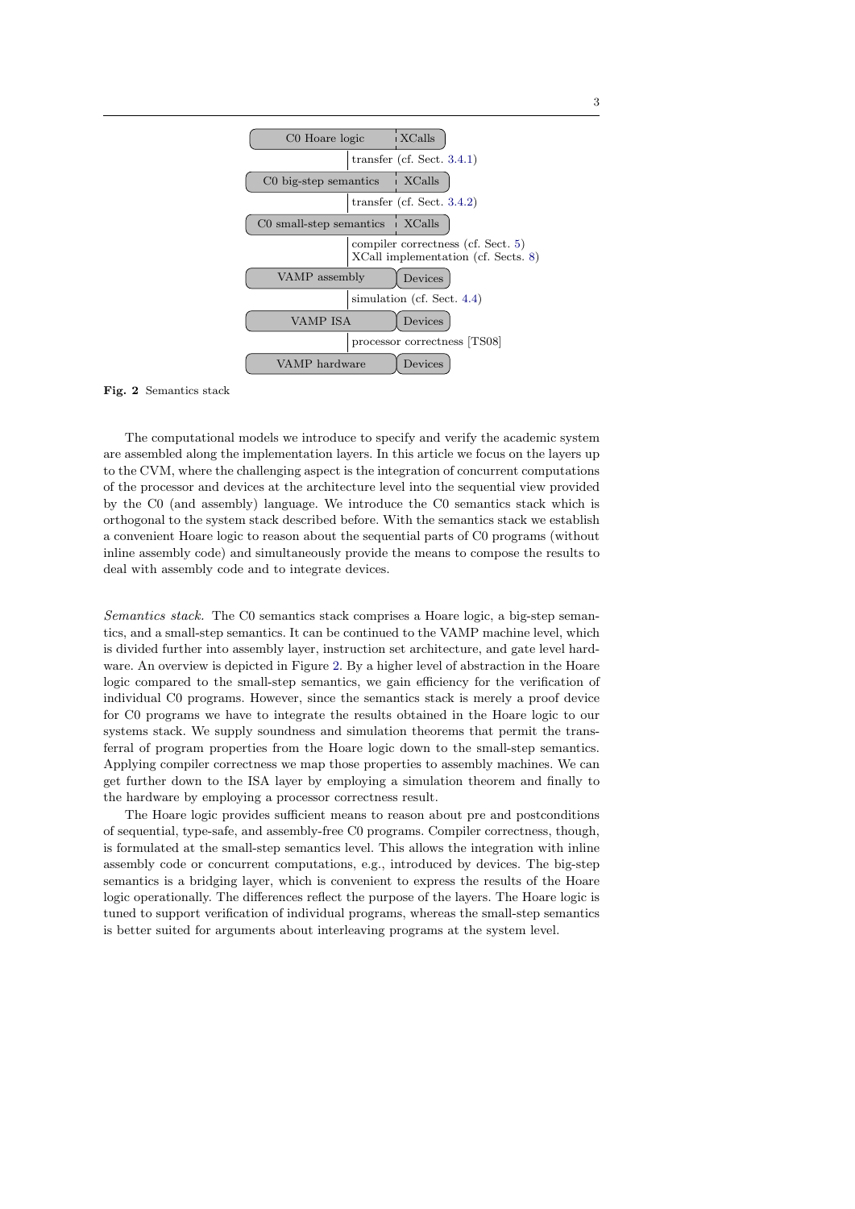| C0 Hoare logic | XCalls |
| --- | --- |
| transfer (cf. Sect. 3.4.1) | |
| C0 big-step semantics | XCalls |
| transfer (cf. Sect. 3.4.2) | |
| C0 small-step semantics | XCalls |
| compiler correctness (cf. Sect. 5) XCall implementation (cf. Sects. 8) | |
| VAMP assembly | Devices |
| simulation (cf. Sect. 4.4) | |
| VAMP ISA | Devices |
| processor correctness [TS08] | |
| VAMP hardware | Devices |

**Fig. 2** Semantics stack

The computational models we introduce to specify and verify the academic system are assembled along the implementation layers. In this article we focus on the layers up to the CVM, where the challenging aspect is the integration of concurrent computations of the processor and devices at the architecture level into the sequential view provided by the C0 (and assembly) language. We introduce the C0 semantics stack which is orthogonal to the system stack described before. With the semantics stack we establish a convenient Hoare logic to reason about the sequential parts of C0 programs (without inline assembly code) and simultaneously provide the means to compose the results to deal with assembly code and to integrate devices.

*Semantics stack.* The C0 semantics stack comprises a Hoare logic, a big-step semantics, and a small-step semantics. It can be continued to the VAMP machine level, which is divided further into assembly layer, instruction set architecture, and gate level hardware. An overview is depicted in Figure 2. By a higher level of abstraction in the Hoare logic compared to the small-step semantics, we gain efficiency for the verification of individual C0 programs. However, since the semantics stack is merely a proof device for C0 programs we have to integrate the results obtained in the Hoare logic to our systems stack. We supply soundness and simulation theorems that permit the transferral of program properties from the Hoare logic down to the small-step semantics. Applying compiler correctness we map those properties to assembly machines. We can get further down to the ISA layer by employing a simulation theorem and finally to the hardware by employing a processor correctness result.

The Hoare logic provides sufficient means to reason about pre and postconditions of sequential, type-safe, and assembly-free C0 programs. Compiler correctness, though, is formulated at the small-step semantics level. This allows the integration with inline assembly code or concurrent computations, e.g., introduced by devices. The big-step semantics is a bridging layer, which is convenient to express the results of the Hoare logic operationally. The differences reflect the purpose of the layers. The Hoare logic is tuned to support verification of individual programs, whereas the small-step semantics is better suited for arguments about interleaving programs at the system level.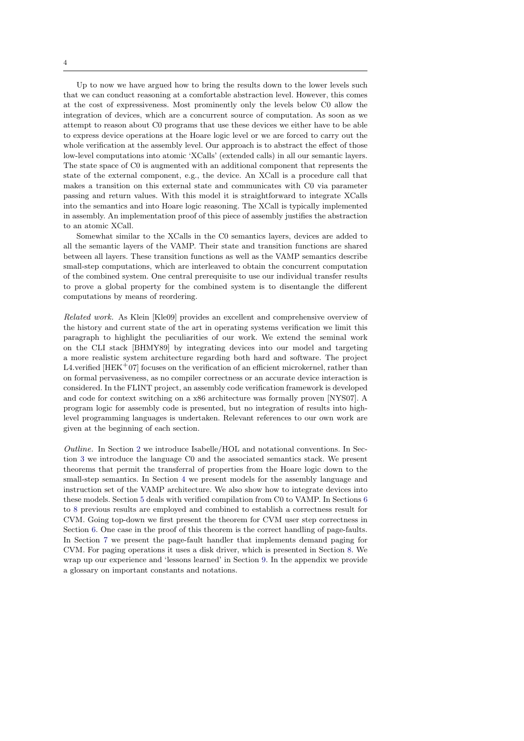Up to now we have argued how to bring the results down to the lower levels such that we can conduct reasoning at a comfortable abstraction level. However, this comes at the cost of expressiveness. Most prominently only the levels below C0 allow the integration of devices, which are a concurrent source of computation. As soon as we attempt to reason about C0 programs that use these devices we either have to be able to express device operations at the Hoare logic level or we are forced to carry out the whole verification at the assembly level. Our approach is to abstract the effect of those low-level computations into atomic 'XCalls' (extended calls) in all our semantic layers. The state space of C0 is augmented with an additional component that represents the state of the external component, e.g., the device. An XCall is a procedure call that makes a transition on this external state and communicates with C0 via parameter passing and return values. With this model it is straightforward to integrate XCalls into the semantics and into Hoare logic reasoning. The XCall is typically implemented in assembly. An implementation proof of this piece of assembly justifies the abstraction to an atomic XCall.

Somewhat similar to the XCalls in the C0 semantics layers, devices are added to all the semantic layers of the VAMP. Their state and transition functions are shared between all layers. These transition functions as well as the VAMP semantics describe small-step computations, which are interleaved to obtain the concurrent computation of the combined system. One central prerequisite to use our individual transfer results to prove a global property for the combined system is to disentangle the different computations by means of reordering.

*Related work.* As Klein [Kle09] provides an excellent and comprehensive overview of the history and current state of the art in operating systems verification we limit this paragraph to highlight the peculiarities of our work. We extend the seminal work on the CLI stack [BHMY89] by integrating devices into our model and targeting a more realistic system architecture regarding both hard and software. The project L4.verified [HEK[+]07] focuses on the verification of an efficient microkernel, rather than on formal pervasiveness, as no compiler correctness or an accurate device interaction is considered. In the FLINT project, an assembly code verification framework is developed and code for context switching on a x86 architecture was formally proven [NYS07]. A program logic for assembly code is presented, but no integration of results into high-level programming languages is undertaken. Relevant references to our own work are given at the beginning of each section.

*Outline.* In Section 2 we introduce Isabelle/HOL and notational conventions. In Section 3 we introduce the language C0 and the associated semantics stack. We present theorems that permit the transferral of properties from the Hoare logic down to the small-step semantics. In Section 4 we present models for the assembly language and instruction set of the VAMP architecture. We also show how to integrate devices into these models. Section 5 deals with verified compilation from C0 to VAMP. In Sections 6 to 8 previous results are employed and combined to establish a correctness result for CVM. Going top-down we first present the theorem for CVM user step correctness in Section 6. One case in the proof of this theorem is the correct handling of page-faults. In Section 7 we present the page-fault handler that implements demand paging for CVM. For paging operations it uses a disk driver, which is presented in Section 8. We wrap up our experience and 'lessons learned' in Section 9. In the appendix we provide a glossary on important constants and notations.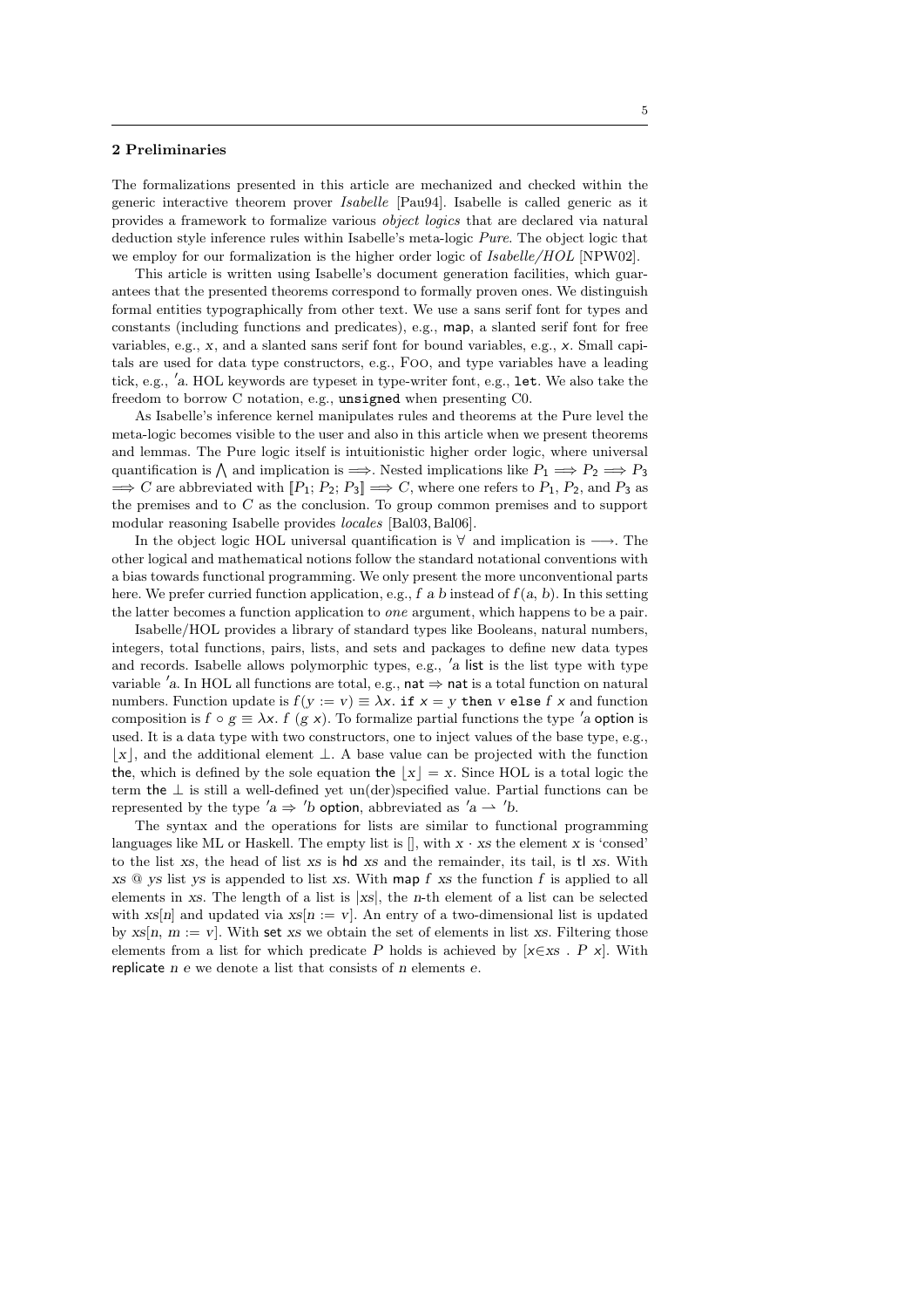## 2 Preliminaries

The formalizations presented in this article are mechanized and checked within the generic interactive theorem prover *Isabelle* [Pau94]. Isabelle is called generic as it provides a framework to formalize various *object logics* that are declared via natural deduction style inference rules within Isabelle's meta-logic *Pure*. The object logic that we employ for our formalization is the higher order logic of *Isabelle/HOL* [NPW02].

This article is written using Isabelle's document generation facilities, which guarantees that the presented theorems correspond to formally proven ones. We distinguish formal entities typographically from other text. We use a sans serif font for types and constants (including functions and predicates), e.g., $\mathsf{map}$, a slanted serif font for free variables, e.g., $x$, and a slanted sans serif font for bound variables, e.g., $\mathsf{x}$. Small capitals are used for data type constructors, e.g., Foo, and type variables have a leading tick, e.g., $'a$. HOL keywords are typeset in type-writer font, e.g., `let`. We also take the freedom to borrow C notation, e.g., `unsigned` when presenting C0.

As Isabelle's inference kernel manipulates rules and theorems at the Pure level the meta-logic becomes visible to the user and also in this article when we present theorems and lemmas. The Pure logic itself is intuitionistic higher order logic, where universal quantification is $\bigwedge$ and implication is $\Longrightarrow$. Nested implications like $P_1 \Longrightarrow P_2 \Longrightarrow P_3 \Longrightarrow C$ are abbreviated with $[\![P_1; P_2; P_3]\!] \Longrightarrow C$, where one refers to $P_1$, $P_2$, and $P_3$ as the premises and to $C$ as the conclusion. To group common premises and to support modular reasoning Isabelle provides *locales* [Bal03, Bal06].

In the object logic HOL universal quantification is $\forall$ and implication is $\longrightarrow$. The other logical and mathematical notions follow the standard notational conventions with a bias towards functional programming. We only present the more unconventional parts here. We prefer curried function application, e.g., $f\ a\ b$ instead of $f(a, b)$. In this setting the latter becomes a function application to *one* argument, which happens to be a pair.

Isabelle/HOL provides a library of standard types like Booleans, natural numbers, integers, total functions, pairs, lists, and sets and packages to define new data types and records. Isabelle allows polymorphic types, e.g., $'a\ \mathsf{list}$ is the list type with type variable $'a$. In HOL all functions are total, e.g., $\mathsf{nat} \Rightarrow \mathsf{nat}$ is a total function on natural numbers. Function update is $f(y := v) \equiv \lambda \mathsf{x}.\ \texttt{if}\ \mathsf{x} = y\ \texttt{then}\ v\ \texttt{else}\ f\ \mathsf{x}$ and function composition is $f \circ g \equiv \lambda \mathsf{x}.\ f\ (g\ \mathsf{x})$. To formalize partial functions the type $'a\ \mathsf{option}$ is used. It is a data type with two constructors, one to inject values of the base type, e.g., $\lfloor x \rfloor$, and the additional element $\bot$. A base value can be projected with the function $\mathsf{the}$, which is defined by the sole equation $\mathsf{the}\ \lfloor x \rfloor = x$. Since HOL is a total logic the term $\mathsf{the}\ \bot$ is still a well-defined yet un(der)specified value. Partial functions can be represented by the type $'a \Rightarrow\ 'b\ \mathsf{option}$, abbreviated as $'a \rightharpoonup\ 'b$.

The syntax and the operations for lists are similar to functional programming languages like ML or Haskell. The empty list is $[]$, with $x \cdot xs$ the element $x$ is 'consed' to the list $xs$, the head of list $xs$ is $\mathsf{hd}\ xs$ and the remainder, its tail, is $\mathsf{tl}\ xs$. With $xs\ @\ ys$ list $ys$ is appended to list $xs$. With $\mathsf{map}\ f\ xs$ the function $f$ is applied to all elements in $xs$. The length of a list is $|xs|$, the $n$-th element of a list can be selected with $xs[n]$ and updated via $xs[n := v]$. An entry of a two-dimensional list is updated by $xs[n, m := v]$. With $\mathsf{set}\ xs$ we obtain the set of elements in list $xs$. Filtering those elements from a list for which predicate $P$ holds is achieved by $[\mathsf{x}{\in}xs\ .\ P\ \mathsf{x}]$. With $\mathsf{replicate}\ n\ e$ we denote a list that consists of $n$ elements $e$.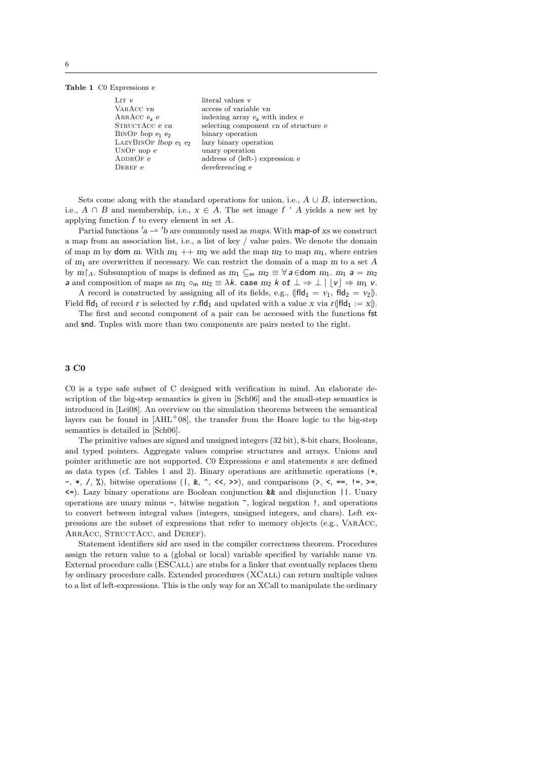**Table 1** C0 Expressions $e$

| | |
|---|---|
| LIT $v$ | literal values $v$ |
| VARACC $vn$ | access of variable $vn$ |
| ARRACC $e_a$ $e$ | indexing array $e_a$ with index $e$ |
| STRUCTACC $e$ $cn$ | selecting component $cn$ of structure $e$ |
| BINOP $bop$ $e_1$ $e_2$ | binary operation |
| LAZYBINOP $lbop$ $e_1$ $e_2$ | lazy binary operation |
| UNOP $uop$ $e$ | unary operation |
| ADDROF $e$ | address of (left-) expression $e$ |
| DEREF $e$ | dereferencing $e$ |

Sets come along with the standard operations for union, i.e., $A \cup B$, intersection, i.e., $A \cap B$ and membership, i.e., $x \in A$. The set image $f$ ` $A$ yields a new set by applying function $f$ to every element in set $A$.

Partial functions $'a \rightharpoonup {}'b$ are commonly used as *maps*. With map-of $xs$ we construct a map from an association list, i.e., a list of key / value pairs. We denote the domain of map $m$ by dom $m$. With $m_1$ ++ $m_2$ we add the map $m_2$ to map $m_1$, where entries of $m_1$ are overwritten if necessary. We can restrict the domain of a map $m$ to a set $A$ by $m{\restriction}_A$. Subsumption of maps is defined as $m_1 \subseteq_m m_2 \equiv \forall a \in \text{dom } m_1.\ m_1\ a = m_2\ a$ and composition of maps as $m_1 \circ_m m_2 \equiv \lambda k.\ \texttt{case}\ m_2\ k\ \texttt{of}\ \bot \Rightarrow \bot \mid \lfloor v \rfloor \Rightarrow m_1\ v$.

A record is constructed by assigning all of its fields, e.g., $(\!|\text{fld}_1 = v_1, \text{fld}_2 = v_2|\!)$. Field $\text{fld}_1$ of record $r$ is selected by $r.\text{fld}_1$ and updated with a value $x$ via $r(\!|\text{fld}_1 := x|\!)$.

The first and second component of a pair can be accessed with the functions fst and snd. Tuples with more than two components are pairs nested to the right.

## 3 C0

C0 is a type safe subset of C designed with verification in mind. An elaborate description of the big-step semantics is given in [Sch06] and the small-step semantics is introduced in [Lei08]. An overview on the simulation theorems between the semantical layers can be found in [AHL[+]08], the transfer from the Hoare logic to the big-step semantics is detailed in [Sch06].

The primitive values are signed and unsigned integers (32 bit), 8-bit chars, Booleans, and typed pointers. Aggregate values comprise structures and arrays. Unions and pointer arithmetic are not supported. C0 Expressions $e$ and statements $s$ are defined as data types (cf. Tables 1 and 2). Binary operations are arithmetic operations (`+`, `-`, `*`, `/`, `%`), bitwise operations (`|`, `&`, `^`, `<<`, `>>`), and comparisons (`>`, `<`, `==`, `!=`, `>=`, `<=`). Lazy binary operations are Boolean conjunction `&&` and disjunction `||`. Unary operations are unary minus `-`, bitwise negation `~`, logical negation `!`, and operations to convert between integral values (integers, unsigned integers, and chars). Left expressions are the subset of expressions that refer to memory objects (e.g., VARACC, ARRACC, STRUCTACC, and DEREF).

Statement identifiers *sid* are used in the compiler correctness theorem. Procedures assign the return value to a (global or local) variable specified by variable name *vn*. External procedure calls (ESCALL) are stubs for a linker that eventually replaces them by ordinary procedure calls. Extended procedures (XCALL) can return multiple values to a list of left-expressions. This is the only way for an XCall to manipulate the ordinary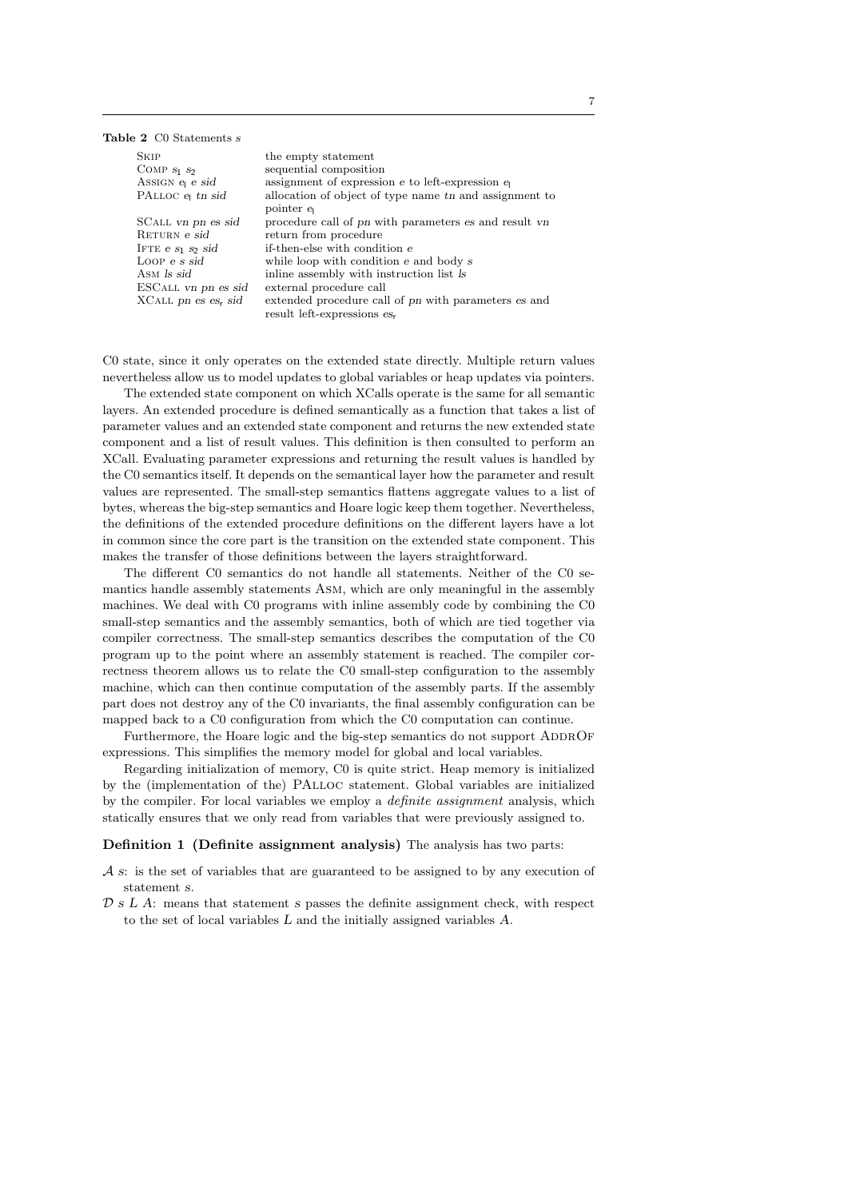**Table 2** C0 Statements $s$

| Statement | Description |
|---|---|
| Skip | the empty statement |
| Comp $s_1$ $s_2$ | sequential composition |
| Assign $e_l$ $e$ $sid$ | assignment of expression $e$ to left-expression $e_l$ |
| PAlloc $e_l$ $tn$ $sid$ | allocation of object of type name $tn$ and assignment to pointer $e_l$ |
| SCall $vn$ $pn$ $es$ $sid$ | procedure call of $pn$ with parameters $es$ and result $vn$ |
| Return $e$ $sid$ | return from procedure |
| Ifte $e$ $s_1$ $s_2$ $sid$ | if-then-else with condition $e$ |
| Loop $e$ $s$ $sid$ | while loop with condition $e$ and body $s$ |
| Asm $ls$ $sid$ | inline assembly with instruction list $ls$ |
| ESCall $vn$ $pn$ $es$ $sid$ | external procedure call |
| XCall $pn$ $es$ $es_r$ $sid$ | extended procedure call of $pn$ with parameters $es$ and result left-expressions $es_r$ |

C0 state, since it only operates on the extended state directly. Multiple return values nevertheless allow us to model updates to global variables or heap updates via pointers.

The extended state component on which XCalls operate is the same for all semantic layers. An extended procedure is defined semantically as a function that takes a list of parameter values and an extended state component and returns the new extended state component and a list of result values. This definition is then consulted to perform an XCall. Evaluating parameter expressions and returning the result values is handled by the C0 semantics itself. It depends on the semantical layer how the parameter and result values are represented. The small-step semantics flattens aggregate values to a list of bytes, whereas the big-step semantics and Hoare logic keep them together. Nevertheless, the definitions of the extended procedure definitions on the different layers have a lot in common since the core part is the transition on the extended state component. This makes the transfer of those definitions between the layers straightforward.

The different C0 semantics do not handle all statements. Neither of the C0 semantics handle assembly statements Asm, which are only meaningful in the assembly machines. We deal with C0 programs with inline assembly code by combining the C0 small-step semantics and the assembly semantics, both of which are tied together via compiler correctness. The small-step semantics describes the computation of the C0 program up to the point where an assembly statement is reached. The compiler correctness theorem allows us to relate the C0 small-step configuration to the assembly machine, which can then continue computation of the assembly parts. If the assembly part does not destroy any of the C0 invariants, the final assembly configuration can be mapped back to a C0 configuration from which the C0 computation can continue.

Furthermore, the Hoare logic and the big-step semantics do not support AddrOf expressions. This simplifies the memory model for global and local variables.

Regarding initialization of memory, C0 is quite strict. Heap memory is initialized by the (implementation of the) PAlloc statement. Global variables are initialized by the compiler. For local variables we employ a *definite assignment* analysis, which statically ensures that we only read from variables that were previously assigned to.

**Definition 1 (Definite assignment analysis)** The analysis has two parts:

- $\mathcal{A}\ s$: is the set of variables that are guaranteed to be assigned to by any execution of statement $s$.
- $\mathcal{D}\ s\ L\ A$: means that statement $s$ passes the definite assignment check, with respect to the set of local variables $L$ and the initially assigned variables $A$.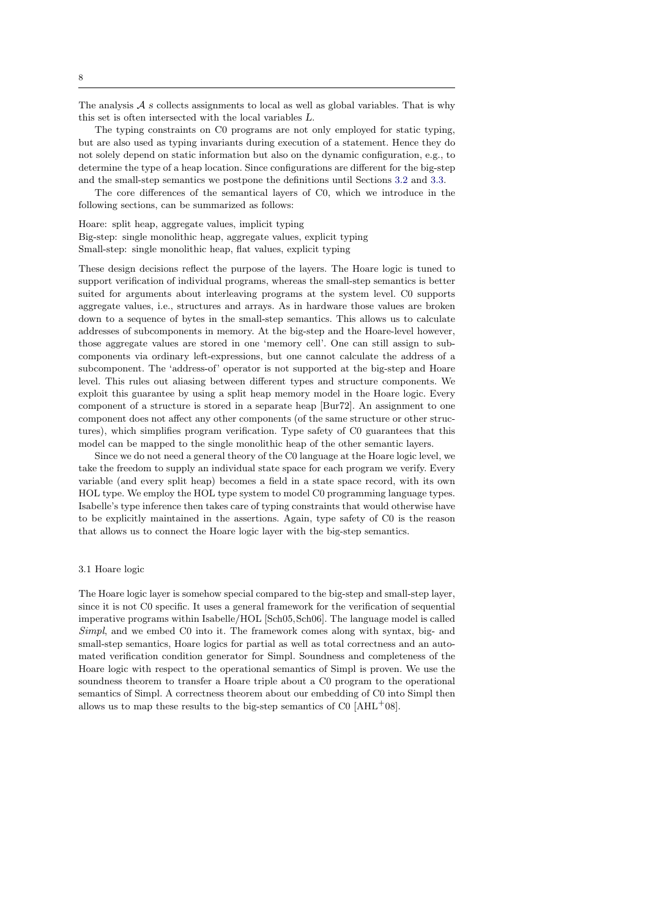The analysis $\mathcal{A}\ s$ collects assignments to local as well as global variables. That is why this set is often intersected with the local variables $L$.

The typing constraints on C0 programs are not only employed for static typing, but are also used as typing invariants during execution of a statement. Hence they do not solely depend on static information but also on the dynamic configuration, e.g., to determine the type of a heap location. Since configurations are different for the big-step and the small-step semantics we postpone the definitions until Sections 3.2 and 3.3.

The core differences of the semantical layers of C0, which we introduce in the following sections, can be summarized as follows:

Hoare: split heap, aggregate values, implicit typing
Big-step: single monolithic heap, aggregate values, explicit typing
Small-step: single monolithic heap, flat values, explicit typing

These design decisions reflect the purpose of the layers. The Hoare logic is tuned to support verification of individual programs, whereas the small-step semantics is better suited for arguments about interleaving programs at the system level. C0 supports aggregate values, i.e., structures and arrays. As in hardware those values are broken down to a sequence of bytes in the small-step semantics. This allows us to calculate addresses of subcomponents in memory. At the big-step and the Hoare-level however, those aggregate values are stored in one 'memory cell'. One can still assign to subcomponents via ordinary left-expressions, but one cannot calculate the address of a subcomponent. The 'address-of' operator is not supported at the big-step and Hoare level. This rules out aliasing between different types and structure components. We exploit this guarantee by using a split heap memory model in the Hoare logic. Every component of a structure is stored in a separate heap [Bur72]. An assignment to one component does not affect any other components (of the same structure or other structures), which simplifies program verification. Type safety of C0 guarantees that this model can be mapped to the single monolithic heap of the other semantic layers.

Since we do not need a general theory of the C0 language at the Hoare logic level, we take the freedom to supply an individual state space for each program we verify. Every variable (and every split heap) becomes a field in a state space record, with its own HOL type. We employ the HOL type system to model C0 programming language types. Isabelle's type inference then takes care of typing constraints that would otherwise have to be explicitly maintained in the assertions. Again, type safety of C0 is the reason that allows us to connect the Hoare logic layer with the big-step semantics.

## 3.1 Hoare logic

The Hoare logic layer is somehow special compared to the big-step and small-step layer, since it is not C0 specific. It uses a general framework for the verification of sequential imperative programs within Isabelle/HOL [Sch05,Sch06]. The language model is called *Simpl*, and we embed C0 into it. The framework comes along with syntax, big- and small-step semantics, Hoare logics for partial as well as total correctness and an automated verification condition generator for Simpl. Soundness and completeness of the Hoare logic with respect to the operational semantics of Simpl is proven. We use the soundness theorem to transfer a Hoare triple about a C0 program to the operational semantics of Simpl. A correctness theorem about our embedding of C0 into Simpl then allows us to map these results to the big-step semantics of C0 [AHL+08].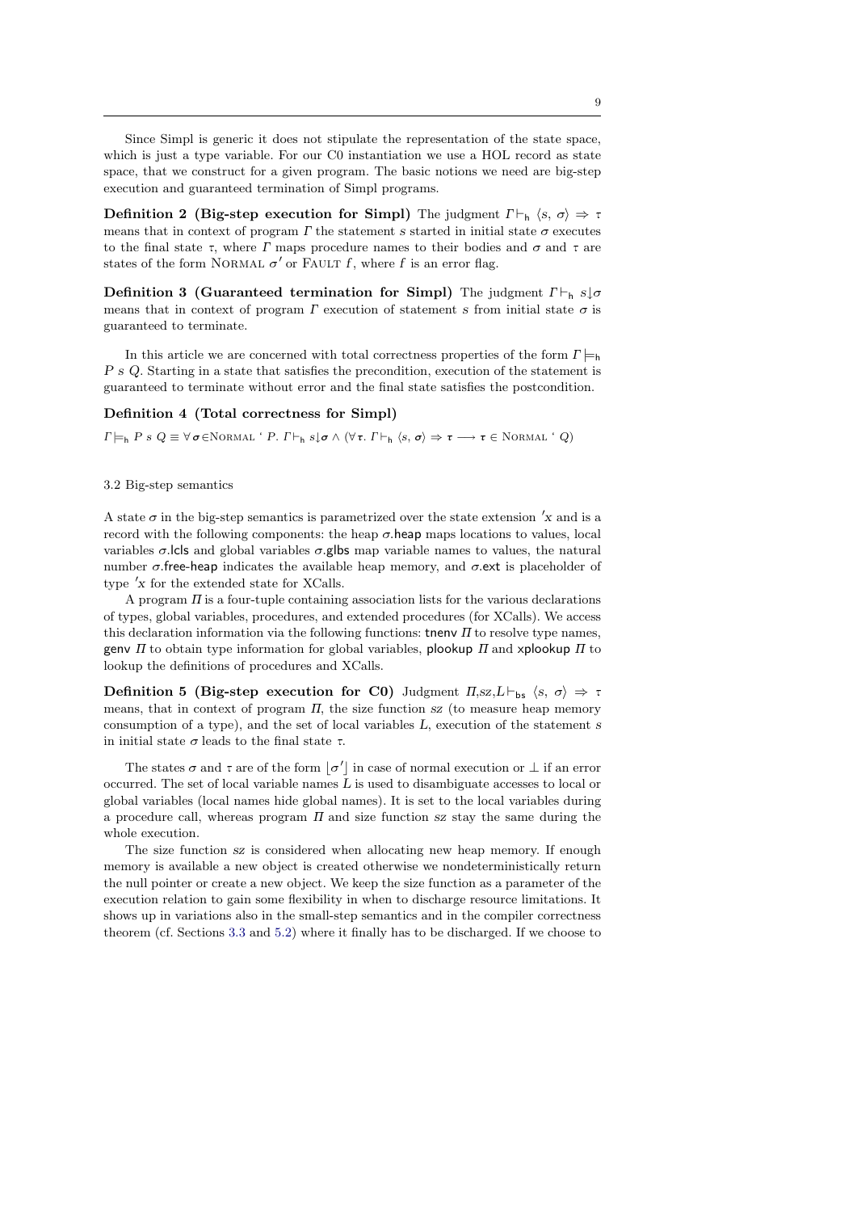Since Simpl is generic it does not stipulate the representation of the state space, which is just a type variable. For our C0 instantiation we use a HOL record as state space, that we construct for a given program. The basic notions we need are big-step execution and guaranteed termination of Simpl programs.

**Definition 2 (Big-step execution for Simpl)** The judgment $\Gamma \vdash_{\mathsf{h}} \langle s,\, \sigma\rangle \Rightarrow \tau$ means that in context of program $\Gamma$ the statement $s$ started in initial state $\sigma$ executes to the final state $\tau$, where $\Gamma$ maps procedure names to their bodies and $\sigma$ and $\tau$ are states of the form $\textsc{Normal}\ \sigma'$ or $\textsc{Fault}\ f$, where $f$ is an error flag.

**Definition 3 (Guaranteed termination for Simpl)** The judgment $\Gamma \vdash_{\mathsf{h}} s{\downarrow}\sigma$ means that in context of program $\Gamma$ execution of statement $s$ from initial state $\sigma$ is guaranteed to terminate.

In this article we are concerned with total correctness properties of the form $\Gamma \models_{\mathsf{h}} P\ s\ Q$. Starting in a state that satisfies the precondition, execution of the statement is guaranteed to terminate without error and the final state satisfies the postcondition.

**Definition 4 (Total correctness for Simpl)**

$\Gamma \models_{\mathsf{h}} P\ s\ Q \equiv \forall \boldsymbol{\sigma} {\in} \textsc{Normal}\ `\ P.\ \Gamma \vdash_{\mathsf{h}} s{\downarrow}\boldsymbol{\sigma} \wedge (\forall \boldsymbol{\tau}.\ \Gamma \vdash_{\mathsf{h}} \langle s,\, \boldsymbol{\sigma}\rangle \Rightarrow \boldsymbol{\tau} \longrightarrow \boldsymbol{\tau} \in \textsc{Normal}\ `\ Q)$

3.2 Big-step semantics

A state $\sigma$ in the big-step semantics is parametrized over the state extension $'x$ and is a record with the following components: the heap $\sigma$.heap maps locations to values, local variables $\sigma$.lcls and global variables $\sigma$.glbs map variable names to values, the natural number $\sigma$.free-heap indicates the available heap memory, and $\sigma$.ext is placeholder of type $'x$ for the extended state for XCalls.

A program $\Pi$ is a four-tuple containing association lists for the various declarations of types, global variables, procedures, and extended procedures (for XCalls). We access this declaration information via the following functions: tnenv $\Pi$ to resolve type names, genv $\Pi$ to obtain type information for global variables, plookup $\Pi$ and xplookup $\Pi$ to lookup the definitions of procedures and XCalls.

**Definition 5 (Big-step execution for C0)** Judgment $\Pi,sz,L \vdash_{\mathsf{bs}} \langle s,\, \sigma\rangle \Rightarrow \tau$ means, that in context of program $\Pi$, the size function $sz$ (to measure heap memory consumption of a type), and the set of local variables $L$, execution of the statement $s$ in initial state $\sigma$ leads to the final state $\tau$.

The states $\sigma$ and $\tau$ are of the form $\lfloor\sigma'\rfloor$ in case of normal execution or $\bot$ if an error occurred. The set of local variable names $L$ is used to disambiguate accesses to local or global variables (local names hide global names). It is set to the local variables during a procedure call, whereas program $\Pi$ and size function $sz$ stay the same during the whole execution.

The size function $sz$ is considered when allocating new heap memory. If enough memory is available a new object is created otherwise we nondeterministically return the null pointer or create a new object. We keep the size function as a parameter of the execution relation to gain some flexibility in when to discharge resource limitations. It shows up in variations also in the small-step semantics and in the compiler correctness theorem (cf. Sections 3.3 and 5.2) where it finally has to be discharged. If we choose to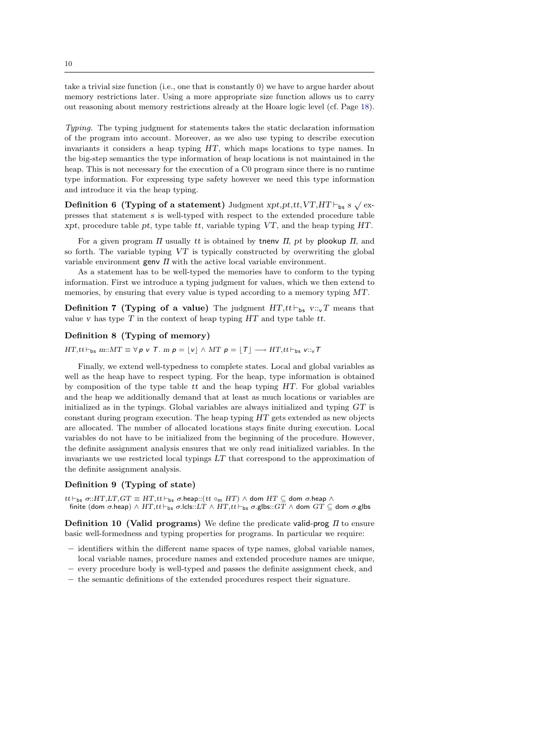take a trivial size function (i.e., one that is constantly 0) we have to argue harder about memory restrictions later. Using a more appropriate size function allows us to carry out reasoning about memory restrictions already at the Hoare logic level (cf. Page 18).

*Typing.* The typing judgment for statements takes the static declaration information of the program into account. Moreover, as we also use typing to describe execution invariants it considers a heap typing $HT$, which maps locations to type names. In the big-step semantics the type information of heap locations is not maintained in the heap. This is not necessary for the execution of a C0 program since there is no runtime type information. For expressing type safety however we need this type information and introduce it via the heap typing.

**Definition 6 (Typing of a statement)** Judgment $xpt,pt,tt,VT,HT \vdash_{\mathsf{bs}} s \surd$ expresses that statement $s$ is well-typed with respect to the extended procedure table $xpt$, procedure table $pt$, type table $tt$, variable typing $VT$, and the heap typing $HT$.

For a given program $\Pi$ usually $tt$ is obtained by $\mathsf{tnenv}\ \Pi$, $pt$ by $\mathsf{plookup}\ \Pi$, and so forth. The variable typing $VT$ is typically constructed by overwriting the global variable environment $\mathsf{genv}\ \Pi$ with the active local variable environment.

As a statement has to be well-typed the memories have to conform to the typing information. First we introduce a typing judgment for values, which we then extend to memories, by ensuring that every value is typed according to a memory typing $MT$.

**Definition 7 (Typing of a value)** The judgment $HT,tt \vdash_{\mathsf{bs}} v{::_{\mathsf{v}}}T$ means that value $v$ has type $T$ in the context of heap typing $HT$ and type table $tt$.

**Definition 8 (Typing of memory)**

$HT,tt \vdash_{\mathsf{bs}} m{::}MT \equiv \forall\, p\ v\ T.\ m\ p = \lfloor v \rfloor \wedge MT\ p = \lfloor T \rfloor \longrightarrow HT,tt \vdash_{\mathsf{bs}} v{::_{\mathsf{v}}}T$

Finally, we extend well-typedness to complete states. Local and global variables as well as the heap have to respect typing. For the heap, type information is obtained by composition of the type table $tt$ and the heap typing $HT$. For global variables and the heap we additionally demand that at least as much locations or variables are initialized as in the typings. Global variables are always initialized and typing $GT$ is constant during program execution. The heap typing $HT$ gets extended as new objects are allocated. The number of allocated locations stays finite during execution. Local variables do not have to be initialized from the beginning of the procedure. However, the definite assignment analysis ensures that we only read initialized variables. In the invariants we use restricted local typings $LT$ that correspond to the approximation of the definite assignment analysis.

**Definition 9 (Typing of state)**

$tt \vdash_{\mathsf{bs}} \sigma{::}HT,LT,GT \equiv HT,tt \vdash_{\mathsf{bs}} \sigma.\mathsf{heap}{::}(tt \circ_{\mathsf{m}} HT) \wedge \mathsf{dom}\ HT \subseteq \mathsf{dom}\ \sigma.\mathsf{heap}\ \wedge$
$\mathsf{finite}\ (\mathsf{dom}\ \sigma.\mathsf{heap}) \wedge HT,tt \vdash_{\mathsf{bs}} \sigma.\mathsf{lcls}{::}LT \wedge HT,tt \vdash_{\mathsf{bs}} \sigma.\mathsf{glbs}{::}GT \wedge \mathsf{dom}\ GT \subseteq \mathsf{dom}\ \sigma.\mathsf{glbs}$

**Definition 10 (Valid programs)** We define the predicate $\mathsf{valid\text{-}prog}\ \Pi$ to ensure basic well-formedness and typing properties for programs. In particular we require:

- identifiers within the different name spaces of type names, global variable names, local variable names, procedure names and extended procedure names are unique,
- every procedure body is well-typed and passes the definite assignment check, and
- the semantic definitions of the extended procedures respect their signature.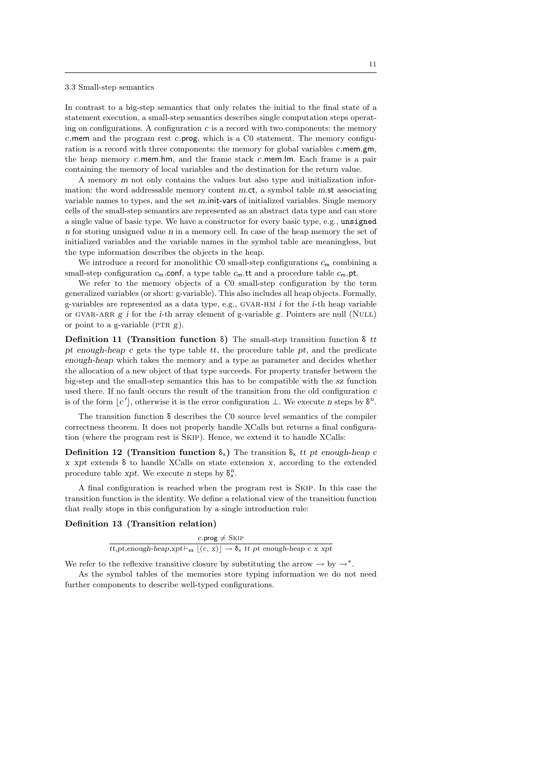### 3.3 Small-step semantics

In contrast to a big-step semantics that only relates the initial to the final state of a statement execution, a small-step semantics describes single computation steps operating on configurations. A configuration $c$ is a record with two components: the memory $c$.mem and the program rest $c$.prog, which is a C0 statement. The memory configuration is a record with three components: the memory for global variables $c$.mem.gm, the heap memory $c$.mem.hm, and the frame stack $c$.mem.lm. Each frame is a pair containing the memory of local variables and the destination for the return value.

A memory $m$ not only contains the values but also type and initialization information: the word addressable memory content $m$.ct, a symbol table $m$.st associating variable names to types, and the set $m$.init-vars of initialized variables. Single memory cells of the small-step semantics are represented as an abstract data type and can store a single value of basic type. We have a constructor for every basic type, e.g., `unsigned` $n$ for storing unsigned value $n$ in a memory cell. In case of the heap memory the set of initialized variables and the variable names in the symbol table are meaningless, but the type information describes the objects in the heap.

We introduce a record for monolithic C0 small-step configurations $c_{\mathsf{m}}$ combining a small-step configuration $c_{\mathsf{m}}$.conf, a type table $c_{\mathsf{m}}$.tt and a procedure table $c_{\mathsf{m}}$.pt.

We refer to the memory objects of a C0 small-step configuration by the term generalized variables (or short: g-variable). This also includes all heap objects. Formally, g-variables are represented as a data type, e.g., GVAR-HM $i$ for the $i$-th heap variable or GVAR-ARR $g$ $i$ for the $i$-th array element of g-variable $g$. Pointers are null (NULL) or point to a g-variable (PTR $g$).

**Definition 11 (Transition function $\delta$)** The small-step transition function $\delta$ *tt pt enough-heap c* gets the type table *tt*, the procedure table *pt*, and the predicate *enough-heap* which takes the memory and a type as parameter and decides whether the allocation of a new object of that type succeeds. For property transfer between the big-step and the small-step semantics this has to be compatible with the *sz* function used there. If no fault occurs the result of the transition from the old configuration $c$ is of the form $\lfloor c' \rfloor$, otherwise it is the error configuration $\perp$. We execute $n$ steps by $\delta^n$.

The transition function $\delta$ describes the C0 source level semantics of the compiler correctness theorem. It does not properly handle XCalls but returns a final configuration (where the program rest is SKIP). Hence, we extend it to handle XCalls:

**Definition 12 (Transition function $\delta_{\mathsf{x}}$)** The transition $\delta_{\mathsf{x}}$ *tt pt enough-heap c x xpt* extends $\delta$ to handle XCalls on state extension $x$, according to the extended procedure table *xpt*. We execute $n$ steps by $\delta_{\mathsf{x}}^n$.

A final configuration is reached when the program rest is SKIP. In this case the transition function is the identity. We define a relational view of the transition function that really stops in this configuration by a single introduction rule:

**Definition 13 (Transition relation)**

$$\frac{c.\mathsf{prog} \neq \textsc{Skip}}{tt,pt,enough\text{-}heap,xpt \vdash_{\mathsf{ss}} \lfloor (c,\, x) \rfloor \rightarrow \delta_{\mathsf{x}}\ tt\ pt\ enough\text{-}heap\ c\ x\ xpt}$$

We refer to the reflexive transitive closure by substituting the arrow $\rightarrow$ by $\rightarrow^*$.

As the symbol tables of the memories store typing information we do not need further components to describe well-typed configurations.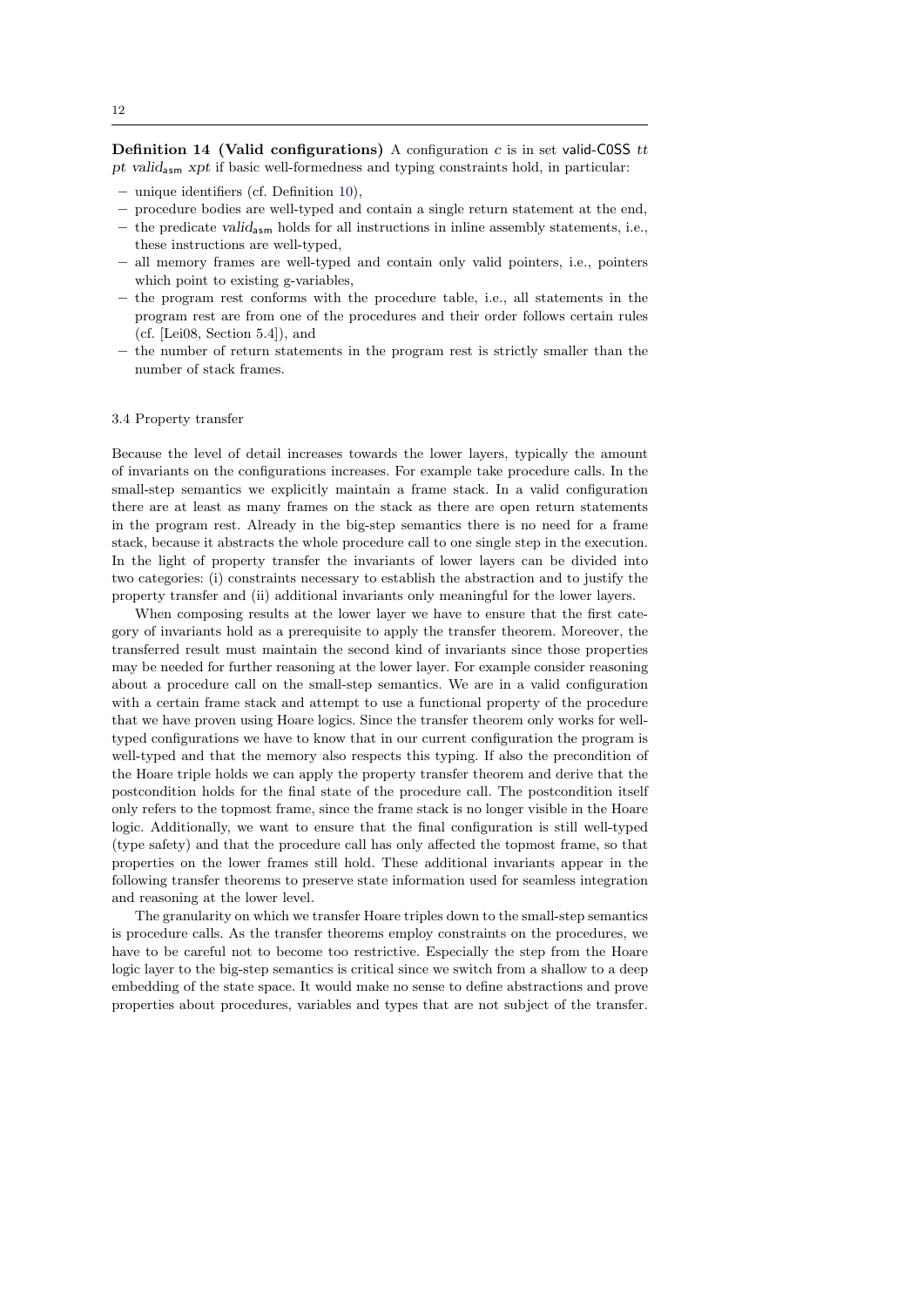**Definition 14 (Valid configurations)** A configuration $c$ is in set valid-C0SS $tt$ $pt$ $valid_{\mathsf{asm}}$ $xpt$ if basic well-formedness and typing constraints hold, in particular:

- unique identifiers (cf. Definition 10),
- procedure bodies are well-typed and contain a single return statement at the end,
- the predicate $valid_{\mathsf{asm}}$ holds for all instructions in inline assembly statements, i.e., these instructions are well-typed,
- all memory frames are well-typed and contain only valid pointers, i.e., pointers which point to existing g-variables,
- the program rest conforms with the procedure table, i.e., all statements in the program rest are from one of the procedures and their order follows certain rules (cf. [Lei08, Section 5.4]), and
- the number of return statements in the program rest is strictly smaller than the number of stack frames.

### 3.4 Property transfer

Because the level of detail increases towards the lower layers, typically the amount of invariants on the configurations increases. For example take procedure calls. In the small-step semantics we explicitly maintain a frame stack. In a valid configuration there are at least as many frames on the stack as there are open return statements in the program rest. Already in the big-step semantics there is no need for a frame stack, because it abstracts the whole procedure call to one single step in the execution. In the light of property transfer the invariants of lower layers can be divided into two categories: (i) constraints necessary to establish the abstraction and to justify the property transfer and (ii) additional invariants only meaningful for the lower layers.

When composing results at the lower layer we have to ensure that the first category of invariants hold as a prerequisite to apply the transfer theorem. Moreover, the transferred result must maintain the second kind of invariants since those properties may be needed for further reasoning at the lower layer. For example consider reasoning about a procedure call on the small-step semantics. We are in a valid configuration with a certain frame stack and attempt to use a functional property of the procedure that we have proven using Hoare logics. Since the transfer theorem only works for well-typed configurations we have to know that in our current configuration the program is well-typed and that the memory also respects this typing. If also the precondition of the Hoare triple holds we can apply the property transfer theorem and derive that the postcondition holds for the final state of the procedure call. The postcondition itself only refers to the topmost frame, since the frame stack is no longer visible in the Hoare logic. Additionally, we want to ensure that the final configuration is still well-typed (type safety) and that the procedure call has only affected the topmost frame, so that properties on the lower frames still hold. These additional invariants appear in the following transfer theorems to preserve state information used for seamless integration and reasoning at the lower level.

The granularity on which we transfer Hoare triples down to the small-step semantics is procedure calls. As the transfer theorems employ constraints on the procedures, we have to be careful not to become too restrictive. Especially the step from the Hoare logic layer to the big-step semantics is critical since we switch from a shallow to a deep embedding of the state space. It would make no sense to define abstractions and prove properties about procedures, variables and types that are not subject of the transfer.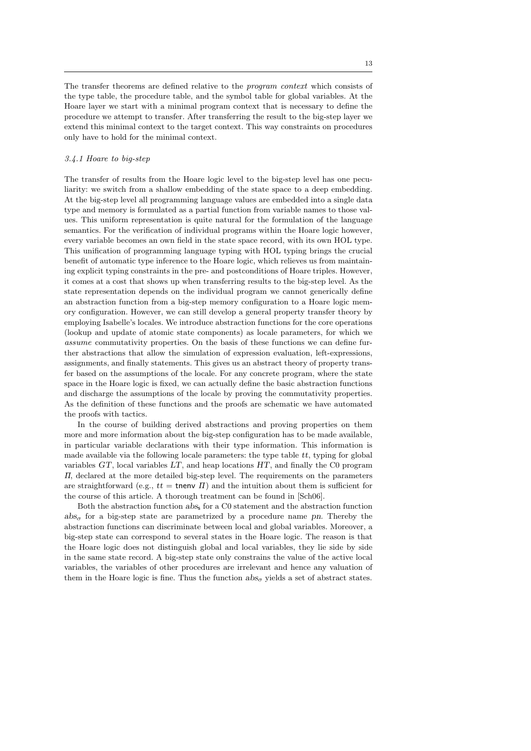The transfer theorems are defined relative to the *program context* which consists of the type table, the procedure table, and the symbol table for global variables. At the Hoare layer we start with a minimal program context that is necessary to define the procedure we attempt to transfer. After transferring the result to the big-step layer we extend this minimal context to the target context. This way constraints on procedures only have to hold for the minimal context.

### *3.4.1 Hoare to big-step*

The transfer of results from the Hoare logic level to the big-step level has one peculiarity: we switch from a shallow embedding of the state space to a deep embedding. At the big-step level all programming language values are embedded into a single data type and memory is formulated as a partial function from variable names to those values. This uniform representation is quite natural for the formulation of the language semantics. For the verification of individual programs within the Hoare logic however, every variable becomes an own field in the state space record, with its own HOL type. This unification of programming language typing with HOL typing brings the crucial benefit of automatic type inference to the Hoare logic, which relieves us from maintaining explicit typing constraints in the pre- and postconditions of Hoare triples. However, it comes at a cost that shows up when transferring results to the big-step level. As the state representation depends on the individual program we cannot generically define an abstraction function from a big-step memory configuration to a Hoare logic memory configuration. However, we can still develop a general property transfer theory by employing Isabelle's locales. We introduce abstraction functions for the core operations (lookup and update of atomic state components) as locale parameters, for which we *assume* commutativity properties. On the basis of these functions we can define further abstractions that allow the simulation of expression evaluation, left-expressions, assignments, and finally statements. This gives us an abstract theory of property transfer based on the assumptions of the locale. For any concrete program, where the state space in the Hoare logic is fixed, we can actually define the basic abstraction functions and discharge the assumptions of the locale by proving the commutativity properties. As the definition of these functions and the proofs are schematic we have automated the proofs with tactics.

In the course of building derived abstractions and proving properties on them more and more information about the big-step configuration has to be made available, in particular variable declarations with their type information. This information is made available via the following locale parameters: the type table $tt$, typing for global variables $GT$, local variables $LT$, and heap locations $HT$, and finally the C0 program $\Pi$, declared at the more detailed big-step level. The requirements on the parameters are straightforward (e.g., $tt = \mathsf{tnenv}\ \Pi$) and the intuition about them is sufficient for the course of this article. A thorough treatment can be found in [Sch06].

Both the abstraction function $abs_s$ for a C0 statement and the abstraction function $abs_\sigma$ for a big-step state are parametrized by a procedure name $pn$. Thereby the abstraction functions can discriminate between local and global variables. Moreover, a big-step state can correspond to several states in the Hoare logic. The reason is that the Hoare logic does not distinguish global and local variables, they lie side by side in the same state record. A big-step state only constrains the value of the active local variables, the variables of other procedures are irrelevant and hence any valuation of them in the Hoare logic is fine. Thus the function $abs_\sigma$ yields a set of abstract states.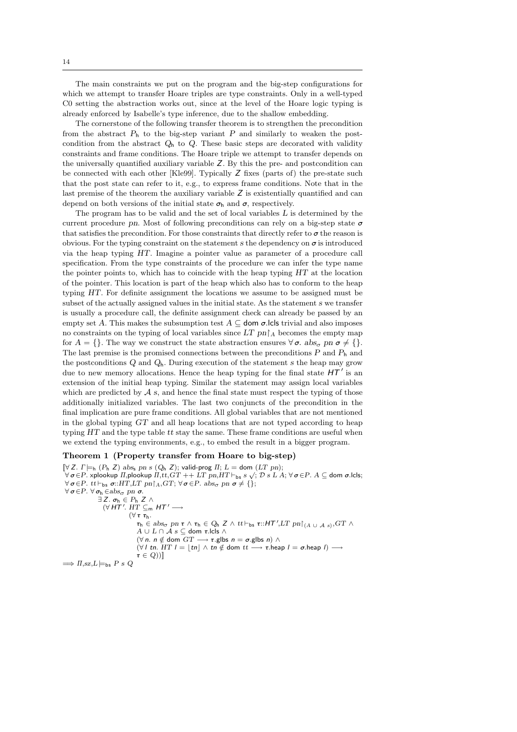The main constraints we put on the program and the big-step configurations for which we attempt to transfer Hoare triples are type constraints. Only in a well-typed C0 setting the abstraction works out, since at the level of the Hoare logic typing is already enforced by Isabelle's type inference, due to the shallow embedding.

The cornerstone of the following transfer theorem is to strengthen the precondition from the abstract $P_\mathsf{h}$ to the big-step variant $P$ and similarly to weaken the postcondition from the abstract $Q_\mathsf{h}$ to $Q$. These basic steps are decorated with validity constraints and frame conditions. The Hoare triple we attempt to transfer depends on the universally quantified auxiliary variable $Z$. By this the pre- and postcondition can be connected with each other [Kle99]. Typically $Z$ fixes (parts of) the pre-state such that the post state can refer to it, e.g., to express frame conditions. Note that in the last premise of the theorem the auxiliary variable $Z$ is existentially quantified and can depend on both versions of the initial state $\sigma_\mathsf{h}$ and $\sigma$, respectively.

The program has to be valid and the set of local variables $L$ is determined by the current procedure $pn$. Most of following preconditions can rely on a big-step state $\sigma$ that satisfies the precondition. For those constraints that directly refer to $\sigma$ the reason is obvious. For the typing constraint on the statement $s$ the dependency on $\sigma$ is introduced via the heap typing $HT$. Imagine a pointer value as parameter of a procedure call specification. From the type constraints of the procedure we can infer the type name the pointer points to, which has to coincide with the heap typing $HT$ at the location of the pointer. This location is part of the heap which also has to conform to the heap typing $HT$. For definite assignment the locations we assume to be assigned must be subset of the actually assigned values in the initial state. As the statement $s$ we transfer is usually a procedure call, the definite assignment check can already be passed by an empty set $A$. This makes the subsumption test $A \subseteq \mathsf{dom}\ \sigma.\mathsf{lcls}$ trivial and also imposes no constraints on the typing of local variables since $LT\ pn{\restriction}_A$ becomes the empty map for $A = \{\}$. The way we construct the state abstraction ensures $\forall \sigma.\ abs_\sigma\ pn\ \sigma \neq \{\}$. The last premise is the promised connections between the preconditions $P$ and $P_\mathsf{h}$ and the postconditions $Q$ and $Q_\mathsf{h}$. During execution of the statement $s$ the heap may grow due to new memory allocations. Hence the heap typing for the final state $HT'$ is an extension of the initial heap typing. Similar the statement may assign local variables which are predicted by $\mathcal{A}\ s$, and hence the final state must respect the typing of those additionally initialized variables. The last two conjuncts of the precondition in the final implication are pure frame conditions. All global variables that are not mentioned in the global typing $GT$ and all heap locations that are not typed according to heap typing $HT$ and the type table $tt$ stay the same. These frame conditions are useful when we extend the typing environments, e.g., to embed the result in a bigger program.

**Theorem 1 (Property transfer from Hoare to big-step)**

$$
\begin{array}{l}
[\![\forall Z.\ \Gamma \models_\mathsf{h} (P_\mathsf{h}\ Z)\ abs_\mathsf{s}\ pn\ s\ (Q_\mathsf{h}\ Z);\ \mathsf{valid\text{-}prog}\ \Pi;\ L = \mathsf{dom}\ (LT\ pn);\\
\ \forall \sigma \in P.\ \mathsf{xplookup}\ \Pi,\mathsf{plookup}\ \Pi,tt,GT \mathbin{++} LT\ pn,HT \vdash_\mathsf{bs} s\ \surd;\ \mathcal{D}\ s\ L\ A;\ \forall \sigma \in P.\ A \subseteq \mathsf{dom}\ \sigma.\mathsf{lcls};\\
\ \forall \sigma \in P.\ tt \vdash_\mathsf{bs} \sigma{::}HT,LT\ pn{\restriction}_A,GT;\ \forall \sigma \in P.\ abs_\sigma\ pn\ \sigma \neq \{\};\\
\ \forall \sigma \in P.\ \forall \sigma_\mathsf{h} \in abs_\sigma\ pn\ \sigma.\\
\qquad\quad \exists Z.\ \sigma_\mathsf{h} \in P_\mathsf{h}\ Z \wedge\\
\qquad\quad\ (\forall HT'.\ HT \subseteq_\mathsf{m} HT' \longrightarrow\\
\qquad\qquad\quad (\forall \tau\ \tau_\mathsf{h}.\\
\qquad\qquad\qquad \tau_\mathsf{h} \in abs_\sigma\ pn\ \tau \wedge \tau_\mathsf{h} \in Q_\mathsf{h}\ Z \wedge tt \vdash_\mathsf{bs} \tau{::}HT',LT\ pn{\restriction}_{(A\ \cup\ \mathcal{A}\ s)},GT \wedge\\
\qquad\qquad\qquad A \cup L \cap \mathcal{A}\ s \subseteq \mathsf{dom}\ \tau.\mathsf{lcls} \wedge\\
\qquad\qquad\qquad (\forall n.\ n \notin \mathsf{dom}\ GT \longrightarrow \tau.\mathsf{glbs}\ n = \sigma.\mathsf{glbs}\ n) \wedge\\
\qquad\qquad\qquad (\forall l\ tn.\ HT\ l = \lfloor tn \rfloor \wedge tn \notin \mathsf{dom}\ tt \longrightarrow \tau.\mathsf{heap}\ l = \sigma.\mathsf{heap}\ l) \longrightarrow\\
\qquad\qquad\qquad \tau \in Q))]\!]\\
\Longrightarrow \Pi,sz,L \models_\mathsf{bs} P\ s\ Q
\end{array}
$$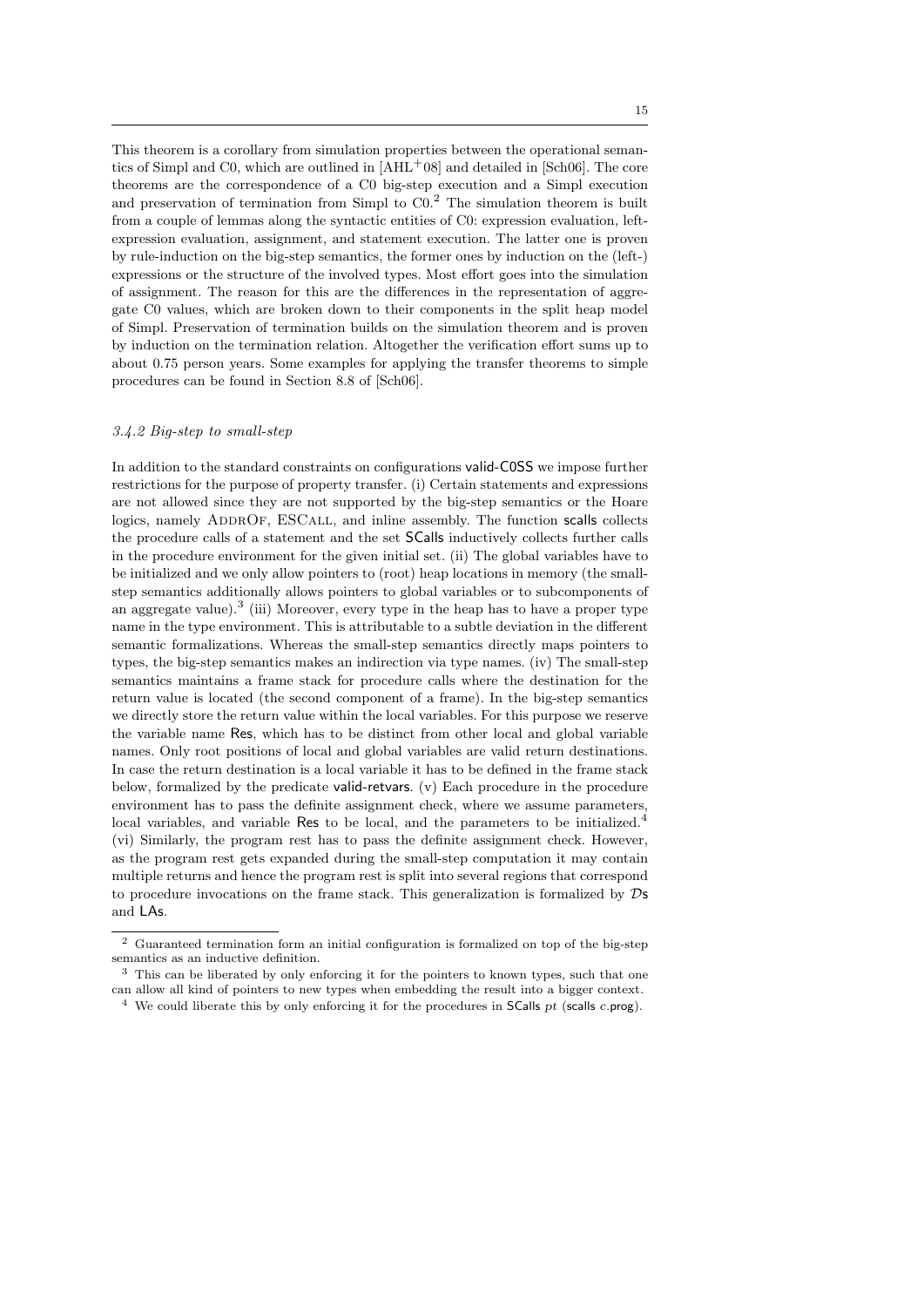This theorem is a corollary from simulation properties between the operational semantics of Simpl and C0, which are outlined in [AHL+08] and detailed in [Sch06]. The core theorems are the correspondence of a C0 big-step execution and a Simpl execution and preservation of termination from Simpl to C0.[2] The simulation theorem is built from a couple of lemmas along the syntactic entities of C0: expression evaluation, left-expression evaluation, assignment, and statement execution. The latter one is proven by rule-induction on the big-step semantics, the former ones by induction on the (left-) expressions or the structure of the involved types. Most effort goes into the simulation of assignment. The reason for this are the differences in the representation of aggregate C0 values, which are broken down to their components in the split heap model of Simpl. Preservation of termination builds on the simulation theorem and is proven by induction on the termination relation. Altogether the verification effort sums up to about 0.75 person years. Some examples for applying the transfer theorems to simple procedures can be found in Section 8.8 of [Sch06].

### *3.4.2 Big-step to small-step*

In addition to the standard constraints on configurations valid-C0SS we impose further restrictions for the purpose of property transfer. (i) Certain statements and expressions are not allowed since they are not supported by the big-step semantics or the Hoare logics, namely AddrOf, ESCall, and inline assembly. The function scalls collects the procedure calls of a statement and the set SCalls inductively collects further calls in the procedure environment for the given initial set. (ii) The global variables have to be initialized and we only allow pointers to (root) heap locations in memory (the small-step semantics additionally allows pointers to global variables or to subcomponents of an aggregate value).[3] (iii) Moreover, every type in the heap has to have a proper type name in the type environment. This is attributable to a subtle deviation in the different semantic formalizations. Whereas the small-step semantics directly maps pointers to types, the big-step semantics makes an indirection via type names. (iv) The small-step semantics maintains a frame stack for procedure calls where the destination for the return value is located (the second component of a frame). In the big-step semantics we directly store the return value within the local variables. For this purpose we reserve the variable name Res, which has to be distinct from other local and global variable names. Only root positions of local and global variables are valid return destinations. In case the return destination is a local variable it has to be defined in the frame stack below, formalized by the predicate valid-retvars. (v) Each procedure in the procedure environment has to pass the definite assignment check, where we assume parameters, local variables, and variable Res to be local, and the parameters to be initialized.[4] (vi) Similarly, the program rest has to pass the definite assignment check. However, as the program rest gets expanded during the small-step computation it may contain multiple returns and hence the program rest is split into several regions that correspond to procedure invocations on the frame stack. This generalization is formalized by $\mathcal{D}$s and LAs.

---

[2] Guaranteed termination form an initial configuration is formalized on top of the big-step semantics as an inductive definition.

[3] This can be liberated by only enforcing it for the pointers to known types, such that one can allow all kind of pointers to new types when embedding the result into a bigger context.

[4] We could liberate this by only enforcing it for the procedures in SCalls $pt$ (scalls $c$.prog).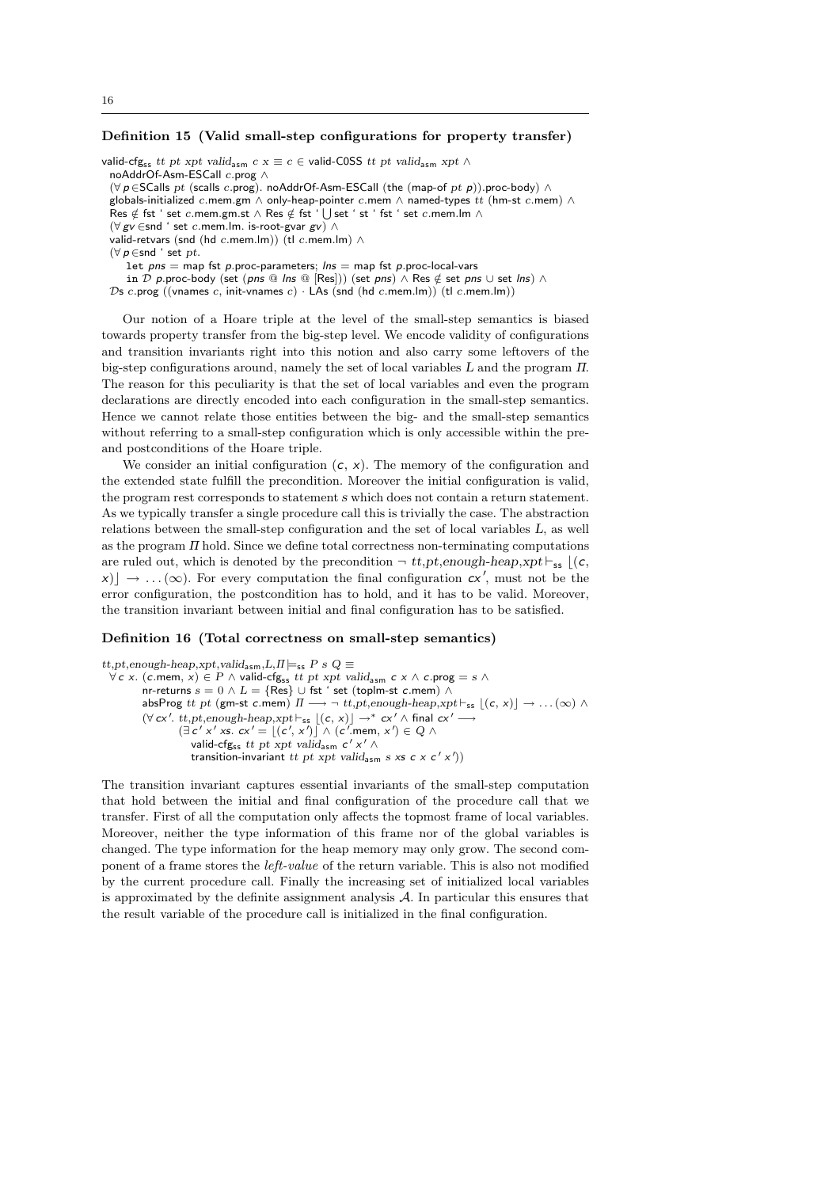### Definition 15 (Valid small-step configurations for property transfer)

$$
\begin{array}{l}
\text{valid-cfg}_{\text{ss}}\ tt\ pt\ xpt\ valid_{\text{asm}}\ c\ x \equiv c \in \text{valid-C0SS}\ tt\ pt\ valid_{\text{asm}}\ xpt\ \wedge \\
\quad \text{noAddrOf-Asm-ESCall}\ c.\text{prog}\ \wedge \\
\quad (\forall\, p \in \text{SCalls}\ pt\ (\text{scalls}\ c.\text{prog}).\ \text{noAddrOf-Asm-ESCall}\ (\text{the}\ (\text{map-of}\ pt\ p)).\text{proc-body})\ \wedge \\
\quad \text{globals-initialized}\ c.\text{mem.gm}\ \wedge\ \text{only-heap-pointer}\ c.\text{mem}\ \wedge\ \text{named-types}\ tt\ (\text{hm-st}\ c.\text{mem})\ \wedge \\
\quad \text{Res} \notin \text{fst}\ \text{`}\ \text{set}\ c.\text{mem.gm.st}\ \wedge\ \text{Res} \notin \text{fst}\ \text{`}\ \bigcup \text{set}\ \text{`}\ \text{st}\ \text{`}\ \text{fst}\ \text{`}\ \text{set}\ c.\text{mem.lm}\ \wedge \\
\quad (\forall\, gv \in \text{snd}\ \text{`}\ \text{set}\ c.\text{mem.lm}.\ \text{is-root-gvar}\ gv)\ \wedge \\
\quad \text{valid-retvars}\ (\text{snd}\ (\text{hd}\ c.\text{mem.lm}))\ (\text{tl}\ c.\text{mem.lm})\ \wedge \\
\quad (\forall\, p \in \text{snd}\ \text{`}\ \text{set}\ pt. \\
\quad\quad \texttt{let}\ pns = \text{map fst}\ p.\text{proc-parameters};\ lns = \text{map fst}\ p.\text{proc-local-vars} \\
\quad\quad \texttt{in}\ \mathcal{D}\ p.\text{proc-body}\ (\text{set}\ (pns\ @\ lns\ @\ [\text{Res}]))\ (\text{set}\ pns)\ \wedge\ \text{Res} \notin \text{set}\ pns \cup \text{set}\ lns)\ \wedge \\
\quad \mathcal{D}\text{s}\ c.\text{prog}\ ((\text{vnames}\ c,\ \text{init-vnames}\ c) \cdot \text{LAs}\ (\text{snd}\ (\text{hd}\ c.\text{mem.lm}))\ (\text{tl}\ c.\text{mem.lm}))
\end{array}
$$

Our notion of a Hoare triple at the level of the small-step semantics is biased towards property transfer from the big-step level. We encode validity of configurations and transition invariants right into this notion and also carry some leftovers of the big-step configurations around, namely the set of local variables $L$ and the program $\Pi$. The reason for this peculiarity is that the set of local variables and even the program declarations are directly encoded into each configuration in the small-step semantics. Hence we cannot relate those entities between the big- and the small-step semantics without referring to a small-step configuration which is only accessible within the pre- and postconditions of the Hoare triple.

We consider an initial configuration $(c,\ x)$. The memory of the configuration and the extended state fulfill the precondition. Moreover the initial configuration is valid, the program rest corresponds to statement $s$ which does not contain a return statement. As we typically transfer a single procedure call this is trivially the case. The abstraction relations between the small-step configuration and the set of local variables $L$, as well as the program $\Pi$ hold. Since we define total correctness non-terminating computations are ruled out, which is denoted by the precondition $\neg\ tt,pt,enough\text{-}heap,xpt \vdash_{\text{ss}} \lfloor(c,\ x)\rfloor \rightarrow \ldots(\infty)$. For every computation the final configuration $cx'$, must not be the error configuration, the postcondition has to hold, and it has to be valid. Moreover, the transition invariant between initial and final configuration has to be satisfied.

### Definition 16 (Total correctness on small-step semantics)

$$
\begin{array}{l}
tt,pt,enough\text{-}heap,xpt,valid_{\text{asm}},L,\Pi \models_{\text{ss}} P\ s\ Q \equiv \\
\quad \forall\, c\ x.\ (c.\text{mem},\ x) \in P\ \wedge\ \text{valid-cfg}_{\text{ss}}\ tt\ pt\ xpt\ valid_{\text{asm}}\ c\ x\ \wedge\ c.\text{prog} = s\ \wedge \\
\quad\quad \text{nr-returns}\ s = 0\ \wedge\ L = \{\text{Res}\} \cup \text{fst}\ \text{`}\ \text{set}\ (\text{toplm-st}\ c.\text{mem})\ \wedge \\
\quad\quad \text{absProg}\ tt\ pt\ (\text{gm-st}\ c.\text{mem})\ \Pi \longrightarrow \neg\ tt,pt,enough\text{-}heap,xpt \vdash_{\text{ss}} \lfloor(c,\ x)\rfloor \rightarrow \ldots(\infty)\ \wedge \\
\quad\quad (\forall\, cx'.\ tt,pt,enough\text{-}heap,xpt \vdash_{\text{ss}} \lfloor(c,\ x)\rfloor \rightarrow^{*} cx'\ \wedge\ \text{final}\ cx' \longrightarrow \\
\quad\quad\quad (\exists\, c'\ x'\ xs.\ cx' = \lfloor(c',\ x')\rfloor\ \wedge\ (c'.\text{mem},\ x') \in Q\ \wedge \\
\quad\quad\quad\quad \text{valid-cfg}_{\text{ss}}\ tt\ pt\ xpt\ valid_{\text{asm}}\ c'\ x'\ \wedge \\
\quad\quad\quad\quad \text{transition-invariant}\ tt\ pt\ xpt\ valid_{\text{asm}}\ s\ xs\ c\ x\ c'\ x'))
\end{array}
$$

The transition invariant captures essential invariants of the small-step computation that hold between the initial and final configuration of the procedure call that we transfer. First of all the computation only affects the topmost frame of local variables. Moreover, neither the type information of this frame nor of the global variables is changed. The type information for the heap memory may only grow. The second component of a frame stores the *left-value* of the return variable. This is also not modified by the current procedure call. Finally the increasing set of initialized local variables is approximated by the definite assignment analysis $\mathcal{A}$. In particular this ensures that the result variable of the procedure call is initialized in the final configuration.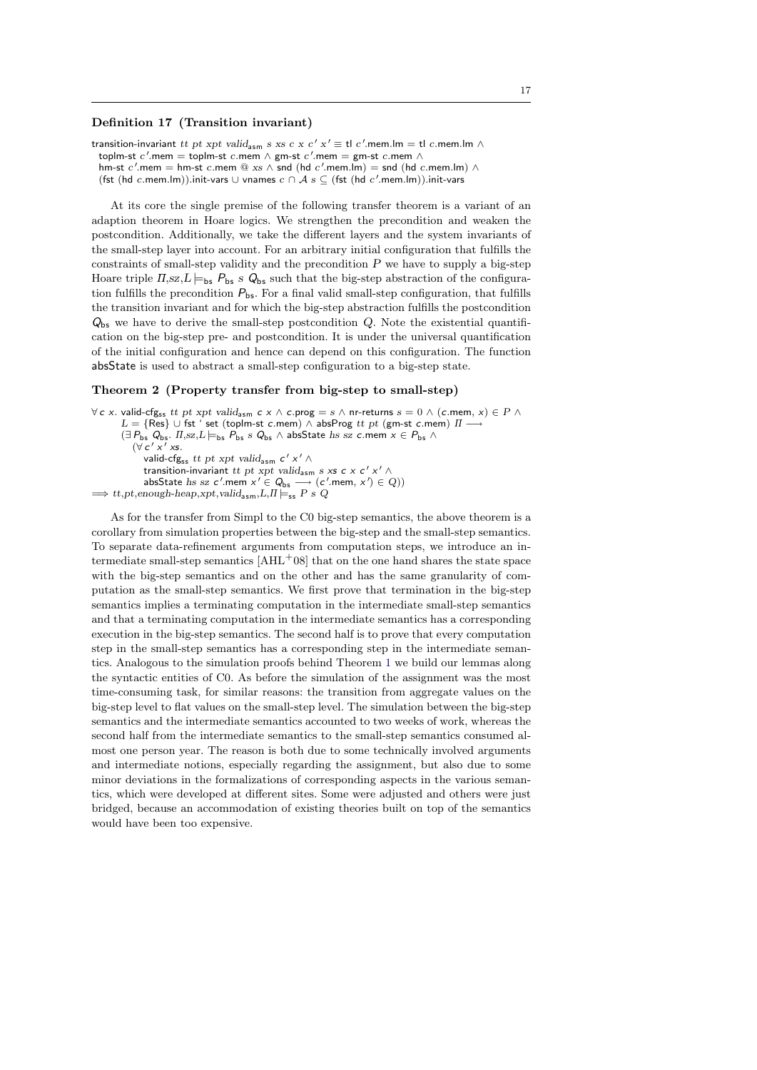**Definition 17 (Transition invariant)**

$$
\begin{aligned}
&\textsf{transition-invariant}\ tt\ pt\ xpt\ valid_{\textsf{asm}}\ s\ xs\ c\ x\ c'\ x' \equiv \textsf{tl}\ c'.\textsf{mem}.\textsf{lm} = \textsf{tl}\ c.\textsf{mem}.\textsf{lm} \wedge \\
&\quad \textsf{toplm-st}\ c'.\textsf{mem} = \textsf{toplm-st}\ c.\textsf{mem} \wedge \textsf{gm-st}\ c'.\textsf{mem} = \textsf{gm-st}\ c.\textsf{mem} \wedge \\
&\quad \textsf{hm-st}\ c'.\textsf{mem} = \textsf{hm-st}\ c.\textsf{mem}\ @\ xs \wedge \textsf{snd}\ (\textsf{hd}\ c'.\textsf{mem}.\textsf{lm}) = \textsf{snd}\ (\textsf{hd}\ c.\textsf{mem}.\textsf{lm}) \wedge \\
&\quad (\textsf{fst}\ (\textsf{hd}\ c.\textsf{mem}.\textsf{lm})).\textsf{init-vars} \cup \textsf{vnames}\ c \cap \mathcal{A}\ s \subseteq (\textsf{fst}\ (\textsf{hd}\ c'.\textsf{mem}.\textsf{lm})).\textsf{init-vars}
\end{aligned}
$$

At its core the single premise of the following transfer theorem is a variant of an adaption theorem in Hoare logics. We strengthen the precondition and weaken the postcondition. Additionally, we take the different layers and the system invariants of the small-step layer into account. For an arbitrary initial configuration that fulfills the constraints of small-step validity and the precondition $P$ we have to supply a big-step Hoare triple $\Pi,sz,L \models_{\textsf{bs}} P_{\textsf{bs}}\ s\ Q_{\textsf{bs}}$ such that the big-step abstraction of the configuration fulfills the precondition $P_{\textsf{bs}}$. For a final valid small-step configuration, that fulfills the transition invariant and for which the big-step abstraction fulfills the postcondition $Q_{\textsf{bs}}$ we have to derive the small-step postcondition $Q$. Note the existential quantification on the big-step pre- and postcondition. It is under the universal quantification of the initial configuration and hence can depend on this configuration. The function absState is used to abstract a small-step configuration to a big-step state.

**Theorem 2 (Property transfer from big-step to small-step)**

$$
\begin{aligned}
&\forall c\ x.\ \textsf{valid-cfg}_{\textsf{ss}}\ tt\ pt\ xpt\ valid_{\textsf{asm}}\ c\ x \wedge c.\textsf{prog} = s \wedge \textsf{nr-returns}\ s = 0 \wedge (c.\textsf{mem}, x) \in P \wedge \\
&\qquad L = \{\textsf{Res}\} \cup \textsf{fst}\ \text{`}\ \textsf{set}\ (\textsf{toplm-st}\ c.\textsf{mem}) \wedge \textsf{absProg}\ tt\ pt\ (\textsf{gm-st}\ c.\textsf{mem})\ \Pi \longrightarrow \\
&\qquad (\exists P_{\textsf{bs}}\ Q_{\textsf{bs}}.\ \Pi,sz,L \models_{\textsf{bs}} P_{\textsf{bs}}\ s\ Q_{\textsf{bs}} \wedge \textsf{absState}\ hs\ sz\ c.\textsf{mem}\ x \in P_{\textsf{bs}} \wedge \\
&\qquad\quad (\forall c'\ x'\ xs. \\
&\qquad\qquad \textsf{valid-cfg}_{\textsf{ss}}\ tt\ pt\ xpt\ valid_{\textsf{asm}}\ c'\ x' \wedge \\
&\qquad\qquad \textsf{transition-invariant}\ tt\ pt\ xpt\ valid_{\textsf{asm}}\ s\ xs\ c\ x\ c'\ x' \wedge \\
&\qquad\qquad \textsf{absState}\ hs\ sz\ c'.\textsf{mem}\ x' \in Q_{\textsf{bs}} \longrightarrow (c'.\textsf{mem}, x') \in Q)) \\
&\Longrightarrow tt,pt,enough\text{-}heap,xpt,valid_{\textsf{asm}},L,\Pi \models_{\textsf{ss}} P\ s\ Q
\end{aligned}
$$

As for the transfer from Simpl to the C0 big-step semantics, the above theorem is a corollary from simulation properties between the big-step and the small-step semantics. To separate data-refinement arguments from computation steps, we introduce an intermediate small-step semantics [AHL+08] that on the one hand shares the state space with the big-step semantics and on the other and has the same granularity of computation as the small-step semantics. We first prove that termination in the big-step semantics implies a terminating computation in the intermediate small-step semantics and that a terminating computation in the intermediate semantics has a corresponding execution in the big-step semantics. The second half is to prove that every computation step in the small-step semantics has a corresponding step in the intermediate semantics. Analogous to the simulation proofs behind Theorem 1 we build our lemmas along the syntactic entities of C0. As before the simulation of the assignment was the most time-consuming task, for similar reasons: the transition from aggregate values on the big-step level to flat values on the small-step level. The simulation between the big-step semantics and the intermediate semantics accounted to two weeks of work, whereas the second half from the intermediate semantics to the small-step semantics consumed almost one person year. The reason is both due to some technically involved arguments and intermediate notions, especially regarding the assignment, but also due to some minor deviations in the formalizations of corresponding aspects in the various semantics, which were developed at different sites. Some were adjusted and others were just bridged, because an accommodation of existing theories built on top of the semantics would have been too expensive.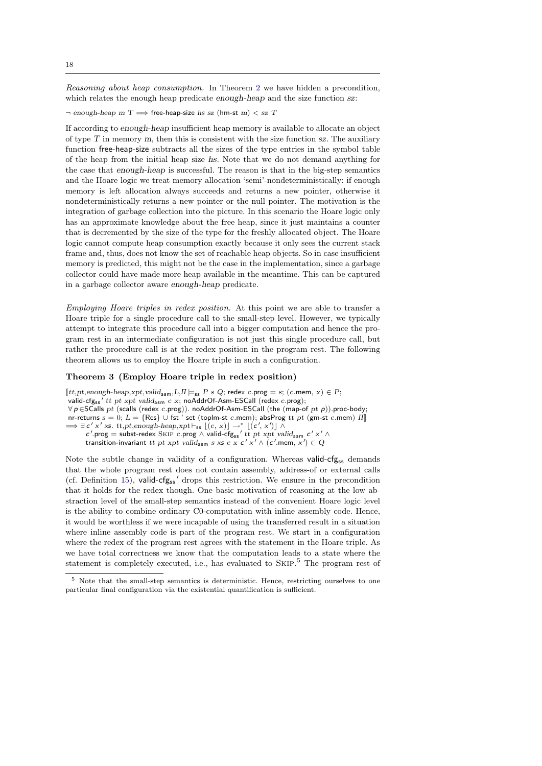*Reasoning about heap consumption.* In Theorem 2 we have hidden a precondition, which relates the enough heap predicate *enough-heap* and the size function *sz*:

$\neg$ *enough-heap* $m$ $T \Longrightarrow$ free-heap-size *hs sz* (hm-st $m$) $<$ *sz* $T$

If according to *enough-heap* insufficient heap memory is available to allocate an object of type $T$ in memory $m$, then this is consistent with the size function *sz*. The auxiliary function free-heap-size subtracts all the sizes of the type entries in the symbol table of the heap from the initial heap size *hs*. Note that we do not demand anything for the case that *enough-heap* is successful. The reason is that in the big-step semantics and the Hoare logic we treat memory allocation 'semi'-nondeterministically: if enough memory is left allocation always succeeds and returns a new pointer, otherwise it nondeterministically returns a new pointer or the null pointer. The motivation is the integration of garbage collection into the picture. In this scenario the Hoare logic only has an approximate knowledge about the free heap, since it just maintains a counter that is decremented by the size of the type for the freshly allocated object. The Hoare logic cannot compute heap consumption exactly because it only sees the current stack frame and, thus, does not know the set of reachable heap objects. So in case insufficient memory is predicted, this might not be the case in the implementation, since a garbage collector could have made more heap available in the meantime. This can be captured in a garbage collector aware *enough-heap* predicate.

*Employing Hoare triples in redex position.* At this point we are able to transfer a Hoare triple for a single procedure call to the small-step level. However, we typically attempt to integrate this procedure call into a bigger computation and hence the program rest in an intermediate configuration is not just this single procedure call, but rather the procedure call is at the redex position in the program rest. The following theorem allows us to employ the Hoare triple in such a configuration.

**Theorem 3 (Employ Hoare triple in redex position)**

$[\![$*tt*,*pt*,*enough-heap*,*xpt*,*valid*$_{\mathsf{asm}}$,$L$,$\Pi \models_{\mathsf{ss}} P\ s\ Q$; redex $c$.prog $= s$; ($c$.mem, $x$) $\in P$;
valid-cfg$_{\mathsf{ss}}'$ *tt pt xpt valid*$_{\mathsf{asm}}$ $c$ $x$; noAddrOf-Asm-ESCall (redex $c$.prog);
$\forall p \in$SCalls *pt* (scalls (redex $c$.prog)). noAddrOf-Asm-ESCall (the (map-of *pt* $p$)).proc-body;
nr-returns $s = 0$; $L = \{$Res$\} \cup$ fst ‘ set (toplm-st $c$.mem); absProg *tt pt* (gm-st $c$.mem) $\Pi]\!]$
$\Longrightarrow \exists c'\ x'\ xs.$ *tt*,*pt*,*enough-heap*,*xpt* $\vdash_{\mathsf{ss}} \lfloor(c, x)\rfloor \rightarrow^* \lfloor(c', x')\rfloor \wedge$
$c'$.prog = subst-redex SKIP $c$.prog $\wedge$ valid-cfg$_{\mathsf{ss}}'$ *tt pt xpt valid*$_{\mathsf{asm}}$ $c'$ $x'$ $\wedge$
transition-invariant *tt pt xpt valid*$_{\mathsf{asm}}$ $s$ *xs* $c$ $x$ $c'$ $x'$ $\wedge$ ($c'$.mem, $x'$) $\in Q$

Note the subtle change in validity of a configuration. Whereas valid-cfg$_{\mathsf{ss}}$ demands that the whole program rest does not contain assembly, address-of or external calls (cf. Definition 15), valid-cfg$_{\mathsf{ss}}'$ drops this restriction. We ensure in the precondition that it holds for the redex though. One basic motivation of reasoning at the low abstraction level of the small-step semantics instead of the convenient Hoare logic level is the ability to combine ordinary C0-computation with inline assembly code. Hence, it would be worthless if we were incapable of using the transferred result in a situation where inline assembly code is part of the program rest. We start in a configuration where the redex of the program rest agrees with the statement in the Hoare triple. As we have total correctness we know that the computation leads to a state where the statement is completely executed, i.e., has evaluated to SKIP.[5] The program rest of

[5] Note that the small-step semantics is deterministic. Hence, restricting ourselves to one particular final configuration via the existential quantification is sufficient.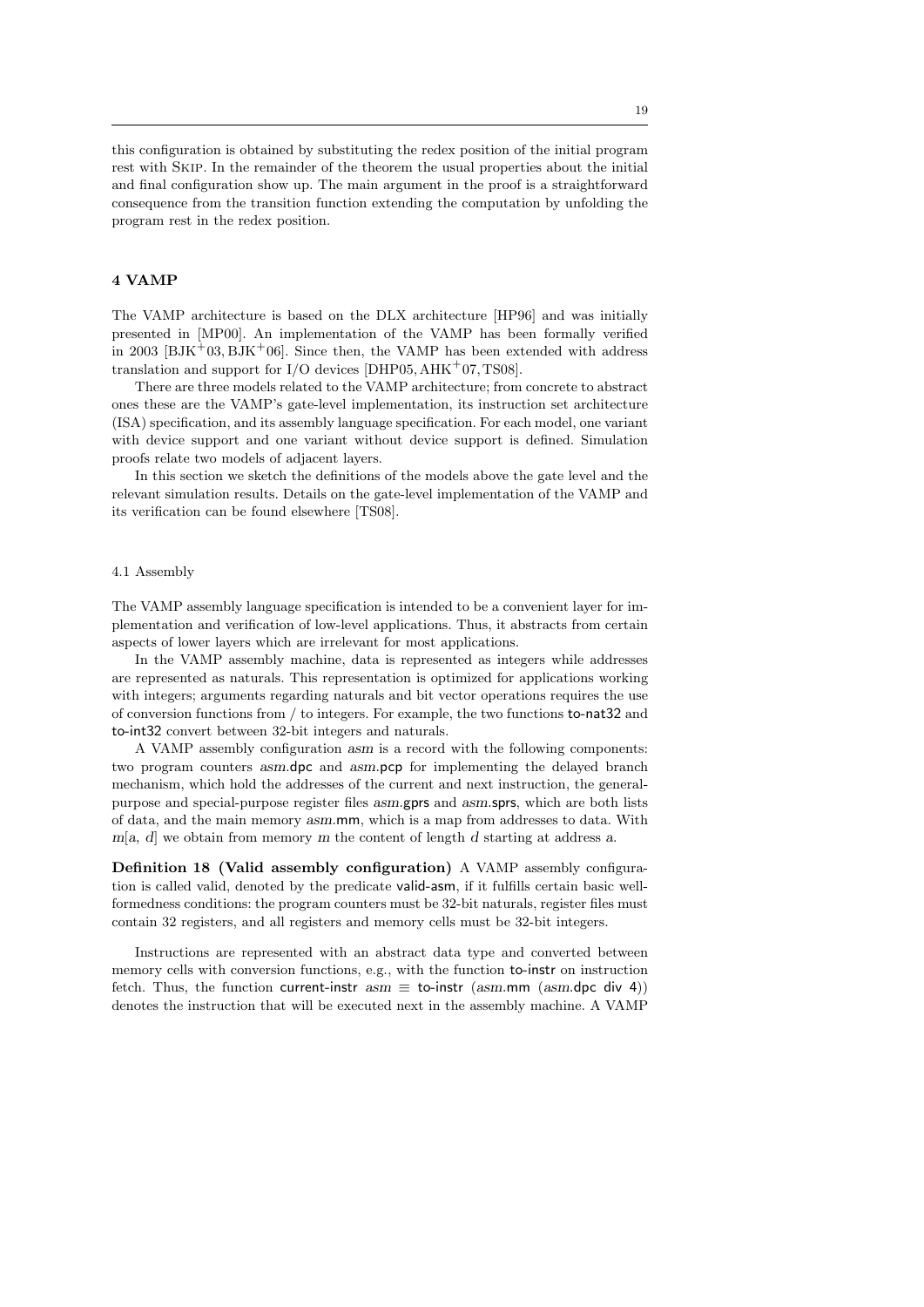this configuration is obtained by substituting the redex position of the initial program rest with Skip. In the remainder of the theorem the usual properties about the initial and final configuration show up. The main argument in the proof is a straightforward consequence from the transition function extending the computation by unfolding the program rest in the redex position.

## 4 VAMP

The VAMP architecture is based on the DLX architecture [HP96] and was initially presented in [MP00]. An implementation of the VAMP has been formally verified in 2003 [BJK+03, BJK+06]. Since then, the VAMP has been extended with address translation and support for I/O devices [DHP05, AHK+07, TS08].

There are three models related to the VAMP architecture; from concrete to abstract ones these are the VAMP's gate-level implementation, its instruction set architecture (ISA) specification, and its assembly language specification. For each model, one variant with device support and one variant without device support is defined. Simulation proofs relate two models of adjacent layers.

In this section we sketch the definitions of the models above the gate level and the relevant simulation results. Details on the gate-level implementation of the VAMP and its verification can be found elsewhere [TS08].

### 4.1 Assembly

The VAMP assembly language specification is intended to be a convenient layer for implementation and verification of low-level applications. Thus, it abstracts from certain aspects of lower layers which are irrelevant for most applications.

In the VAMP assembly machine, data is represented as integers while addresses are represented as naturals. This representation is optimized for applications working with integers; arguments regarding naturals and bit vector operations requires the use of conversion functions from / to integers. For example, the two functions to-nat32 and to-int32 convert between 32-bit integers and naturals.

A VAMP assembly configuration *asm* is a record with the following components: two program counters *asm*.dpc and *asm*.pcp for implementing the delayed branch mechanism, which hold the addresses of the current and next instruction, the general-purpose and special-purpose register files *asm*.gprs and *asm*.sprs, which are both lists of data, and the main memory *asm*.mm, which is a map from addresses to data. With $m[a,\ d]$ we obtain from memory $m$ the content of length $d$ starting at address $a$.

**Definition 18 (Valid assembly configuration)** A VAMP assembly configuration is called valid, denoted by the predicate valid-asm, if it fulfills certain basic well-formedness conditions: the program counters must be 32-bit naturals, register files must contain 32 registers, and all registers and memory cells must be 32-bit integers.

Instructions are represented with an abstract data type and converted between memory cells with conversion functions, e.g., with the function to-instr on instruction fetch. Thus, the function current-instr *asm* $\equiv$ to-instr (*asm*.mm (*asm*.dpc div 4)) denotes the instruction that will be executed next in the assembly machine. A VAMP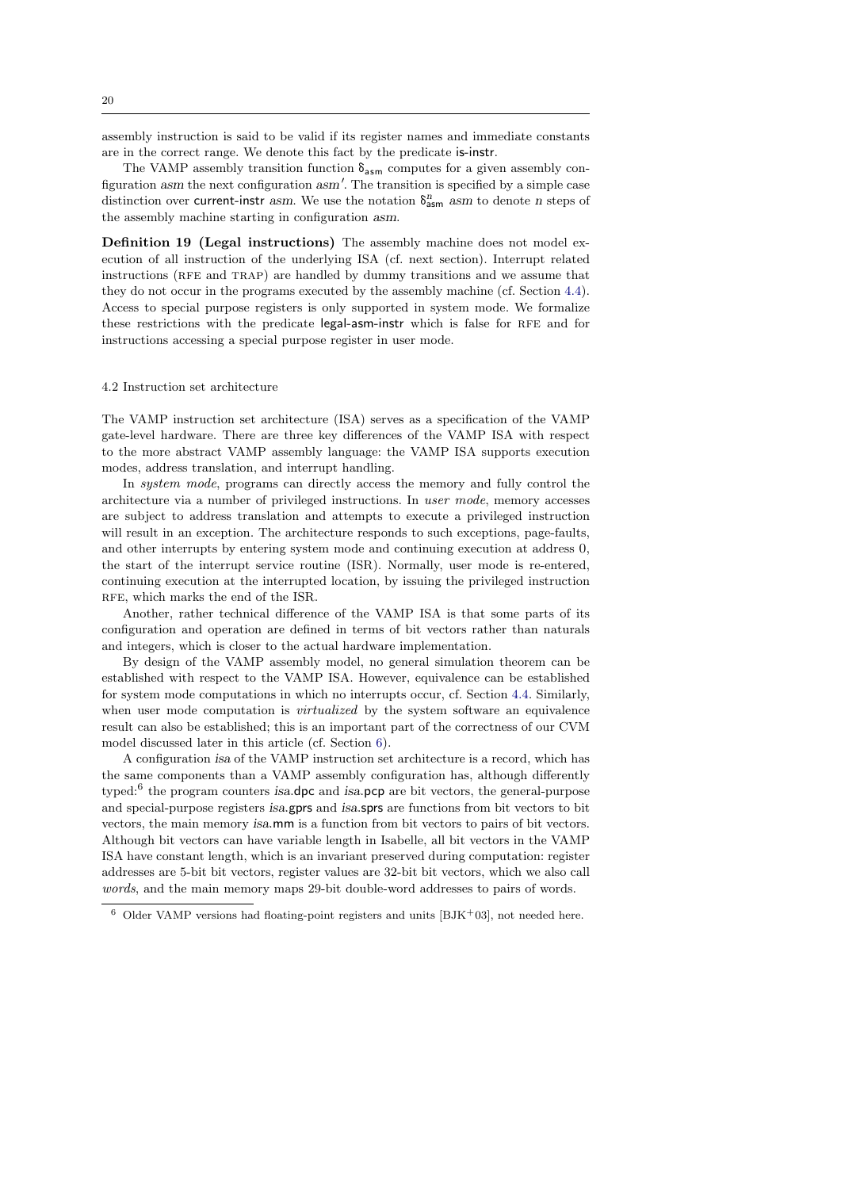assembly instruction is said to be valid if its register names and immediate constants are in the correct range. We denote this fact by the predicate is-instr.

The VAMP assembly transition function $\delta_{\mathsf{asm}}$ computes for a given assembly configuration $asm$ the next configuration $asm'$. The transition is specified by a simple case distinction over current-instr $asm$. We use the notation $\delta^n_{\mathsf{asm}}\ asm$ to denote $n$ steps of the assembly machine starting in configuration $asm$.

**Definition 19 (Legal instructions)** The assembly machine does not model execution of all instruction of the underlying ISA (cf. next section). Interrupt related instructions (RFE and TRAP) are handled by dummy transitions and we assume that they do not occur in the programs executed by the assembly machine (cf. Section 4.4). Access to special purpose registers is only supported in system mode. We formalize these restrictions with the predicate legal-asm-instr which is false for RFE and for instructions accessing a special purpose register in user mode.

### 4.2 Instruction set architecture

The VAMP instruction set architecture (ISA) serves as a specification of the VAMP gate-level hardware. There are three key differences of the VAMP ISA with respect to the more abstract VAMP assembly language: the VAMP ISA supports execution modes, address translation, and interrupt handling.

In *system mode*, programs can directly access the memory and fully control the architecture via a number of privileged instructions. In *user mode*, memory accesses are subject to address translation and attempts to execute a privileged instruction will result in an exception. The architecture responds to such exceptions, page-faults, and other interrupts by entering system mode and continuing execution at address 0, the start of the interrupt service routine (ISR). Normally, user mode is re-entered, continuing execution at the interrupted location, by issuing the privileged instruction RFE, which marks the end of the ISR.

Another, rather technical difference of the VAMP ISA is that some parts of its configuration and operation are defined in terms of bit vectors rather than naturals and integers, which is closer to the actual hardware implementation.

By design of the VAMP assembly model, no general simulation theorem can be established with respect to the VAMP ISA. However, equivalence can be established for system mode computations in which no interrupts occur, cf. Section 4.4. Similarly, when user mode computation is *virtualized* by the system software an equivalence result can also be established; this is an important part of the correctness of our CVM model discussed later in this article (cf. Section 6).

A configuration $isa$ of the VAMP instruction set architecture is a record, which has the same components than a VAMP assembly configuration has, although differently typed:[6] the program counters $isa.\mathsf{dpc}$ and $isa.\mathsf{pcp}$ are bit vectors, the general-purpose and special-purpose registers $isa.\mathsf{gprs}$ and $isa.\mathsf{sprs}$ are functions from bit vectors to bit vectors, the main memory $isa.\mathsf{mm}$ is a function from bit vectors to pairs of bit vectors. Although bit vectors can have variable length in Isabelle, all bit vectors in the VAMP ISA have constant length, which is an invariant preserved during computation: register addresses are 5-bit bit vectors, register values are 32-bit bit vectors, which we also call *words*, and the main memory maps 29-bit double-word addresses to pairs of words.

[6] Older VAMP versions had floating-point registers and units [BJK+03], not needed here.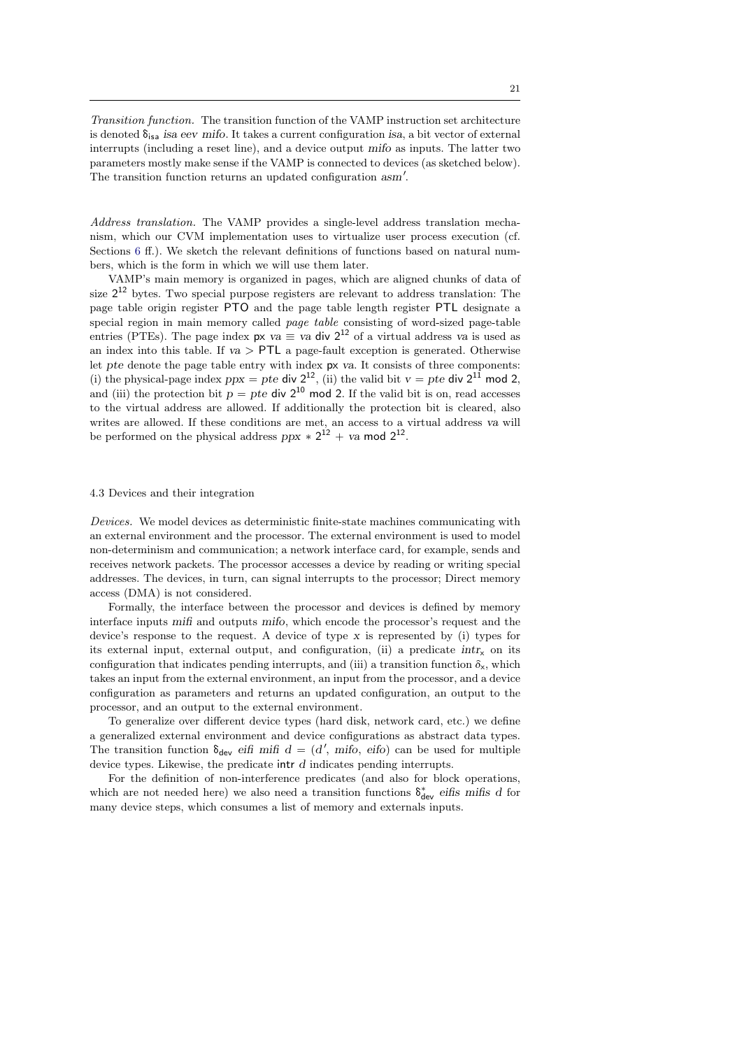*Transition function.* The transition function of the VAMP instruction set architecture is denoted $\delta_{\mathsf{isa}}$ *isa eev mifo*. It takes a current configuration *isa*, a bit vector of external interrupts (including a reset line), and a device output *mifo* as inputs. The latter two parameters mostly make sense if the VAMP is connected to devices (as sketched below). The transition function returns an updated configuration $asm'$.

*Address translation.* The VAMP provides a single-level address translation mechanism, which our CVM implementation uses to virtualize user process execution (cf. Sections 6 ff.). We sketch the relevant definitions of functions based on natural numbers, which is the form in which we will use them later.

VAMP's main memory is organized in pages, which are aligned chunks of data of size $2^{12}$ bytes. Two special purpose registers are relevant to address translation: The page table origin register PTO and the page table length register PTL designate a special region in main memory called *page table* consisting of word-sized page-table entries (PTEs). The page index $\mathsf{px}\ va \equiv va\ \mathsf{div}\ 2^{12}$ of a virtual address $va$ is used as an index into this table. If $va > \mathsf{PTL}$ a page-fault exception is generated. Otherwise let $pte$ denote the page table entry with index $\mathsf{px}\ va$. It consists of three components: (i) the physical-page index $ppx = pte\ \mathsf{div}\ 2^{12}$, (ii) the valid bit $v = pte\ \mathsf{div}\ 2^{11}\ \mathsf{mod}\ 2$, and (iii) the protection bit $p = pte\ \mathsf{div}\ 2^{10}\ \mathsf{mod}\ 2$. If the valid bit is on, read accesses to the virtual address are allowed. If additionally the protection bit is cleared, also writes are allowed. If these conditions are met, an access to a virtual address $va$ will be performed on the physical address $ppx * 2^{12} + va\ \mathsf{mod}\ 2^{12}$.

### 4.3 Devices and their integration

*Devices.* We model devices as deterministic finite-state machines communicating with an external environment and the processor. The external environment is used to model non-determinism and communication; a network interface card, for example, sends and receives network packets. The processor accesses a device by reading or writing special addresses. The devices, in turn, can signal interrupts to the processor; Direct memory access (DMA) is not considered.

Formally, the interface between the processor and devices is defined by memory interface inputs *mifi* and outputs *mifo*, which encode the processor's request and the device's response to the request. A device of type $x$ is represented by (i) types for its external input, external output, and configuration, (ii) a predicate $intr_{\mathsf{x}}$ on its configuration that indicates pending interrupts, and (iii) a transition function $\delta_{\mathsf{x}}$, which takes an input from the external environment, an input from the processor, and a device configuration as parameters and returns an updated configuration, an output to the processor, and an output to the external environment.

To generalize over different device types (hard disk, network card, etc.) we define a generalized external environment and device configurations as abstract data types. The transition function $\delta_{\mathsf{dev}}$ *eifi mifi* $d = (d', mifo, eifo)$ can be used for multiple device types. Likewise, the predicate $\mathsf{intr}\ d$ indicates pending interrupts.

For the definition of non-interference predicates (and also for block operations, which are not needed here) we also need a transition functions $\delta^{*}_{\mathsf{dev}}$ *eifis mifis* $d$ for many device steps, which consumes a list of memory and externals inputs.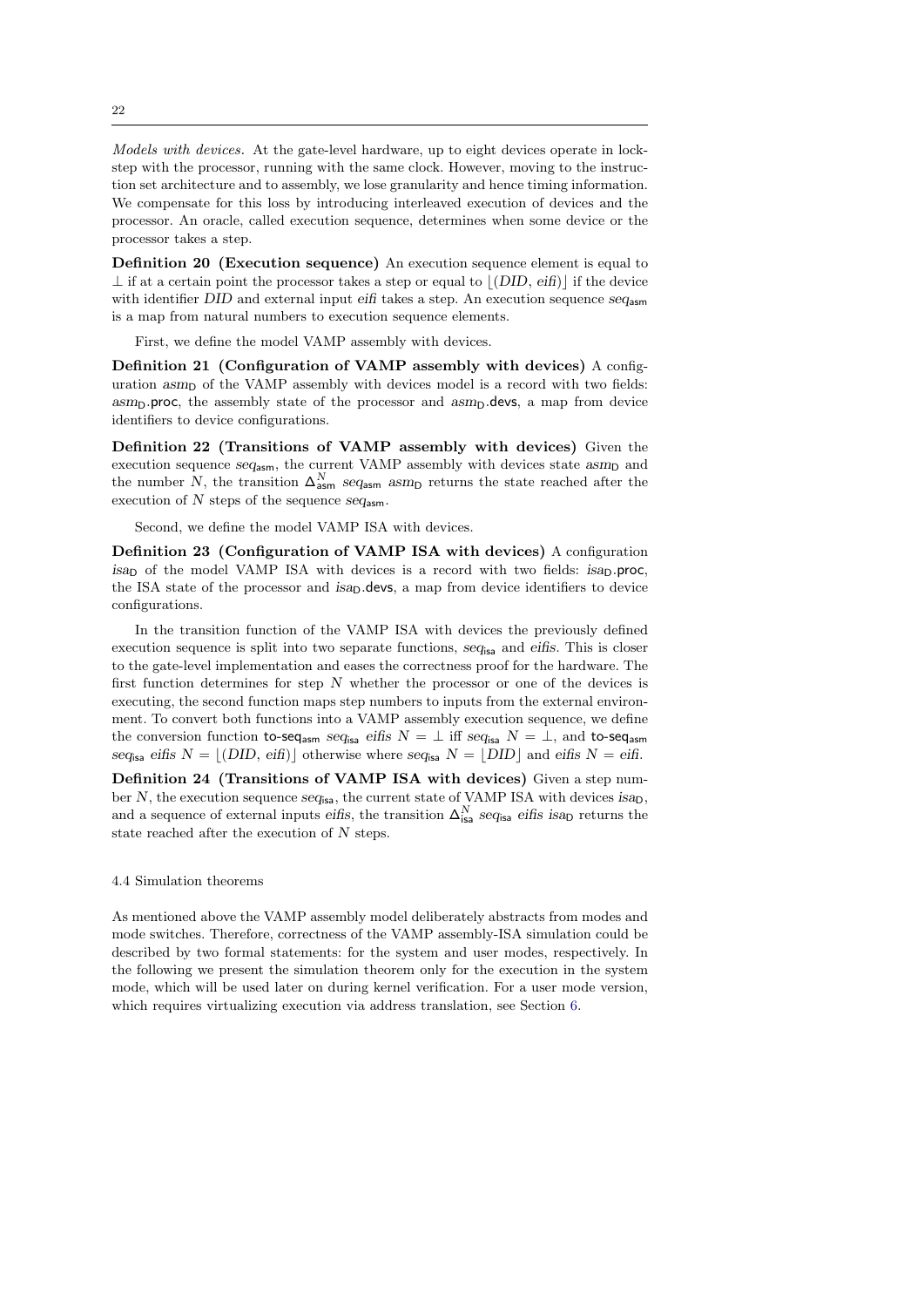*Models with devices.* At the gate-level hardware, up to eight devices operate in lock-step with the processor, running with the same clock. However, moving to the instruction set architecture and to assembly, we lose granularity and hence timing information. We compensate for this loss by introducing interleaved execution of devices and the processor. An oracle, called execution sequence, determines when some device or the processor takes a step.

**Definition 20 (Execution sequence)** An execution sequence element is equal to $\bot$ if at a certain point the processor takes a step or equal to $\lfloor(DID, \mathit{eifi})\rfloor$ if the device with identifier $DID$ and external input $\mathit{eifi}$ takes a step. An execution sequence $\mathit{seq}_{\mathsf{asm}}$ is a map from natural numbers to execution sequence elements.

First, we define the model VAMP assembly with devices.

**Definition 21 (Configuration of VAMP assembly with devices)** A configuration $\mathit{asm}_{\mathsf{D}}$ of the VAMP assembly with devices model is a record with two fields: $\mathit{asm}_{\mathsf{D}}.\mathsf{proc}$, the assembly state of the processor and $\mathit{asm}_{\mathsf{D}}.\mathsf{devs}$, a map from device identifiers to device configurations.

**Definition 22 (Transitions of VAMP assembly with devices)** Given the execution sequence $\mathit{seq}_{\mathsf{asm}}$, the current VAMP assembly with devices state $\mathit{asm}_{\mathsf{D}}$ and the number $N$, the transition $\Delta^N_{\mathsf{asm}}\ \mathit{seq}_{\mathsf{asm}}\ \mathit{asm}_{\mathsf{D}}$ returns the state reached after the execution of $N$ steps of the sequence $\mathit{seq}_{\mathsf{asm}}$.

Second, we define the model VAMP ISA with devices.

**Definition 23 (Configuration of VAMP ISA with devices)** A configuration $\mathit{isa}_{\mathsf{D}}$ of the model VAMP ISA with devices is a record with two fields: $\mathit{isa}_{\mathsf{D}}.\mathsf{proc}$, the ISA state of the processor and $\mathit{isa}_{\mathsf{D}}.\mathsf{devs}$, a map from device identifiers to device configurations.

In the transition function of the VAMP ISA with devices the previously defined execution sequence is split into two separate functions, $\mathit{seq}_{\mathsf{isa}}$ and $\mathit{eifis}$. This is closer to the gate-level implementation and eases the correctness proof for the hardware. The first function determines for step $N$ whether the processor or one of the devices is executing, the second function maps step numbers to inputs from the external environment. To convert both functions into a VAMP assembly execution sequence, we define the conversion function $\mathsf{to\text{-}seq}_{\mathsf{asm}}\ \mathit{seq}_{\mathsf{isa}}\ \mathit{eifis}\ N = \bot$ iff $\mathit{seq}_{\mathsf{isa}}\ N = \bot$, and $\mathsf{to\text{-}seq}_{\mathsf{asm}}\ \mathit{seq}_{\mathsf{isa}}\ \mathit{eifis}\ N = \lfloor(DID, \mathit{eifi})\rfloor$ otherwise where $\mathit{seq}_{\mathsf{isa}}\ N = \lfloor DID \rfloor$ and $\mathit{eifis}\ N = \mathit{eifi}$.

**Definition 24 (Transitions of VAMP ISA with devices)** Given a step number $N$, the execution sequence $\mathit{seq}_{\mathsf{isa}}$, the current state of VAMP ISA with devices $\mathit{isa}_{\mathsf{D}}$, and a sequence of external inputs $\mathit{eifis}$, the transition $\Delta^N_{\mathsf{isa}}\ \mathit{seq}_{\mathsf{isa}}\ \mathit{eifis}\ \mathit{isa}_{\mathsf{D}}$ returns the state reached after the execution of $N$ steps.

### 4.4 Simulation theorems

As mentioned above the VAMP assembly model deliberately abstracts from modes and mode switches. Therefore, correctness of the VAMP assembly-ISA simulation could be described by two formal statements: for the system and user modes, respectively. In the following we present the simulation theorem only for the execution in the system mode, which will be used later on during kernel verification. For a user mode version, which requires virtualizing execution via address translation, see Section 6.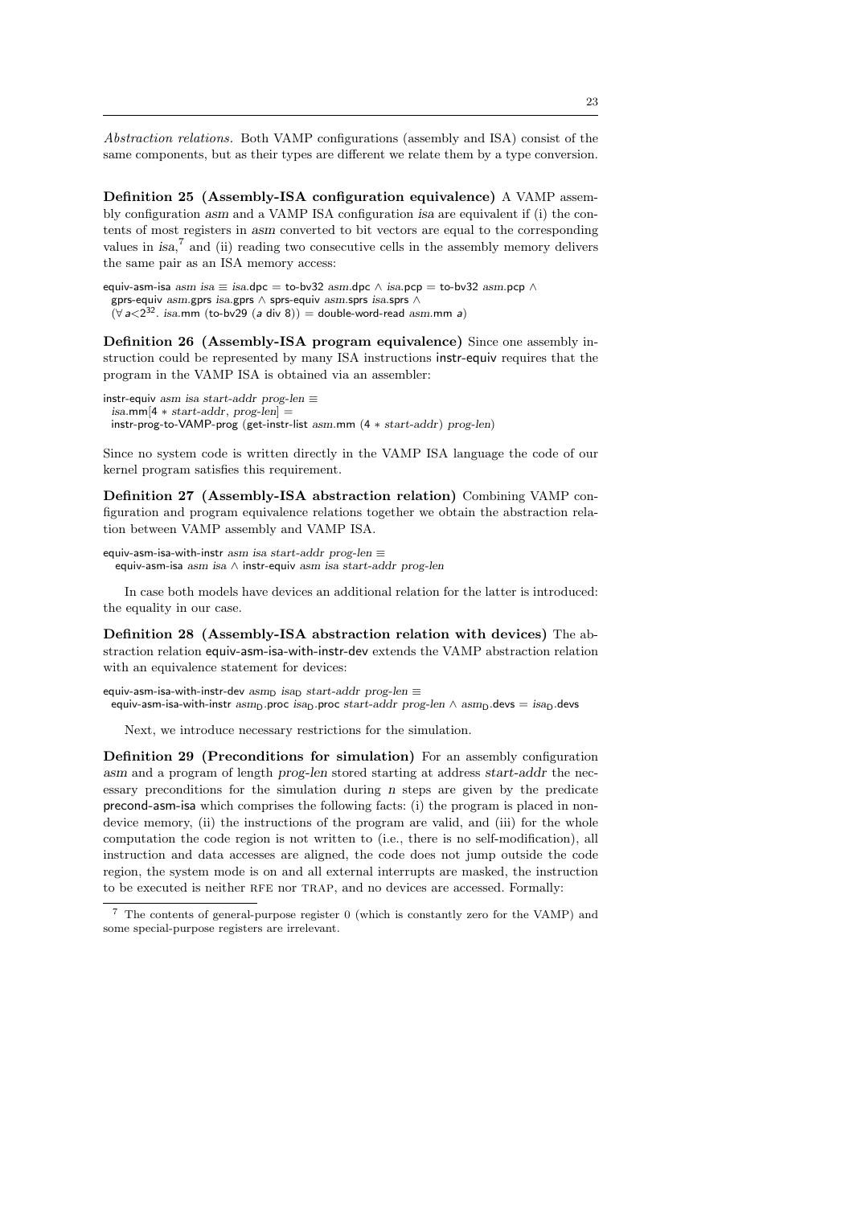*Abstraction relations.* Both VAMP configurations (assembly and ISA) consist of the same components, but as their types are different we relate them by a type conversion.

**Definition 25 (Assembly-ISA configuration equivalence)** A VAMP assembly configuration *asm* and a VAMP ISA configuration *isa* are equivalent if (i) the contents of most registers in *asm* converted to bit vectors are equal to the corresponding values in *isa*,[7] and (ii) reading two consecutive cells in the assembly memory delivers the same pair as an ISA memory access:

```
equiv-asm-isa asm isa ≡ isa.dpc = to-bv32 asm.dpc ∧ isa.pcp = to-bv32 asm.pcp ∧
  gprs-equiv asm.gprs isa.gprs ∧ sprs-equiv asm.sprs isa.sprs ∧
  (∀ a<2^32. isa.mm (to-bv29 (a div 8)) = double-word-read asm.mm a)
```

**Definition 26 (Assembly-ISA program equivalence)** Since one assembly instruction could be represented by many ISA instructions instr-equiv requires that the program in the VAMP ISA is obtained via an assembler:

```
instr-equiv asm isa start-addr prog-len ≡
  isa.mm[4 * start-addr, prog-len] =
  instr-prog-to-VAMP-prog (get-instr-list asm.mm (4 * start-addr) prog-len)
```

Since no system code is written directly in the VAMP ISA language the code of our kernel program satisfies this requirement.

**Definition 27 (Assembly-ISA abstraction relation)** Combining VAMP configuration and program equivalence relations together we obtain the abstraction relation between VAMP assembly and VAMP ISA.

```
equiv-asm-isa-with-instr asm isa start-addr prog-len ≡
  equiv-asm-isa asm isa ∧ instr-equiv asm isa start-addr prog-len
```

In case both models have devices an additional relation for the latter is introduced: the equality in our case.

**Definition 28 (Assembly-ISA abstraction relation with devices)** The abstraction relation equiv-asm-isa-with-instr-dev extends the VAMP abstraction relation with an equivalence statement for devices:

```
equiv-asm-isa-with-instr-dev asm_D isa_D start-addr prog-len ≡
  equiv-asm-isa-with-instr asm_D.proc isa_D.proc start-addr prog-len ∧ asm_D.devs = isa_D.devs
```

Next, we introduce necessary restrictions for the simulation.

**Definition 29 (Preconditions for simulation)** For an assembly configuration *asm* and a program of length *prog-len* stored starting at address *start-addr* the necessary preconditions for the simulation during *n* steps are given by the predicate precond-asm-isa which comprises the following facts: (i) the program is placed in non-device memory, (ii) the instructions of the program are valid, and (iii) for the whole computation the code region is not written to (i.e., there is no self-modification), all instruction and data accesses are aligned, the code does not jump outside the code region, the system mode is on and all external interrupts are masked, the instruction to be executed is neither RFE nor TRAP, and no devices are accessed. Formally:

[7] The contents of general-purpose register 0 (which is constantly zero for the VAMP) and some special-purpose registers are irrelevant.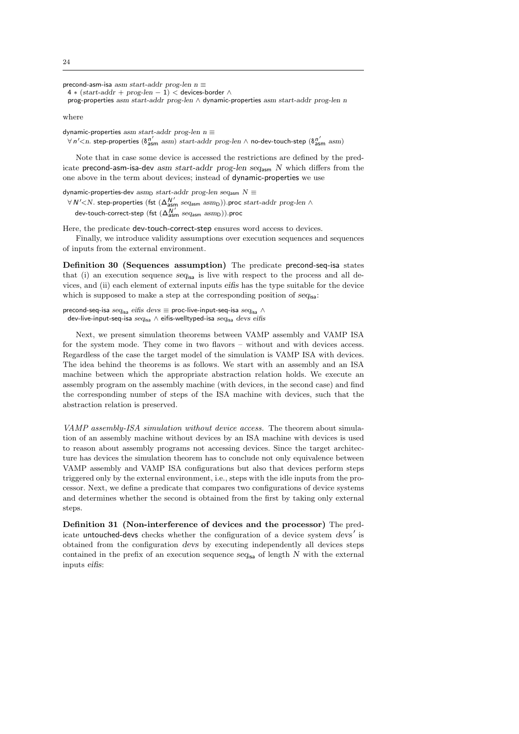precond-asm-isa $asm$ $start\text{-}addr$ $prog\text{-}len$ $n \equiv$
  $4 * (start\text{-}addr + prog\text{-}len - 1) <$ devices-border $\wedge$
  prog-properties $asm$ $start\text{-}addr$ $prog\text{-}len$ $\wedge$ dynamic-properties $asm$ $start\text{-}addr$ $prog\text{-}len$ $n$

where

dynamic-properties $asm$ $start\text{-}addr$ $prog\text{-}len$ $n \equiv$
  $\forall n' < n.$ step-properties $(\delta_{\mathsf{asm}}^{n'}\ asm)$ $start\text{-}addr$ $prog\text{-}len$ $\wedge$ no-dev-touch-step $(\delta_{\mathsf{asm}}^{n'}\ asm)$

Note that in case some device is accessed the restrictions are defined by the predicate precond-asm-isa-dev $asm$ $start\text{-}addr$ $prog\text{-}len$ $seq_{\mathsf{asm}}$ $N$ which differs from the one above in the term about devices; instead of dynamic-properties we use

dynamic-properties-dev $asm_{\mathsf{D}}$ $start\text{-}addr$ $prog\text{-}len$ $seq_{\mathsf{asm}}$ $N \equiv$
  $\forall N' < N.$ step-properties (fst $(\Delta_{\mathsf{asm}}^{N'}\ seq_{\mathsf{asm}}\ asm_{\mathsf{D}})$).proc $start\text{-}addr$ $prog\text{-}len$ $\wedge$
    dev-touch-correct-step (fst $(\Delta_{\mathsf{asm}}^{N'}\ seq_{\mathsf{asm}}\ asm_{\mathsf{D}})$).proc

Here, the predicate dev-touch-correct-step ensures word access to devices.

Finally, we introduce validity assumptions over execution sequences and sequences of inputs from the external environment.

**Definition 30 (Sequences assumption)** The predicate precond-seq-isa states that (i) an execution sequence $seq_{\mathsf{isa}}$ is live with respect to the process and all devices, and (ii) each element of external inputs $eifis$ has the type suitable for the device which is supposed to make a step at the corresponding position of $seq_{\mathsf{isa}}$:

precond-seq-isa $seq_{\mathsf{isa}}$ $eifis$ $devs \equiv$ proc-live-input-seq-isa $seq_{\mathsf{isa}}$ $\wedge$
  dev-live-input-seq-isa $seq_{\mathsf{isa}}$ $\wedge$ eifis-welltyped-isa $seq_{\mathsf{isa}}$ $devs$ $eifis$

Next, we present simulation theorems between VAMP assembly and VAMP ISA for the system mode. They come in two flavors – without and with devices access. Regardless of the case the target model of the simulation is VAMP ISA with devices. The idea behind the theorems is as follows. We start with an assembly and an ISA machine between which the appropriate abstraction relation holds. We execute an assembly program on the assembly machine (with devices, in the second case) and find the corresponding number of steps of the ISA machine with devices, such that the abstraction relation is preserved.

*VAMP assembly-ISA simulation without device access.* The theorem about simulation of an assembly machine without devices by an ISA machine with devices is used to reason about assembly programs not accessing devices. Since the target architecture has devices the simulation theorem has to conclude not only equivalence between VAMP assembly and VAMP ISA configurations but also that devices perform steps triggered only by the external environment, i.e., steps with the idle inputs from the processor. Next, we define a predicate that compares two configurations of device systems and determines whether the second is obtained from the first by taking only external steps.

**Definition 31 (Non-interference of devices and the processor)** The predicate untouched-devs checks whether the configuration of a device system $devs'$ is obtained from the configuration $devs$ by executing independently all devices steps contained in the prefix of an execution sequence $seq_{\mathsf{isa}}$ of length $N$ with the external inputs $eifis$: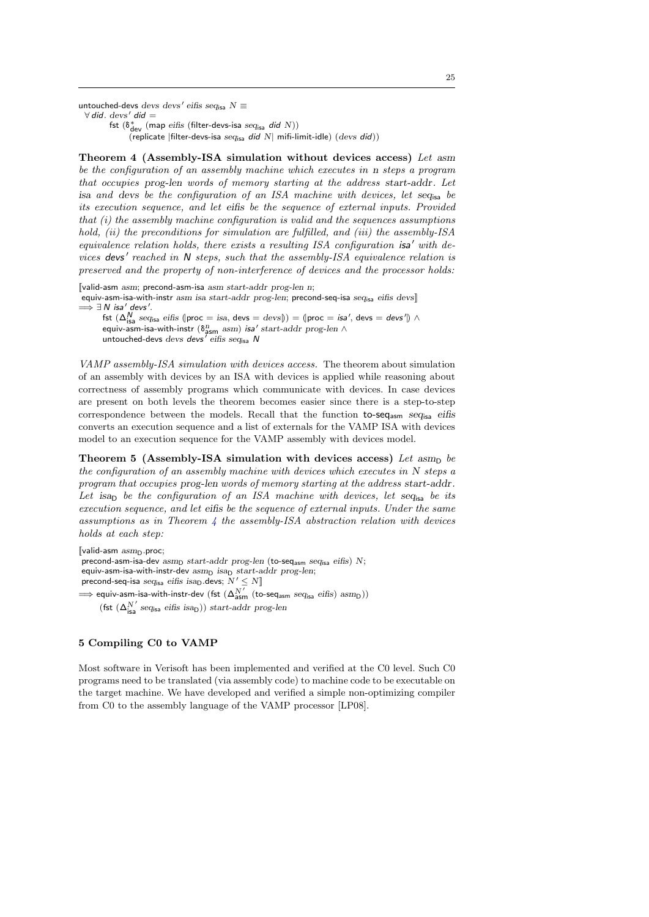untouched-devs $devs$ $devs'$ $eifis$ $seq_{\mathsf{isa}}$ $N \equiv$
  $\forall$ *did*. $devs'$ *did* $=$
    fst ($\delta^{*}_{\mathsf{dev}}$ (map $eifis$ (filter-devs-isa $seq_{\mathsf{isa}}$ *did* $N$))
      (replicate |filter-devs-isa $seq_{\mathsf{isa}}$ *did* $N$| mifi-limit-idle) ($devs$ *did*))

**Theorem 4 (Assembly-ISA simulation without devices access)** *Let asm be the configuration of an assembly machine which executes in n steps a program that occupies prog-len words of memory starting at the address start-addr. Let isa and devs be the configuration of an ISA machine with devices, let $seq_{\mathsf{isa}}$ be its execution sequence, and let eifis be the sequence of external inputs. Provided that (i) the assembly machine configuration is valid and the sequences assumptions hold, (ii) the preconditions for simulation are fulfilled, and (iii) the assembly-ISA equivalence relation holds, there exists a resulting ISA configuration isa′ with devices devs′ reached in N steps, such that the assembly-ISA equivalence relation is preserved and the property of non-interference of devices and the processor holds:*

⟦valid-asm $asm$; precond-asm-isa $asm$ $start\text{-}addr$ $prog\text{-}len$ $n$;
 equiv-asm-isa-with-instr $asm$ $isa$ $start\text{-}addr$ $prog\text{-}len$; precond-seq-isa $seq_{\mathsf{isa}}$ $eifis$ $devs$⟧
$\Longrightarrow \exists$ *N isa′ devs′*.
  fst ($\Delta^{N}_{\mathsf{isa}}$ $seq_{\mathsf{isa}}$ $eifis$ (|proc $=$ $isa$, devs $=$ $devs$|)) $=$ (|proc $=$ *isa′*, devs $=$ *devs′*|) $\wedge$
  equiv-asm-isa-with-instr ($\delta^{n}_{\mathsf{asm}}$ $asm$) *isa′* $start\text{-}addr$ $prog\text{-}len$ $\wedge$
  untouched-devs $devs$ *devs′* $eifis$ $seq_{\mathsf{isa}}$ *N*

*VAMP assembly-ISA simulation with devices access.* The theorem about simulation of an assembly with devices by an ISA with devices is applied while reasoning about correctness of assembly programs which communicate with devices. In case devices are present on both levels the theorem becomes easier since there is a step-to-step correspondence between the models. Recall that the function $\mathsf{to\text{-}seq_{asm}}$ $seq_{\mathsf{isa}}$ *eifis* converts an execution sequence and a list of externals for the VAMP ISA with devices model to an execution sequence for the VAMP assembly with devices model.

**Theorem 5 (Assembly-ISA simulation with devices access)** *Let $asm_{\mathrm{D}}$ be the configuration of an assembly machine with devices which executes in N steps a program that occupies prog-len words of memory starting at the address start-addr. Let $isa_{\mathrm{D}}$ be the configuration of an ISA machine with devices, let $seq_{\mathsf{isa}}$ be its execution sequence, and let eifis be the sequence of external inputs. Under the same assumptions as in Theorem 4 the assembly-ISA abstraction relation with devices holds at each step:*

⟦valid-asm $asm_{\mathrm{D}}$.proc;
 precond-asm-isa-dev $asm_{\mathrm{D}}$ $start\text{-}addr$ $prog\text{-}len$ ($\mathsf{to\text{-}seq_{asm}}$ $seq_{\mathsf{isa}}$ $eifis$) $N$;
 equiv-asm-isa-with-instr-dev $asm_{\mathrm{D}}$ $isa_{\mathrm{D}}$ $start\text{-}addr$ $prog\text{-}len$;
 precond-seq-isa $seq_{\mathsf{isa}}$ $eifis$ $isa_{\mathrm{D}}$.devs; $N' \leq N$⟧
$\Longrightarrow$ equiv-asm-isa-with-instr-dev (fst ($\Delta^{N'}_{\mathsf{asm}}$ ($\mathsf{to\text{-}seq_{asm}}$ $seq_{\mathsf{isa}}$ $eifis$) $asm_{\mathrm{D}}$))
  (fst ($\Delta^{N'}_{\mathsf{isa}}$ $seq_{\mathsf{isa}}$ $eifis$ $isa_{\mathrm{D}}$)) $start\text{-}addr$ $prog\text{-}len$

## 5 Compiling C0 to VAMP

Most software in Verisoft has been implemented and verified at the C0 level. Such C0 programs need to be translated (via assembly code) to machine code to be executable on the target machine. We have developed and verified a simple non-optimizing compiler from C0 to the assembly language of the VAMP processor [LP08].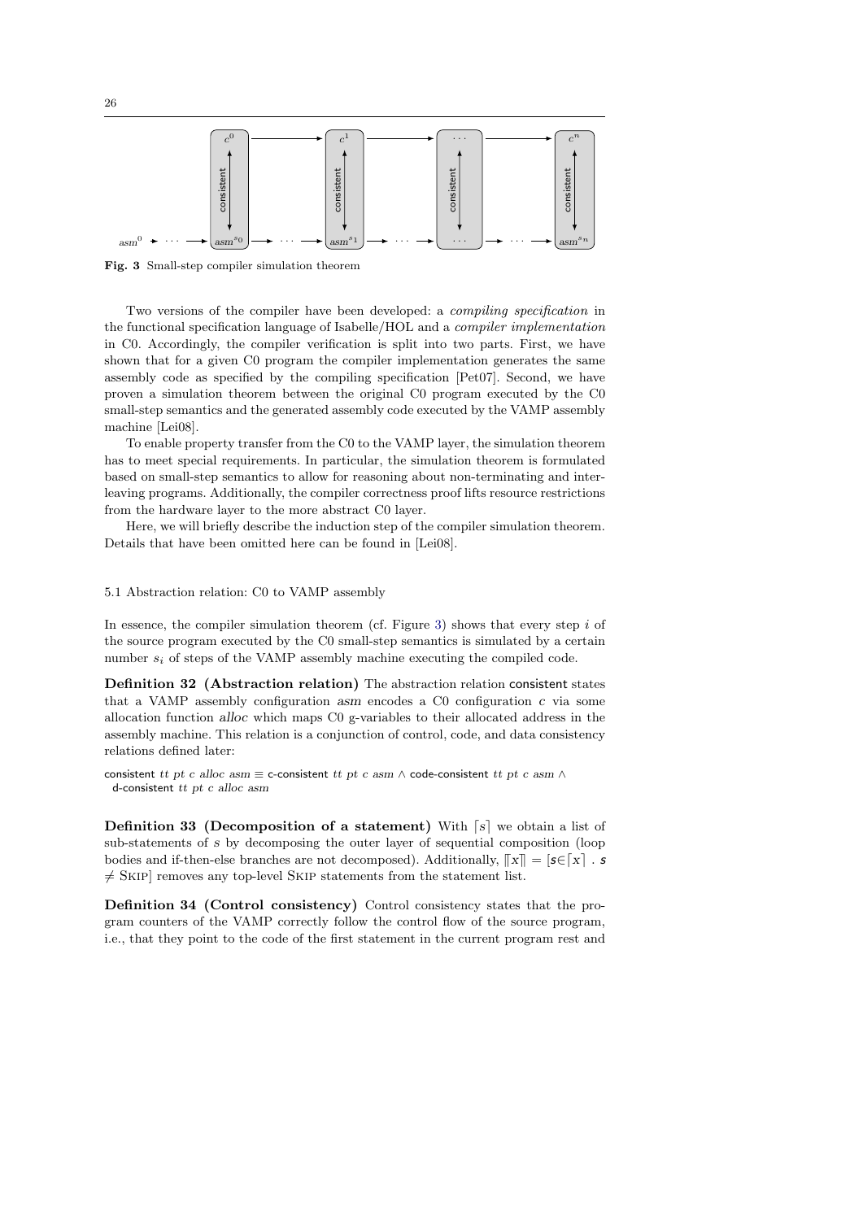Fig. 3 Small-step compiler simulation theorem

Two versions of the compiler have been developed: a *compiling specification* in the functional specification language of Isabelle/HOL and a *compiler implementation* in C0. Accordingly, the compiler verification is split into two parts. First, we have shown that for a given C0 program the compiler implementation generates the same assembly code as specified by the compiling specification [Pet07]. Second, we have proven a simulation theorem between the original C0 program executed by the C0 small-step semantics and the generated assembly code executed by the VAMP assembly machine [Lei08].

To enable property transfer from the C0 to the VAMP layer, the simulation theorem has to meet special requirements. In particular, the simulation theorem is formulated based on small-step semantics to allow for reasoning about non-terminating and interleaving programs. Additionally, the compiler correctness proof lifts resource restrictions from the hardware layer to the more abstract C0 layer.

Here, we will briefly describe the induction step of the compiler simulation theorem. Details that have been omitted here can be found in [Lei08].

### 5.1 Abstraction relation: C0 to VAMP assembly

In essence, the compiler simulation theorem (cf. Figure 3) shows that every step $i$ of the source program executed by the C0 small-step semantics is simulated by a certain number $s_i$ of steps of the VAMP assembly machine executing the compiled code.

**Definition 32 (Abstraction relation)** The abstraction relation consistent states that a VAMP assembly configuration *asm* encodes a C0 configuration *c* via some allocation function *alloc* which maps C0 g-variables to their allocated address in the assembly machine. This relation is a conjunction of control, code, and data consistency relations defined later:

consistent *tt pt c alloc asm* $\equiv$ c-consistent *tt pt c asm* $\wedge$ code-consistent *tt pt c asm* $\wedge$ d-consistent *tt pt c alloc asm*

**Definition 33 (Decomposition of a statement)** With $\lceil s \rceil$ we obtain a list of sub-statements of $s$ by decomposing the outer layer of sequential composition (loop bodies and if-then-else branches are not decomposed). Additionally, $\llbracket x \rrbracket = [s \in \lceil x \rceil \,.\, s \neq \text{SKIP}]$ removes any top-level SKIP statements from the statement list.

**Definition 34 (Control consistency)** Control consistency states that the program counters of the VAMP correctly follow the control flow of the source program, i.e., that they point to the code of the first statement in the current program rest and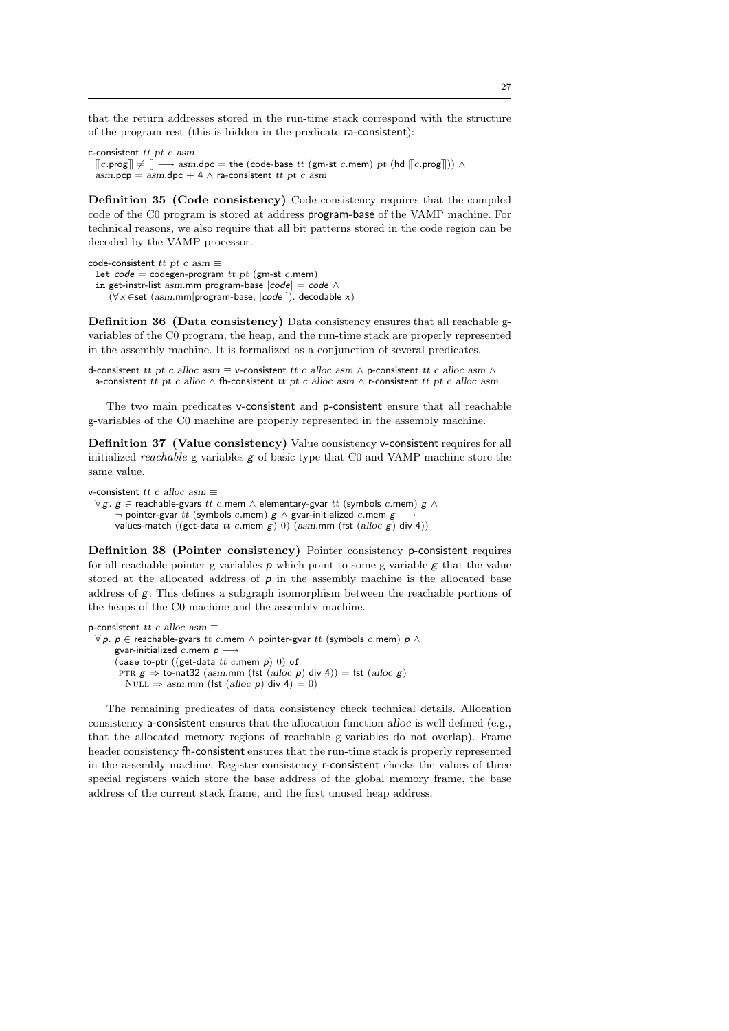that the return addresses stored in the run-time stack correspond with the structure of the program rest (this is hidden in the predicate ra-consistent):

```
c-consistent tt pt c asm ≡
  [[c.prog]] ≠ [] ⟶ asm.dpc = the (code-base tt (gm-st c.mem) pt (hd [[c.prog]])) ∧
  asm.pcp = asm.dpc + 4 ∧ ra-consistent tt pt c asm
```

**Definition 35 (Code consistency)** Code consistency requires that the compiled code of the C0 program is stored at address program-base of the VAMP machine. For technical reasons, we also require that all bit patterns stored in the code region can be decoded by the VAMP processor.

```
code-consistent tt pt c asm ≡
  let code = codegen-program tt pt (gm-st c.mem)
  in get-instr-list asm.mm program-base |code| = code ∧
     (∀ x ∈set (asm.mm[program-base, |code|]). decodable x)
```

**Definition 36 (Data consistency)** Data consistency ensures that all reachable g-variables of the C0 program, the heap, and the run-time stack are properly represented in the assembly machine. It is formalized as a conjunction of several predicates.

```
d-consistent tt pt c alloc asm ≡ v-consistent tt c alloc asm ∧ p-consistent tt c alloc asm ∧
  a-consistent tt pt c alloc ∧ fh-consistent tt pt c alloc asm ∧ r-consistent tt pt c alloc asm
```

The two main predicates v-consistent and p-consistent ensure that all reachable g-variables of the C0 machine are properly represented in the assembly machine.

**Definition 37 (Value consistency)** Value consistency v-consistent requires for all initialized *reachable* g-variables *g* of basic type that C0 and VAMP machine store the same value.

```
v-consistent tt c alloc asm ≡
  ∀ g. g ∈ reachable-gvars tt c.mem ∧ elementary-gvar tt (symbols c.mem) g ∧
      ¬ pointer-gvar tt (symbols c.mem) g ∧ gvar-initialized c.mem g ⟶
      values-match ((get-data tt c.mem g) 0) (asm.mm (fst (alloc g) div 4))
```

**Definition 38 (Pointer consistency)** Pointer consistency p-consistent requires for all reachable pointer g-variables *p* which point to some g-variable *g* that the value stored at the allocated address of *p* in the assembly machine is the allocated base address of *g*. This defines a subgraph isomorphism between the reachable portions of the heaps of the C0 machine and the assembly machine.

```
p-consistent tt c alloc asm ≡
  ∀ p. p ∈ reachable-gvars tt c.mem ∧ pointer-gvar tt (symbols c.mem) p ∧
      gvar-initialized c.mem p ⟶
      (case to-ptr ((get-data tt c.mem p) 0) of
       PTR g ⇒ to-nat32 (asm.mm (fst (alloc p) div 4)) = fst (alloc g)
       | NULL ⇒ asm.mm (fst (alloc p) div 4) = 0)
```

The remaining predicates of data consistency check technical details. Allocation consistency a-consistent ensures that the allocation function *alloc* is well defined (e.g., that the allocated memory regions of reachable g-variables do not overlap). Frame header consistency fh-consistent ensures that the run-time stack is properly represented in the assembly machine. Register consistency r-consistent checks the values of three special registers which store the base address of the global memory frame, the base address of the current stack frame, and the first unused heap address.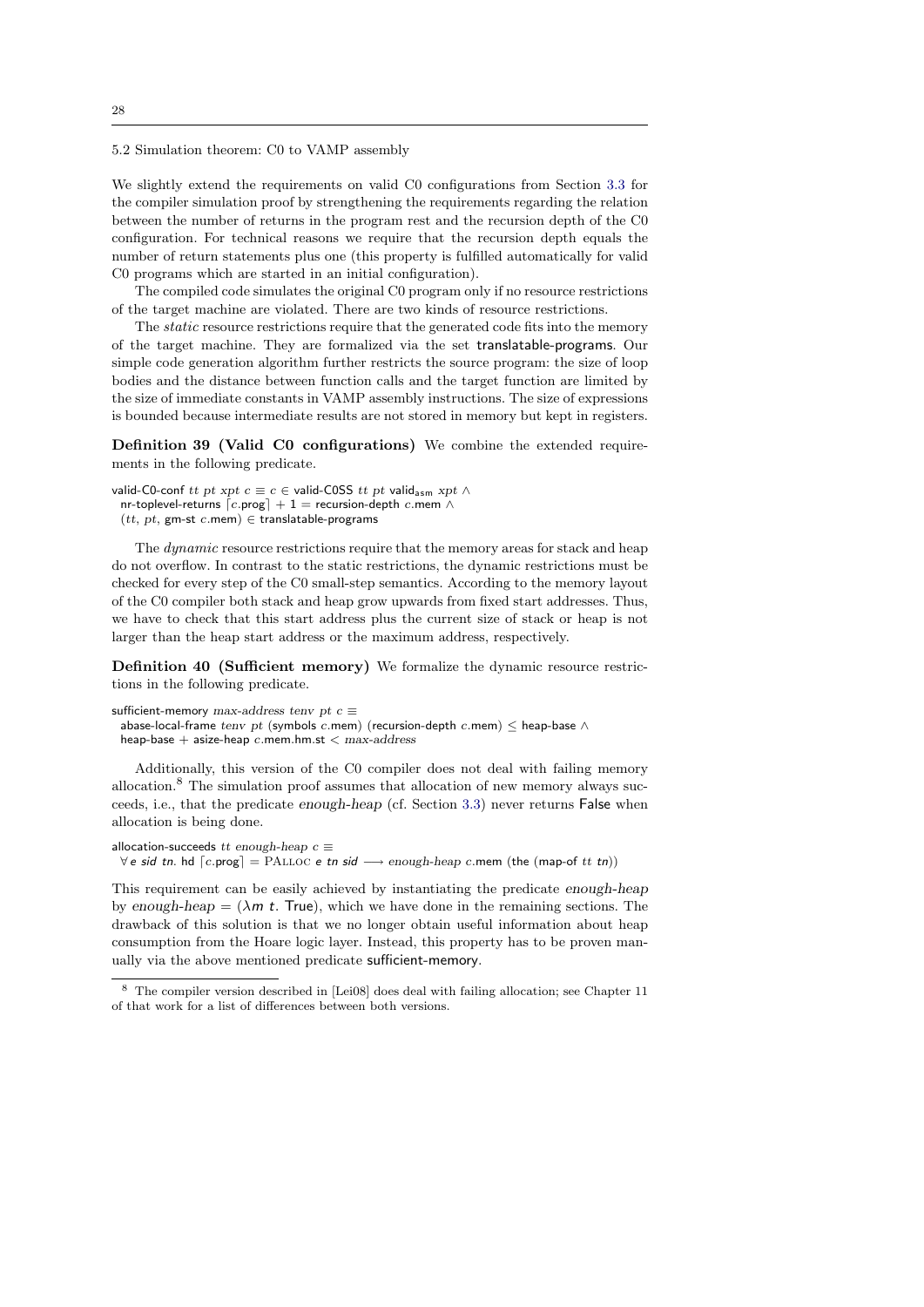5.2 Simulation theorem: C0 to VAMP assembly

We slightly extend the requirements on valid C0 configurations from Section 3.3 for the compiler simulation proof by strengthening the requirements regarding the relation between the number of returns in the program rest and the recursion depth of the C0 configuration. For technical reasons we require that the recursion depth equals the number of return statements plus one (this property is fulfilled automatically for valid C0 programs which are started in an initial configuration).

The compiled code simulates the original C0 program only if no resource restrictions of the target machine are violated. There are two kinds of resource restrictions.

The *static* resource restrictions require that the generated code fits into the memory of the target machine. They are formalized via the set translatable-programs. Our simple code generation algorithm further restricts the source program: the size of loop bodies and the distance between function calls and the target function are limited by the size of immediate constants in VAMP assembly instructions. The size of expressions is bounded because intermediate results are not stored in memory but kept in registers.

**Definition 39 (Valid C0 configurations)** We combine the extended requirements in the following predicate.

$$
\begin{aligned}
&\mathsf{valid\text{-}C0\text{-}conf}\ tt\ pt\ xpt\ c \equiv c \in \mathsf{valid\text{-}C0SS}\ tt\ pt\ \mathsf{valid}_{\mathsf{asm}}\ xpt\ \wedge \\
&\quad \mathsf{nr\text{-}toplevel\text{-}returns}\ \lceil c.\mathsf{prog}\rceil + 1 = \mathsf{recursion\text{-}depth}\ c.\mathsf{mem}\ \wedge \\
&\quad (tt,\ pt,\ \mathsf{gm\text{-}st}\ c.\mathsf{mem}) \in \mathsf{translatable\text{-}programs}
\end{aligned}
$$

The *dynamic* resource restrictions require that the memory areas for stack and heap do not overflow. In contrast to the static restrictions, the dynamic restrictions must be checked for every step of the C0 small-step semantics. According to the memory layout of the C0 compiler both stack and heap grow upwards from fixed start addresses. Thus, we have to check that this start address plus the current size of stack or heap is not larger than the heap start address or the maximum address, respectively.

**Definition 40 (Sufficient memory)** We formalize the dynamic resource restrictions in the following predicate.

$$
\begin{aligned}
&\mathsf{sufficient\text{-}memory}\ max\text{-}address\ tenv\ pt\ c \equiv \\
&\quad \mathsf{abase\text{-}local\text{-}frame}\ tenv\ pt\ (\mathsf{symbols}\ c.\mathsf{mem})\ (\mathsf{recursion\text{-}depth}\ c.\mathsf{mem}) \leq \mathsf{heap\text{-}base}\ \wedge \\
&\quad \mathsf{heap\text{-}base} + \mathsf{asize\text{-}heap}\ c.\mathsf{mem.hm.st} < max\text{-}address
\end{aligned}
$$

Additionally, this version of the C0 compiler does not deal with failing memory allocation.[8] The simulation proof assumes that allocation of new memory always succeeds, i.e., that the predicate *enough-heap* (cf. Section 3.3) never returns False when allocation is being done.

$$
\begin{aligned}
&\mathsf{allocation\text{-}succeeds}\ tt\ enough\text{-}heap\ c \equiv \\
&\quad \forall\, e\ sid\ tn.\ \mathsf{hd}\ \lceil c.\mathsf{prog}\rceil = \mathrm{PALLOC}\ e\ tn\ sid \longrightarrow enough\text{-}heap\ c.\mathsf{mem}\ (\mathsf{the}\ (\mathsf{map\text{-}of}\ tt\ tn))
\end{aligned}
$$

This requirement can be easily achieved by instantiating the predicate *enough-heap* by *enough-heap* $= (\lambda m\ t.\ \mathsf{True})$, which we have done in the remaining sections. The drawback of this solution is that we no longer obtain useful information about heap consumption from the Hoare logic layer. Instead, this property has to be proven manually via the above mentioned predicate sufficient-memory.

---

[8] The compiler version described in [Lei08] does deal with failing allocation; see Chapter 11 of that work for a list of differences between both versions.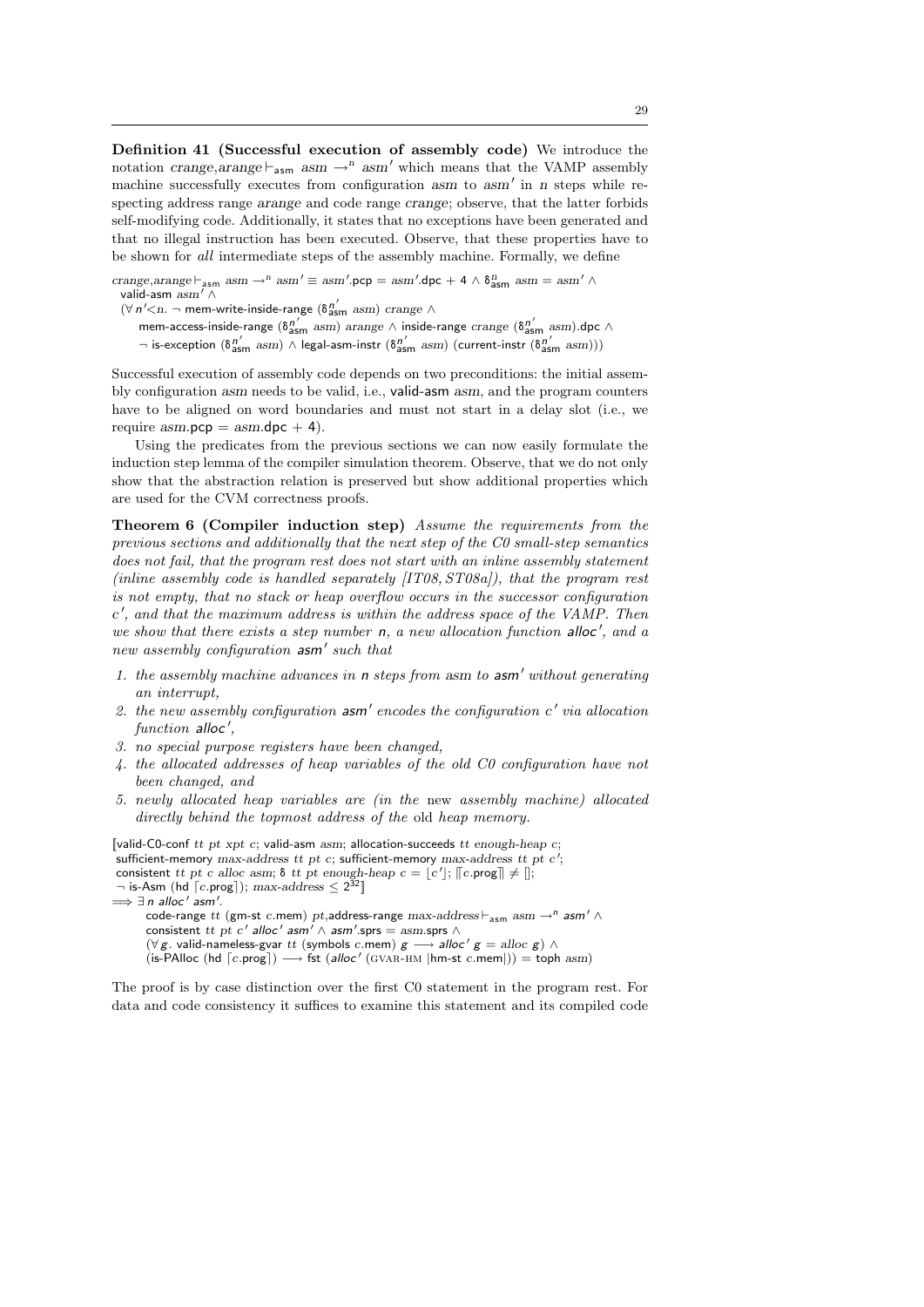**Definition 41 (Successful execution of assembly code)** We introduce the notation $crange, arange \vdash_{\mathsf{asm}} asm \rightarrow^{n} asm'$ which means that the VAMP assembly machine successfully executes from configuration $asm$ to $asm'$ in $n$ steps while respecting address range $arange$ and code range $crange$; observe, that the latter forbids self-modifying code. Additionally, it states that no exceptions have been generated and that no illegal instruction has been executed. Observe, that these properties have to be shown for *all* intermediate steps of the assembly machine. Formally, we define

$$
\begin{aligned}
& crange, arange \vdash_{\mathsf{asm}} asm \rightarrow^{n} asm' \equiv asm'.\mathsf{pcp} = asm'.\mathsf{dpc} + 4 \wedge \delta^{n}_{\mathsf{asm}}\ asm = asm' \wedge \\
& \quad \mathsf{valid\text{-}asm}\ asm' \wedge \\
& \quad (\forall\, n' {<} n.\ \neg\ \mathsf{mem\text{-}write\text{-}inside\text{-}range}\ (\delta^{n'}_{\mathsf{asm}}\ asm)\ crange\ \wedge \\
& \qquad \mathsf{mem\text{-}access\text{-}inside\text{-}range}\ (\delta^{n'}_{\mathsf{asm}}\ asm)\ arange \wedge \mathsf{inside\text{-}range}\ crange\ (\delta^{n'}_{\mathsf{asm}}\ asm).\mathsf{dpc}\ \wedge \\
& \qquad \neg\ \mathsf{is\text{-}exception}\ (\delta^{n'}_{\mathsf{asm}}\ asm) \wedge \mathsf{legal\text{-}asm\text{-}instr}\ (\delta^{n'}_{\mathsf{asm}}\ asm)\ (\mathsf{current\text{-}instr}\ (\delta^{n'}_{\mathsf{asm}}\ asm)))
\end{aligned}
$$

Successful execution of assembly code depends on two preconditions: the initial assembly configuration $asm$ needs to be valid, i.e., $\mathsf{valid\text{-}asm}\ asm$, and the program counters have to be aligned on word boundaries and must not start in a delay slot (i.e., we require $asm.\mathsf{pcp} = asm.\mathsf{dpc} + 4$).

Using the predicates from the previous sections we can now easily formulate the induction step lemma of the compiler simulation theorem. Observe, that we do not only show that the abstraction relation is preserved but show additional properties which are used for the CVM correctness proofs.

**Theorem 6 (Compiler induction step)** *Assume the requirements from the previous sections and additionally that the next step of the C0 small-step semantics does not fail, that the program rest does not start with an inline assembly statement (inline assembly code is handled separately [IT08, ST08a]), that the program rest is not empty, that no stack or heap overflow occurs in the successor configuration $c'$, and that the maximum address is within the address space of the VAMP. Then we show that there exists a step number $n$, a new allocation function $\mathsf{alloc}'$, and a new assembly configuration $\mathsf{asm}'$ such that*

1. *the assembly machine advances in $n$ steps from $asm$ to $\mathsf{asm}'$ without generating an interrupt,*
2. *the new assembly configuration $\mathsf{asm}'$ encodes the configuration $c'$ via allocation function $\mathsf{alloc}'$,*
3. *no special purpose registers have been changed,*
4. *the allocated addresses of heap variables of the old C0 configuration have not been changed, and*
5. *newly allocated heap variables are (in the* new *assembly machine) allocated directly behind the topmost address of the* old *heap memory.*

$$
\begin{aligned}
& [\![\mathsf{valid\text{-}C0\text{-}conf}\ tt\ pt\ xpt\ c;\ \mathsf{valid\text{-}asm}\ asm;\ \mathsf{allocation\text{-}succeeds}\ tt\ enough\text{-}heap\ c; \\
& \ \mathsf{sufficient\text{-}memory}\ max\text{-}address\ tt\ pt\ c;\ \mathsf{sufficient\text{-}memory}\ max\text{-}address\ tt\ pt\ c'; \\
& \ \mathsf{consistent}\ tt\ pt\ c\ alloc\ asm;\ \delta\ tt\ pt\ enough\text{-}heap\ c = \lfloor c' \rfloor;\ [\![ c.\mathsf{prog} ]\!] \neq [\,]; \\
& \ \neg\ \mathsf{is\text{-}Asm}\ (\mathsf{hd}\ \lceil c.\mathsf{prog} \rceil);\ max\text{-}address \leq 2^{32} ]\!] \\
& \Longrightarrow \exists\, n\ \mathsf{alloc}'\ \mathsf{asm}'. \\
& \qquad \mathsf{code\text{-}range}\ tt\ (\mathsf{gm\text{-}st}\ c.\mathsf{mem})\ pt, \mathsf{address\text{-}range}\ max\text{-}address \vdash_{\mathsf{asm}} asm \rightarrow^{n} \mathsf{asm}' \wedge \\
& \qquad \mathsf{consistent}\ tt\ pt\ c'\ \mathsf{alloc}'\ \mathsf{asm}' \wedge \mathsf{asm}'.\mathsf{sprs} = asm.\mathsf{sprs}\ \wedge \\
& \qquad (\forall\, g.\ \mathsf{valid\text{-}nameless\text{-}gvar}\ tt\ (\mathsf{symbols}\ c.\mathsf{mem})\ g \longrightarrow \mathsf{alloc}'\ g = alloc\ g) \wedge \\
& \qquad (\mathsf{is\text{-}PAlloc}\ (\mathsf{hd}\ \lceil c.\mathsf{prog} \rceil) \longrightarrow \mathsf{fst}\ (\mathsf{alloc}'\ (\text{GVAR-HM}\ |\mathsf{hm\text{-}st}\ c.\mathsf{mem}|)) = \mathsf{toph}\ asm)
\end{aligned}
$$

The proof is by case distinction over the first C0 statement in the program rest. For data and code consistency it suffices to examine this statement and its compiled code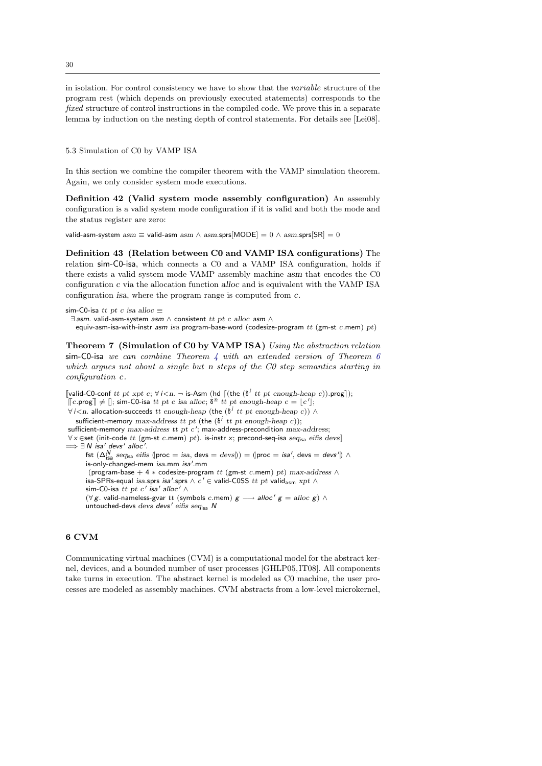in isolation. For control consistency we have to show that the *variable* structure of the program rest (which depends on previously executed statements) corresponds to the *fixed* structure of control instructions in the compiled code. We prove this in a separate lemma by induction on the nesting depth of control statements. For details see [Lei08].

### 5.3 Simulation of C0 by VAMP ISA

In this section we combine the compiler theorem with the VAMP simulation theorem. Again, we only consider system mode executions.

**Definition 42 (Valid system mode assembly configuration)** An assembly configuration is a valid system mode configuration if it is valid and both the mode and the status register are zero:

$\mathsf{valid\text{-}asm\text{-}system}\ asm \equiv \mathsf{valid\text{-}asm}\ asm \wedge asm.\mathsf{sprs}[\mathsf{MODE}] = 0 \wedge asm.\mathsf{sprs}[\mathsf{SR}] = 0$

**Definition 43 (Relation between C0 and VAMP ISA configurations)** The relation sim-C0-isa, which connects a C0 and a VAMP ISA configuration, holds if there exists a valid system mode VAMP assembly machine $asm$ that encodes the C0 configuration $c$ via the allocation function $alloc$ and is equivalent with the VAMP ISA configuration $isa$, where the program range is computed from $c$.

$\mathsf{sim\text{-}C0\text{-}isa}\ tt\ pt\ c\ isa\ alloc \equiv$
$\quad \exists\, asm.\ \mathsf{valid\text{-}asm\text{-}system}\ asm \wedge \mathsf{consistent}\ tt\ pt\ c\ alloc\ asm \wedge$
$\quad \mathsf{equiv\text{-}asm\text{-}isa\text{-}with\text{-}instr}\ asm\ isa\ \mathsf{program\text{-}base\text{-}word}\ (\mathsf{codesize\text{-}program}\ tt\ (\mathsf{gm\text{-}st}\ c.\mathsf{mem})\ pt)$

**Theorem 7 (Simulation of C0 by VAMP ISA)** *Using the abstraction relation* sim-C0-isa *we can combine Theorem 4 with an extended version of Theorem 6 which argues not about a single but n steps of the C0 step semantics starting in configuration c.*

$[\![\mathsf{valid\text{-}C0\text{-}conf}\ tt\ pt\ xpt\ c;\ \forall i{<}n.\ \neg\ \mathsf{is\text{-}Asm}\ (\mathsf{hd}\ \lceil(\mathsf{the}\ (\delta^i\ tt\ pt\ enough\text{-}heap\ c)).\mathsf{prog}\rceil);$
$\lceil c.\mathsf{prog}\rceil \neq [\,];\ \mathsf{sim\text{-}C0\text{-}isa}\ tt\ pt\ c\ isa\ alloc;\ \delta^n\ tt\ pt\ enough\text{-}heap\ c = \lfloor c' \rfloor;$
$\forall i{<}n.\ \mathsf{allocation\text{-}succeeds}\ tt\ enough\text{-}heap\ (\mathsf{the}\ (\delta^i\ tt\ pt\ enough\text{-}heap\ c)) \wedge$
$\quad \mathsf{sufficient\text{-}memory}\ max\text{-}address\ tt\ pt\ (\mathsf{the}\ (\delta^i\ tt\ pt\ enough\text{-}heap\ c));$
$\mathsf{sufficient\text{-}memory}\ max\text{-}address\ tt\ pt\ c';\ \mathsf{max\text{-}address\text{-}precondition}\ max\text{-}address;$
$\forall x \in \mathsf{set}\ (\mathsf{init\text{-}code}\ tt\ (\mathsf{gm\text{-}st}\ c.\mathsf{mem})\ pt).\ \mathsf{is\text{-}instr}\ x;\ \mathsf{precond\text{-}seq\text{-}isa}\ seq_{\mathsf{isa}}\ eifis\ devs]\!]$
$\Longrightarrow \exists\, N\ isa'\ devs'\ alloc'.$
$\quad \mathsf{fst}\ (\Delta^N_{\mathsf{isa}}\ seq_{\mathsf{isa}}\ eifis\ (\!|\mathsf{proc} = isa,\ \mathsf{devs} = devs|\!)) = (\!|\mathsf{proc} = isa',\ \mathsf{devs} = devs'|\!) \wedge$
$\quad \mathsf{is\text{-}only\text{-}changed\text{-}mem}\ isa.\mathsf{mm}\ isa'.\mathsf{mm}$
$\quad (\mathsf{program\text{-}base} + 4 * \mathsf{codesize\text{-}program}\ tt\ (\mathsf{gm\text{-}st}\ c.\mathsf{mem})\ pt)\ max\text{-}address \wedge$
$\quad \mathsf{isa\text{-}SPRs\text{-}equal}\ isa.\mathsf{sprs}\ isa'.\mathsf{sprs} \wedge c' \in \mathsf{valid\text{-}C0SS}\ tt\ pt\ \mathsf{valid}_{\mathsf{asm}}\ xpt \wedge$
$\quad \mathsf{sim\text{-}C0\text{-}isa}\ tt\ pt\ c'\ isa'\ alloc' \wedge$
$\quad (\forall g.\ \mathsf{valid\text{-}nameless\text{-}gvar}\ tt\ (\mathsf{symbols}\ c.\mathsf{mem})\ g \longrightarrow alloc'\ g = alloc\ g) \wedge$
$\quad \mathsf{untouched\text{-}devs}\ devs\ devs'\ eifis\ seq_{\mathsf{isa}}\ N$

## 6 CVM

Communicating virtual machines (CVM) is a computational model for the abstract kernel, devices, and a bounded number of user processes [GHLP05,IT08]. All components take turns in execution. The abstract kernel is modeled as C0 machine, the user processes are modeled as assembly machines. CVM abstracts from a low-level microkernel,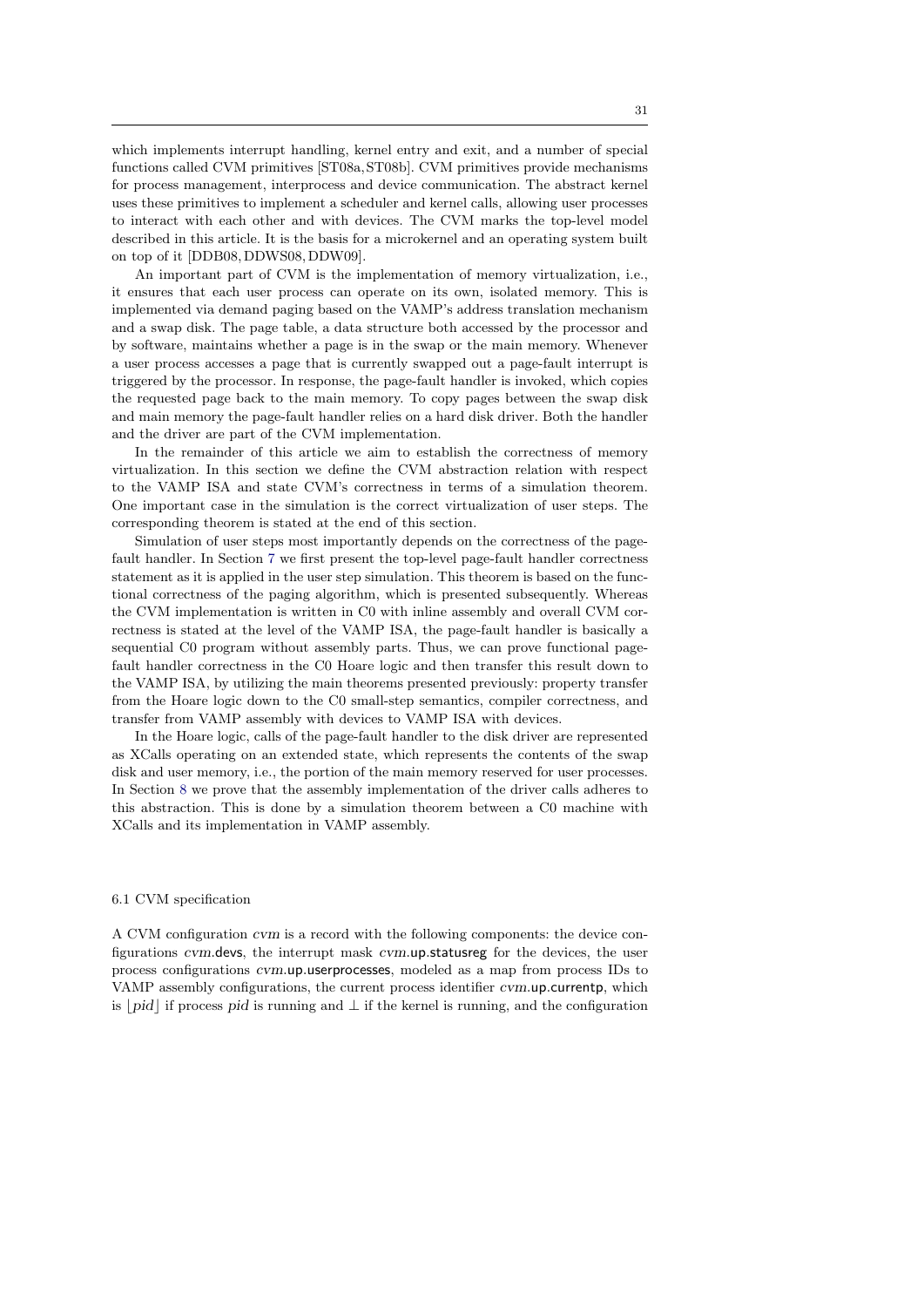which implements interrupt handling, kernel entry and exit, and a number of special functions called CVM primitives [ST08a, ST08b]. CVM primitives provide mechanisms for process management, interprocess and device communication. The abstract kernel uses these primitives to implement a scheduler and kernel calls, allowing user processes to interact with each other and with devices. The CVM marks the top-level model described in this article. It is the basis for a microkernel and an operating system built on top of it [DDB08, DDWS08, DDW09].

An important part of CVM is the implementation of memory virtualization, i.e., it ensures that each user process can operate on its own, isolated memory. This is implemented via demand paging based on the VAMP's address translation mechanism and a swap disk. The page table, a data structure both accessed by the processor and by software, maintains whether a page is in the swap or the main memory. Whenever a user process accesses a page that is currently swapped out a page-fault interrupt is triggered by the processor. In response, the page-fault handler is invoked, which copies the requested page back to the main memory. To copy pages between the swap disk and main memory the page-fault handler relies on a hard disk driver. Both the handler and the driver are part of the CVM implementation.

In the remainder of this article we aim to establish the correctness of memory virtualization. In this section we define the CVM abstraction relation with respect to the VAMP ISA and state CVM's correctness in terms of a simulation theorem. One important case in the simulation is the correct virtualization of user steps. The corresponding theorem is stated at the end of this section.

Simulation of user steps most importantly depends on the correctness of the page-fault handler. In Section 7 we first present the top-level page-fault handler correctness statement as it is applied in the user step simulation. This theorem is based on the functional correctness of the paging algorithm, which is presented subsequently. Whereas the CVM implementation is written in C0 with inline assembly and overall CVM correctness is stated at the level of the VAMP ISA, the page-fault handler is basically a sequential C0 program without assembly parts. Thus, we can prove functional page-fault handler correctness in the C0 Hoare logic and then transfer this result down to the VAMP ISA, by utilizing the main theorems presented previously: property transfer from the Hoare logic down to the C0 small-step semantics, compiler correctness, and transfer from VAMP assembly with devices to VAMP ISA with devices.

In the Hoare logic, calls of the page-fault handler to the disk driver are represented as XCalls operating on an extended state, which represents the contents of the swap disk and user memory, i.e., the portion of the main memory reserved for user processes. In Section 8 we prove that the assembly implementation of the driver calls adheres to this abstraction. This is done by a simulation theorem between a C0 machine with XCalls and its implementation in VAMP assembly.

### 6.1 CVM specification

A CVM configuration $cvm$ is a record with the following components: the device configurations $cvm.\mathsf{devs}$, the interrupt mask $cvm.\mathsf{up.statusreg}$ for the devices, the user process configurations $cvm.\mathsf{up.userprocesses}$, modeled as a map from process IDs to VAMP assembly configurations, the current process identifier $cvm.\mathsf{up.currentp}$, which is $\lfloor pid \rfloor$ if process $pid$ is running and $\perp$ if the kernel is running, and the configuration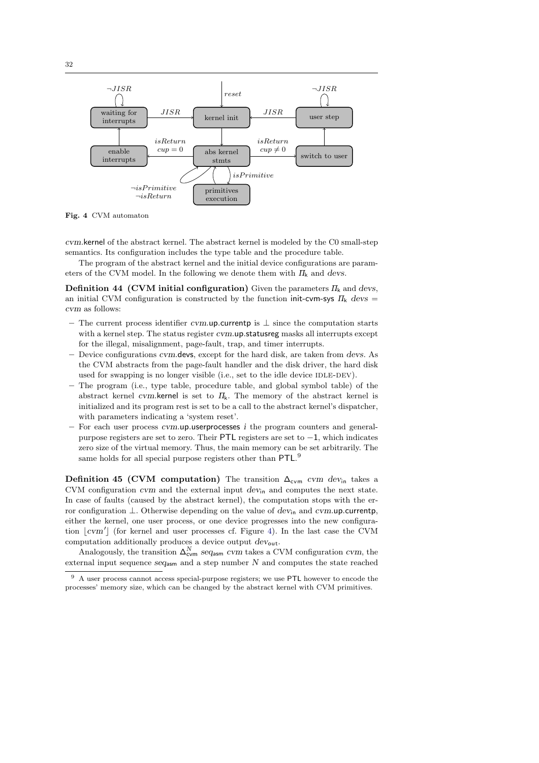**Fig. 4** CVM automaton

*cvm*.kernel of the abstract kernel. The abstract kernel is modeled by the C0 small-step semantics. Its configuration includes the type table and the procedure table.

The program of the abstract kernel and the initial device configurations are parameters of the CVM model. In the following we denote them with $\Pi_\mathsf{k}$ and *devs*.

**Definition 44 (CVM initial configuration)** Given the parameters $\Pi_\mathsf{k}$ and *devs*, an initial CVM configuration is constructed by the function init-cvm-sys $\Pi_\mathsf{k}$ $devs = cvm$ as follows:

- The current process identifier *cvm*.up.currentp is $\perp$ since the computation starts with a kernel step. The status register *cvm*.up.statusreg masks all interrupts except for the illegal, misalignment, page-fault, trap, and timer interrupts.
- Device configurations *cvm*.devs, except for the hard disk, are taken from *devs*. As the CVM abstracts from the page-fault handler and the disk driver, the hard disk used for swapping is no longer visible (i.e., set to the idle device IDLE-DEV).
- The program (i.e., type table, procedure table, and global symbol table) of the abstract kernel *cvm*.kernel is set to $\Pi_\mathsf{k}$. The memory of the abstract kernel is initialized and its program rest is set to be a call to the abstract kernel's dispatcher, with parameters indicating a 'system reset'.
- For each user process *cvm*.up.userprocesses *i* the program counters and general-purpose registers are set to zero. Their PTL registers are set to $-1$, which indicates zero size of the virtual memory. Thus, the main memory can be set arbitrarily. The same holds for all special purpose registers other than PTL.[9]

**Definition 45 (CVM computation)** The transition $\Delta_\mathsf{cvm}$ $cvm$ $dev_\mathsf{in}$ takes a CVM configuration *cvm* and the external input $dev_\mathsf{in}$ and computes the next state. In case of faults (caused by the abstract kernel), the computation stops with the error configuration $\perp$. Otherwise depending on the value of $dev_\mathsf{in}$ and *cvm*.up.currentp, either the kernel, one user process, or one device progresses into the new configuration $\lfloor cvm' \rfloor$ (for kernel and user processes cf. Figure 4). In the last case the CVM computation additionally produces a device output $dev_\mathsf{out}$.

Analogously, the transition $\Delta^N_\mathsf{cvm}$ $seq_\mathsf{asm}$ $cvm$ takes a CVM configuration *cvm*, the external input sequence $seq_\mathsf{asm}$ and a step number $N$ and computes the state reached

[9] A user process cannot access special-purpose registers; we use PTL however to encode the processes' memory size, which can be changed by the abstract kernel with CVM primitives.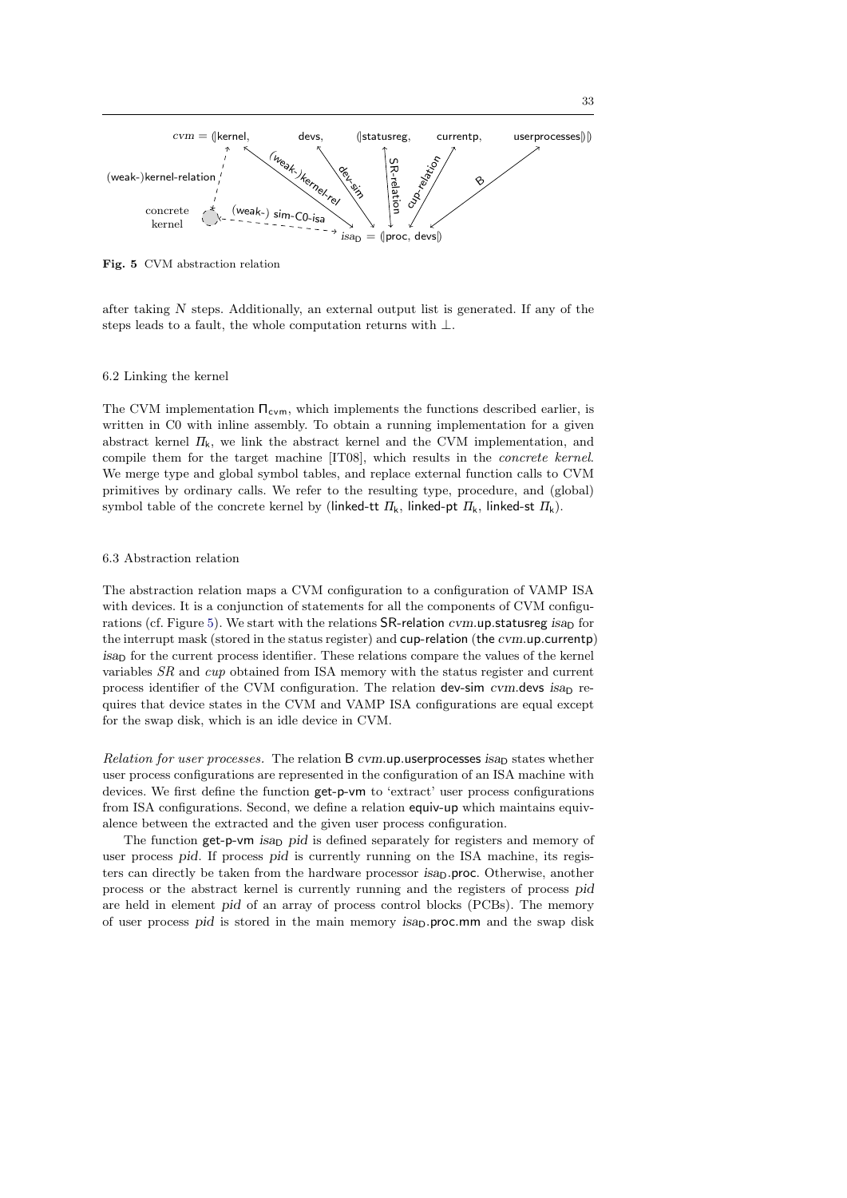$cvm = (\!|$kernel, devs, $(\!|$statusreg, currentp, userprocesses$|\!)\,|\!)$

(weak-)kernel-relation — (weak-)kernel-rel — dev-sim — SR-relation — cup-relation — B

concrete kernel — (weak-) sim-C0-isa — $isa_\mathsf{D} = (\!|$proc, devs$|\!)$

**Fig. 5** CVM abstraction relation

after taking $N$ steps. Additionally, an external output list is generated. If any of the steps leads to a fault, the whole computation returns with $\bot$.

### 6.2 Linking the kernel

The CVM implementation $\Pi_\mathsf{cvm}$, which implements the functions described earlier, is written in C0 with inline assembly. To obtain a running implementation for a given abstract kernel $\Pi_\mathsf{k}$, we link the abstract kernel and the CVM implementation, and compile them for the target machine [IT08], which results in the *concrete kernel*. We merge type and global symbol tables, and replace external function calls to CVM primitives by ordinary calls. We refer to the resulting type, procedure, and (global) symbol table of the concrete kernel by (linked-tt $\Pi_\mathsf{k}$, linked-pt $\Pi_\mathsf{k}$, linked-st $\Pi_\mathsf{k}$).

### 6.3 Abstraction relation

The abstraction relation maps a CVM configuration to a configuration of VAMP ISA with devices. It is a conjunction of statements for all the components of CVM configurations (cf. Figure 5). We start with the relations SR-relation *cvm*.up.statusreg $isa_\mathsf{D}$ for the interrupt mask (stored in the status register) and cup-relation (the *cvm*.up.currentp) $isa_\mathsf{D}$ for the current process identifier. These relations compare the values of the kernel variables *SR* and *cup* obtained from ISA memory with the status register and current process identifier of the CVM configuration. The relation dev-sim *cvm*.devs $isa_\mathsf{D}$ requires that device states in the CVM and VAMP ISA configurations are equal except for the swap disk, which is an idle device in CVM.

*Relation for user processes.* The relation B *cvm*.up.userprocesses $isa_\mathsf{D}$ states whether user process configurations are represented in the configuration of an ISA machine with devices. We first define the function get-p-vm to 'extract' user process configurations from ISA configurations. Second, we define a relation equiv-up which maintains equivalence between the extracted and the given user process configuration.

The function get-p-vm $isa_\mathsf{D}$ *pid* is defined separately for registers and memory of user process *pid*. If process *pid* is currently running on the ISA machine, its registers can directly be taken from the hardware processor $isa_\mathsf{D}$.proc. Otherwise, another process or the abstract kernel is currently running and the registers of process *pid* are held in element *pid* of an array of process control blocks (PCBs). The memory of user process *pid* is stored in the main memory $isa_\mathsf{D}$.proc.mm and the swap disk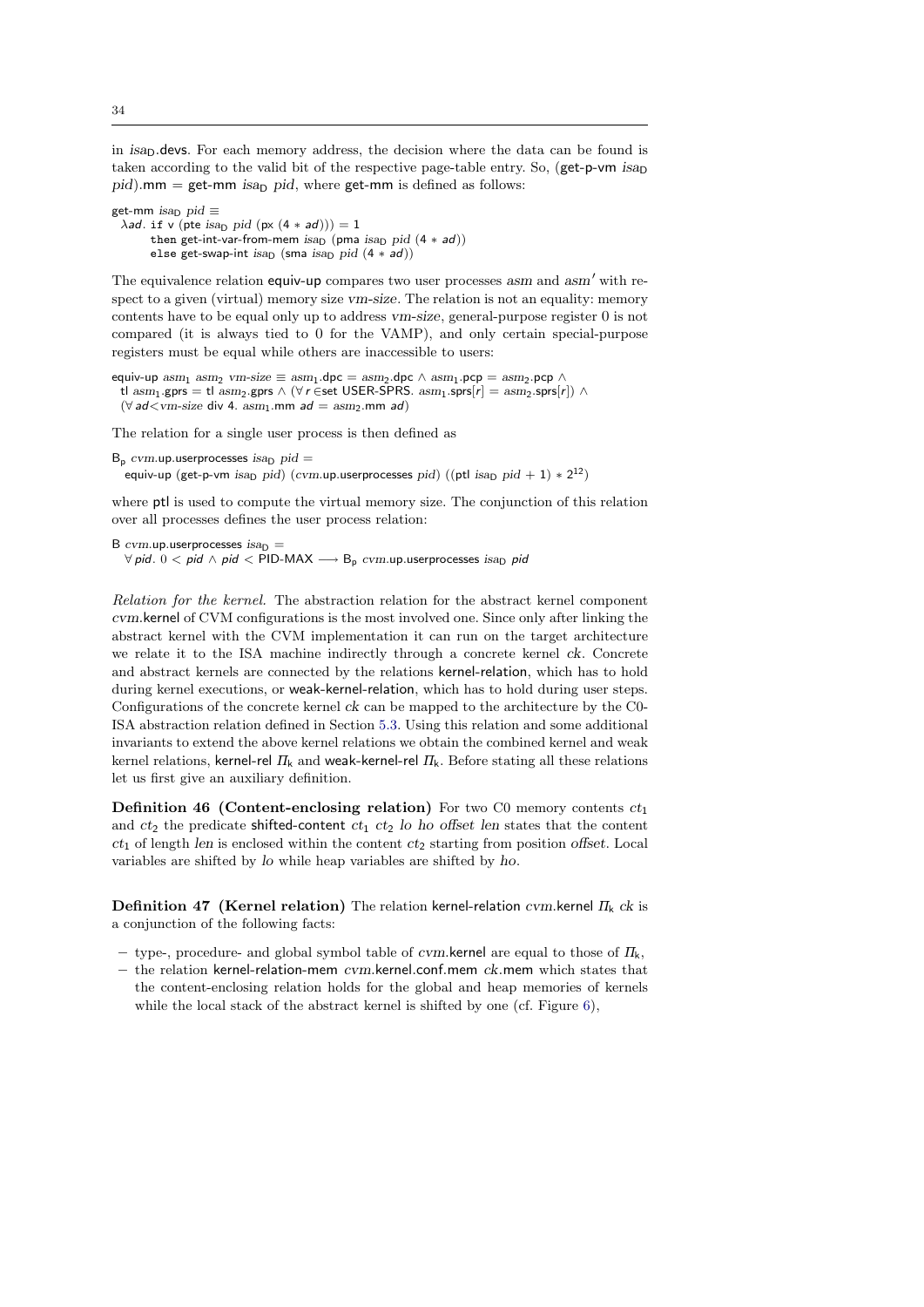in $isa_D$.devs. For each memory address, the decision where the data can be found is taken according to the valid bit of the respective page-table entry. So, (get-p-vm $isa_D$ $pid$).mm = get-mm $isa_D$ $pid$, where get-mm is defined as follows:

```
get-mm isa_D pid ≡
  λad. if v (pte isa_D pid (px (4 * ad))) = 1
       then get-int-var-from-mem isa_D (pma isa_D pid (4 * ad))
       else get-swap-int isa_D (sma isa_D pid (4 * ad))
```

The equivalence relation equiv-up compares two user processes $asm$ and $asm'$ with respect to a given (virtual) memory size $vm\text{-}size$. The relation is not an equality: memory contents have to be equal only up to address $vm\text{-}size$, general-purpose register 0 is not compared (it is always tied to 0 for the VAMP), and only certain special-purpose registers must be equal while others are inaccessible to users:

```
equiv-up asm_1 asm_2 vm-size ≡ asm_1.dpc = asm_2.dpc ∧ asm_1.pcp = asm_2.pcp ∧
  tl asm_1.gprs = tl asm_2.gprs ∧ (∀ r ∈set USER-SPRS. asm_1.sprs[r] = asm_2.sprs[r]) ∧
  (∀ ad<vm-size div 4. asm_1.mm ad = asm_2.mm ad)
```

The relation for a single user process is then defined as

```
B_p cvm.up.userprocesses isa_D pid =
  equiv-up (get-p-vm isa_D pid) (cvm.up.userprocesses pid) ((ptl isa_D pid + 1) * 2^12)
```

where ptl is used to compute the virtual memory size. The conjunction of this relation over all processes defines the user process relation:

```
B cvm.up.userprocesses isa_D =
  ∀ pid. 0 < pid ∧ pid < PID-MAX ⟶ B_p cvm.up.userprocesses isa_D pid
```

*Relation for the kernel.* The abstraction relation for the abstract kernel component $cvm$.kernel of CVM configurations is the most involved one. Since only after linking the abstract kernel with the CVM implementation it can run on the target architecture we relate it to the ISA machine indirectly through a concrete kernel $ck$. Concrete and abstract kernels are connected by the relations kernel-relation, which has to hold during kernel executions, or weak-kernel-relation, which has to hold during user steps. Configurations of the concrete kernel $ck$ can be mapped to the architecture by the C0-ISA abstraction relation defined in Section 5.3. Using this relation and some additional invariants to extend the above kernel relations we obtain the combined kernel and weak kernel relations, kernel-rel $\Pi_k$ and weak-kernel-rel $\Pi_k$. Before stating all these relations let us first give an auxiliary definition.

**Definition 46 (Content-enclosing relation)** For two C0 memory contents $ct_1$ and $ct_2$ the predicate shifted-content $ct_1$ $ct_2$ $lo$ $ho$ $offset$ $len$ states that the content $ct_1$ of length $len$ is enclosed within the content $ct_2$ starting from position $offset$. Local variables are shifted by $lo$ while heap variables are shifted by $ho$.

**Definition 47 (Kernel relation)** The relation kernel-relation $cvm$.kernel $\Pi_k$ $ck$ is a conjunction of the following facts:

- type-, procedure- and global symbol table of $cvm$.kernel are equal to those of $\Pi_k$,
- the relation kernel-relation-mem $cvm$.kernel.conf.mem $ck$.mem which states that the content-enclosing relation holds for the global and heap memories of kernels while the local stack of the abstract kernel is shifted by one (cf. Figure 6),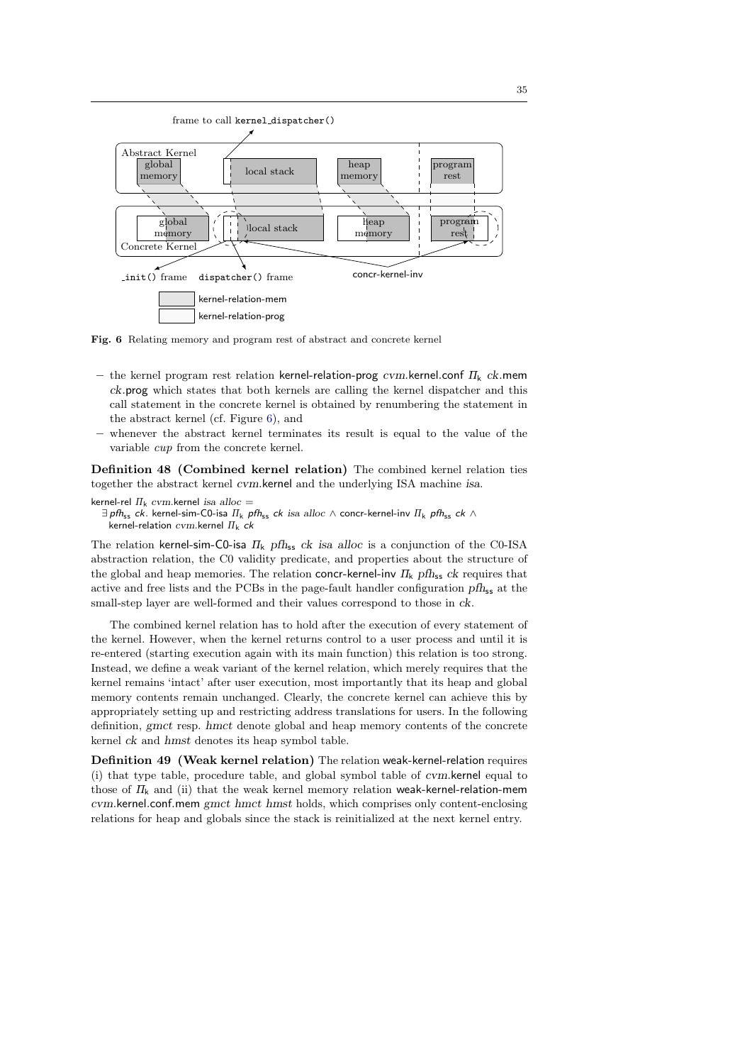Fig. 6 Relating memory and program rest of abstract and concrete kernel

- the kernel program rest relation kernel-relation-prog *cvm*.kernel.conf $\Pi_k$ *ck*.mem *ck*.prog which states that both kernels are calling the kernel dispatcher and this call statement in the concrete kernel is obtained by renumbering the statement in the abstract kernel (cf. Figure 6), and
- whenever the abstract kernel terminates its result is equal to the value of the variable *cup* from the concrete kernel.

**Definition 48 (Combined kernel relation)** The combined kernel relation ties together the abstract kernel *cvm*.kernel and the underlying ISA machine *isa*.

kernel-rel $\Pi_k$ *cvm*.kernel *isa alloc* =
$\exists$ $pfh_{ss}$ *ck*. kernel-sim-C0-isa $\Pi_k$ $pfh_{ss}$ *ck isa alloc* $\wedge$ concr-kernel-inv $\Pi_k$ $pfh_{ss}$ *ck* $\wedge$
kernel-relation *cvm*.kernel $\Pi_k$ *ck*

The relation kernel-sim-C0-isa $\Pi_k$ $pfh_{ss}$ *ck isa alloc* is a conjunction of the C0-ISA abstraction relation, the C0 validity predicate, and properties about the structure of the global and heap memories. The relation concr-kernel-inv $\Pi_k$ $pfh_{ss}$ *ck* requires that active and free lists and the PCBs in the page-fault handler configuration $pfh_{ss}$ at the small-step layer are well-formed and their values correspond to those in *ck*.

The combined kernel relation has to hold after the execution of every statement of the kernel. However, when the kernel returns control to a user process and until it is re-entered (starting execution again with its main function) this relation is too strong. Instead, we define a weak variant of the kernel relation, which merely requires that the kernel remains 'intact' after user execution, most importantly that its heap and global memory contents remain unchanged. Clearly, the concrete kernel can achieve this by appropriately setting up and restricting address translations for users. In the following definition, *gmct* resp. *hmct* denote global and heap memory contents of the concrete kernel *ck* and *hmst* denotes its heap symbol table.

**Definition 49 (Weak kernel relation)** The relation weak-kernel-relation requires (i) that type table, procedure table, and global symbol table of *cvm*.kernel equal to those of $\Pi_k$ and (ii) that the weak kernel memory relation weak-kernel-relation-mem *cvm*.kernel.conf.mem *gmct hmct hmst* holds, which comprises only content-enclosing relations for heap and globals since the stack is reinitialized at the next kernel entry.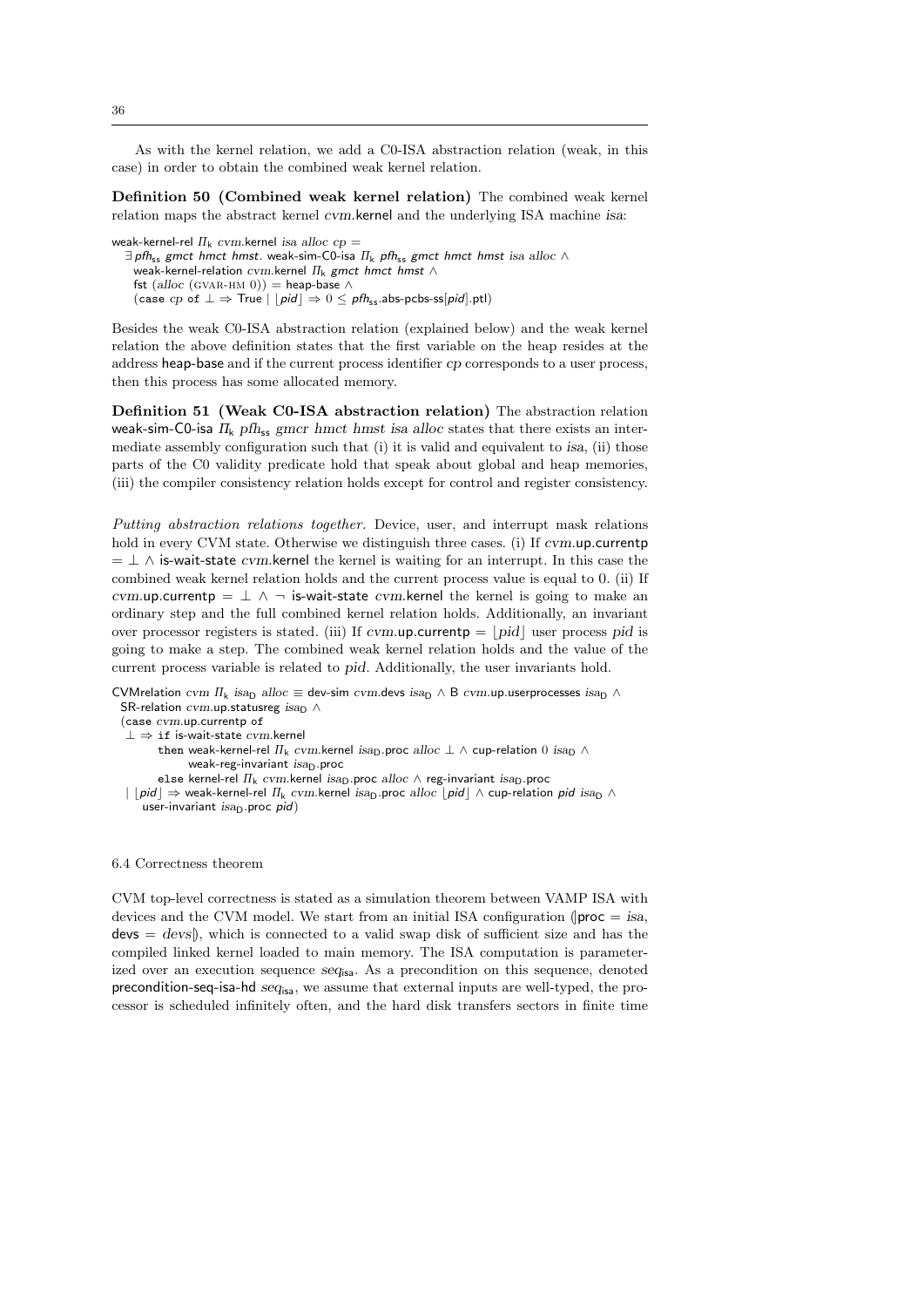As with the kernel relation, we add a C0-ISA abstraction relation (weak, in this case) in order to obtain the combined weak kernel relation.

**Definition 50 (Combined weak kernel relation)** The combined weak kernel relation maps the abstract kernel *cvm*.kernel and the underlying ISA machine *isa*:

```
weak-kernel-rel Πk cvm.kernel isa alloc cp =
  ∃ pfhss gmct hmct hmst. weak-sim-C0-isa Πk pfhss gmct hmct hmst isa alloc ∧
    weak-kernel-relation cvm.kernel Πk gmct hmct hmst ∧
    fst (alloc (GVAR-HM 0)) = heap-base ∧
    (case cp of ⊥ ⇒ True | ⌊pid⌋ ⇒ 0 ≤ pfhss.abs-pcbs-ss[pid].ptl)
```

Besides the weak C0-ISA abstraction relation (explained below) and the weak kernel relation the above definition states that the first variable on the heap resides at the address heap-base and if the current process identifier *cp* corresponds to a user process, then this process has some allocated memory.

**Definition 51 (Weak C0-ISA abstraction relation)** The abstraction relation weak-sim-C0-isa $\Pi_k$ $pfh_{ss}$ *gmcr hmct hmst isa alloc* states that there exists an intermediate assembly configuration such that (i) it is valid and equivalent to *isa*, (ii) those parts of the C0 validity predicate hold that speak about global and heap memories, (iii) the compiler consistency relation holds except for control and register consistency.

*Putting abstraction relations together.* Device, user, and interrupt mask relations hold in every CVM state. Otherwise we distinguish three cases. (i) If *cvm*.up.currentp $= \bot \wedge$ is-wait-state *cvm*.kernel the kernel is waiting for an interrupt. In this case the combined weak kernel relation holds and the current process value is equal to 0. (ii) If *cvm*.up.currentp $= \bot \wedge \neg$ is-wait-state *cvm*.kernel the kernel is going to make an ordinary step and the full combined kernel relation holds. Additionally, an invariant over processor registers is stated. (iii) If *cvm*.up.currentp $= \lfloor pid \rfloor$ user process *pid* is going to make a step. The combined weak kernel relation holds and the value of the current process variable is related to *pid*. Additionally, the user invariants hold.

```
CVMrelation cvm Πk isaD alloc ≡ dev-sim cvm.devs isaD ∧ B cvm.up.userprocesses isaD ∧
  SR-relation cvm.up.statusreg isaD ∧
  (case cvm.up.currentp of
   ⊥ ⇒ if is-wait-state cvm.kernel
        then weak-kernel-rel Πk cvm.kernel isaD.proc alloc ⊥ ∧ cup-relation 0 isaD ∧
             weak-reg-invariant isaD.proc
        else kernel-rel Πk cvm.kernel isaD.proc alloc ∧ reg-invariant isaD.proc
   | ⌊pid⌋ ⇒ weak-kernel-rel Πk cvm.kernel isaD.proc alloc ⌊pid⌋ ∧ cup-relation pid isaD ∧
     user-invariant isaD.proc pid)
```

### 6.4 Correctness theorem

CVM top-level correctness is stated as a simulation theorem between VAMP ISA with devices and the CVM model. We start from an initial ISA configuration (|proc = *isa*, devs = *devs*|), which is connected to a valid swap disk of sufficient size and has the compiled linked kernel loaded to main memory. The ISA computation is parameterized over an execution sequence $seq_{isa}$. As a precondition on this sequence, denoted precondition-seq-isa-hd $seq_{isa}$, we assume that external inputs are well-typed, the processor is scheduled infinitely often, and the hard disk transfers sectors in finite time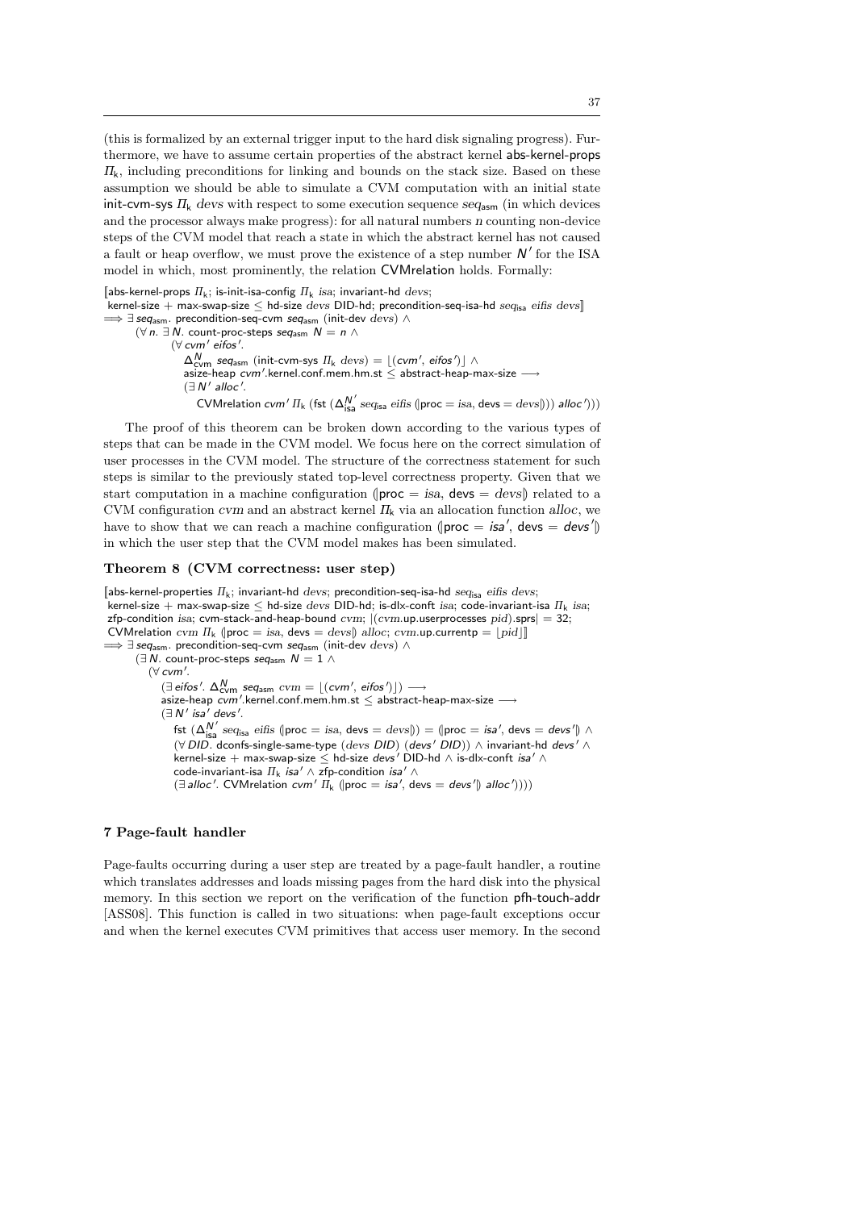(this is formalized by an external trigger input to the hard disk signaling progress). Furthermore, we have to assume certain properties of the abstract kernel abs-kernel-props $\Pi_k$, including preconditions for linking and bounds on the stack size. Based on these assumption we should be able to simulate a CVM computation with an initial state init-cvm-sys $\Pi_k$ *devs* with respect to some execution sequence $seq_{asm}$ (in which devices and the processor always make progress): for all natural numbers $n$ counting non-device steps of the CVM model that reach a state in which the abstract kernel has not caused a fault or heap overflow, we must prove the existence of a step number $N'$ for the ISA model in which, most prominently, the relation CVMrelation holds. Formally:

$$
\begin{array}{l}
[\![\text{abs-kernel-props } \Pi_k;\ \text{is-init-isa-config } \Pi_k\ isa;\ \text{invariant-hd } devs;\\
\ \text{kernel-size} + \text{max-swap-size} \le \text{hd-size } devs \text{ DID-hd};\ \text{precondition-seq-isa-hd } seq_{isa}\ eifis\ devs]\!]\\
\Longrightarrow \exists\, seq_{asm}.\ \text{precondition-seq-cvm } seq_{asm}\ (\text{init-dev } devs) \wedge\\
\quad (\forall\, n.\ \exists\, N.\ \text{count-proc-steps } seq_{asm}\ N = n \wedge\\
\qquad (\forall\, cvm'\ eifos'.\\
\qquad\quad \Delta^{N}_{cvm}\ seq_{asm}\ (\text{init-cvm-sys } \Pi_k\ devs) = \lfloor (cvm', eifos') \rfloor \wedge\\
\qquad\quad \text{asize-heap } cvm'.\text{kernel.conf.mem.hm.st} \le \text{abstract-heap-max-size} \longrightarrow\\
\qquad\quad (\exists\, N'\ alloc'.\\
\qquad\qquad \text{CVMrelation } cvm'\ \Pi_k\ (\text{fst } (\Delta^{N'}_{isa}\ seq_{isa}\ eifis\ (\!|\text{proc} = isa, \text{devs} = devs|\!)))\ alloc')))
\end{array}
$$

The proof of this theorem can be broken down according to the various types of steps that can be made in the CVM model. We focus here on the correct simulation of user processes in the CVM model. The structure of the correctness statement for such steps is similar to the previously stated top-level correctness property. Given that we start computation in a machine configuration $(\!|\text{proc} = isa, \text{devs} = devs|\!)$ related to a CVM configuration $cvm$ and an abstract kernel $\Pi_k$ via an allocation function $alloc$, we have to show that we can reach a machine configuration $(\!|\text{proc} = isa', \text{devs} = devs'|\!)$ in which the user step that the CVM model makes has been simulated.

**Theorem 8 (CVM correctness: user step)**

$$
\begin{array}{l}
[\![\text{abs-kernel-properties } \Pi_k;\ \text{invariant-hd } devs;\ \text{precondition-seq-isa-hd } seq_{isa}\ eifis\ devs;\\
\ \text{kernel-size} + \text{max-swap-size} \le \text{hd-size } devs \text{ DID-hd};\ \text{is-dlx-conft } isa;\ \text{code-invariant-isa } \Pi_k\ isa;\\
\ \text{zfp-condition } isa;\ \text{cvm-stack-and-heap-bound } cvm;\ |(cvm.\text{up.userprocesses } pid).\text{sprs}| = 32;\\
\ \text{CVMrelation } cvm\ \Pi_k\ (\!|\text{proc} = isa, \text{devs} = devs|\!)\ alloc;\ cvm.\text{up.currentp} = \lfloor pid \rfloor]\!]\\
\Longrightarrow \exists\, seq_{asm}.\ \text{precondition-seq-cvm } seq_{asm}\ (\text{init-dev } devs) \wedge\\
\quad (\exists\, N.\ \text{count-proc-steps } seq_{asm}\ N = 1 \wedge\\
\qquad (\forall\, cvm'.\\
\qquad\quad (\exists\, eifos'.\ \Delta^{N}_{cvm}\ seq_{asm}\ cvm = \lfloor (cvm', eifos') \rfloor) \longrightarrow\\
\qquad\quad \text{asize-heap } cvm'.\text{kernel.conf.mem.hm.st} \le \text{abstract-heap-max-size} \longrightarrow\\
\qquad\quad (\exists\, N'\ isa'\ devs'.\\
\qquad\qquad \text{fst } (\Delta^{N'}_{isa}\ seq_{isa}\ eifis\ (\!|\text{proc} = isa, \text{devs} = devs|\!)) = (\!|\text{proc} = isa', \text{devs} = devs'|\!) \wedge\\
\qquad\qquad (\forall\, DID.\ \text{dconfs-single-same-type } (devs\ DID)\ (devs'\ DID)) \wedge \text{invariant-hd } devs' \wedge\\
\qquad\qquad \text{kernel-size} + \text{max-swap-size} \le \text{hd-size } devs' \text{ DID-hd} \wedge \text{is-dlx-conft } isa' \wedge\\
\qquad\qquad \text{code-invariant-isa } \Pi_k\ isa' \wedge \text{zfp-condition } isa' \wedge\\
\qquad\qquad (\exists\, alloc'.\ \text{CVMrelation } cvm'\ \Pi_k\ (\!|\text{proc} = isa', \text{devs} = devs'|\!)\ alloc'))))
\end{array}
$$

## 7 Page-fault handler

Page-faults occurring during a user step are treated by a page-fault handler, a routine which translates addresses and loads missing pages from the hard disk into the physical memory. In this section we report on the verification of the function pfh-touch-addr [ASS08]. This function is called in two situations: when page-fault exceptions occur and when the kernel executes CVM primitives that access user memory. In the second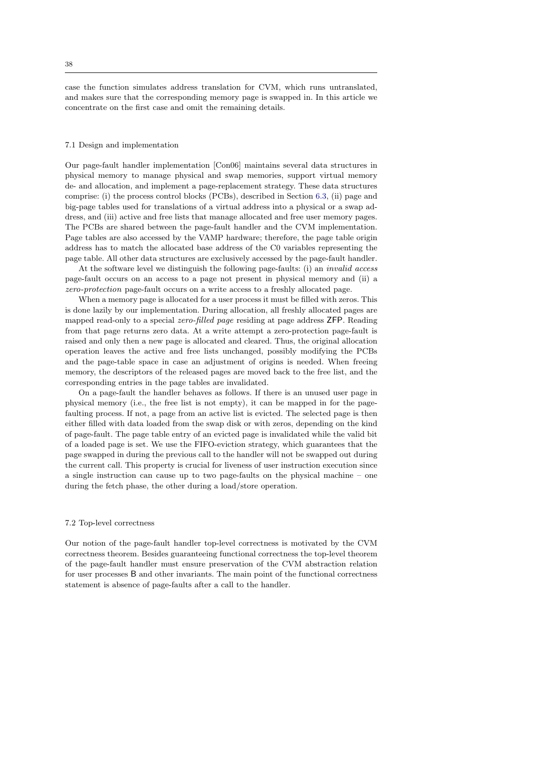case the function simulates address translation for CVM, which runs untranslated, and makes sure that the corresponding memory page is swapped in. In this article we concentrate on the first case and omit the remaining details.

### 7.1 Design and implementation

Our page-fault handler implementation [Con06] maintains several data structures in physical memory to manage physical and swap memories, support virtual memory de- and allocation, and implement a page-replacement strategy. These data structures comprise: (i) the process control blocks (PCBs), described in Section 6.3, (ii) page and big-page tables used for translations of a virtual address into a physical or a swap address, and (iii) active and free lists that manage allocated and free user memory pages. The PCBs are shared between the page-fault handler and the CVM implementation. Page tables are also accessed by the VAMP hardware; therefore, the page table origin address has to match the allocated base address of the C0 variables representing the page table. All other data structures are exclusively accessed by the page-fault handler.

At the software level we distinguish the following page-faults: (i) an *invalid access* page-fault occurs on an access to a page not present in physical memory and (ii) a *zero-protection* page-fault occurs on a write access to a freshly allocated page.

When a memory page is allocated for a user process it must be filled with zeros. This is done lazily by our implementation. During allocation, all freshly allocated pages are mapped read-only to a special *zero-filled page* residing at page address $\mathsf{ZFP}$. Reading from that page returns zero data. At a write attempt a zero-protection page-fault is raised and only then a new page is allocated and cleared. Thus, the original allocation operation leaves the active and free lists unchanged, possibly modifying the PCBs and the page-table space in case an adjustment of origins is needed. When freeing memory, the descriptors of the released pages are moved back to the free list, and the corresponding entries in the page tables are invalidated.

On a page-fault the handler behaves as follows. If there is an unused user page in physical memory (i.e., the free list is not empty), it can be mapped in for the page-faulting process. If not, a page from an active list is evicted. The selected page is then either filled with data loaded from the swap disk or with zeros, depending on the kind of page-fault. The page table entry of an evicted page is invalidated while the valid bit of a loaded page is set. We use the FIFO-eviction strategy, which guarantees that the page swapped in during the previous call to the handler will not be swapped out during the current call. This property is crucial for liveness of user instruction execution since a single instruction can cause up to two page-faults on the physical machine – one during the fetch phase, the other during a load/store operation.

### 7.2 Top-level correctness

Our notion of the page-fault handler top-level correctness is motivated by the CVM correctness theorem. Besides guaranteeing functional correctness the top-level theorem of the page-fault handler must ensure preservation of the CVM abstraction relation for user processes $\mathsf{B}$ and other invariants. The main point of the functional correctness statement is absence of page-faults after a call to the handler.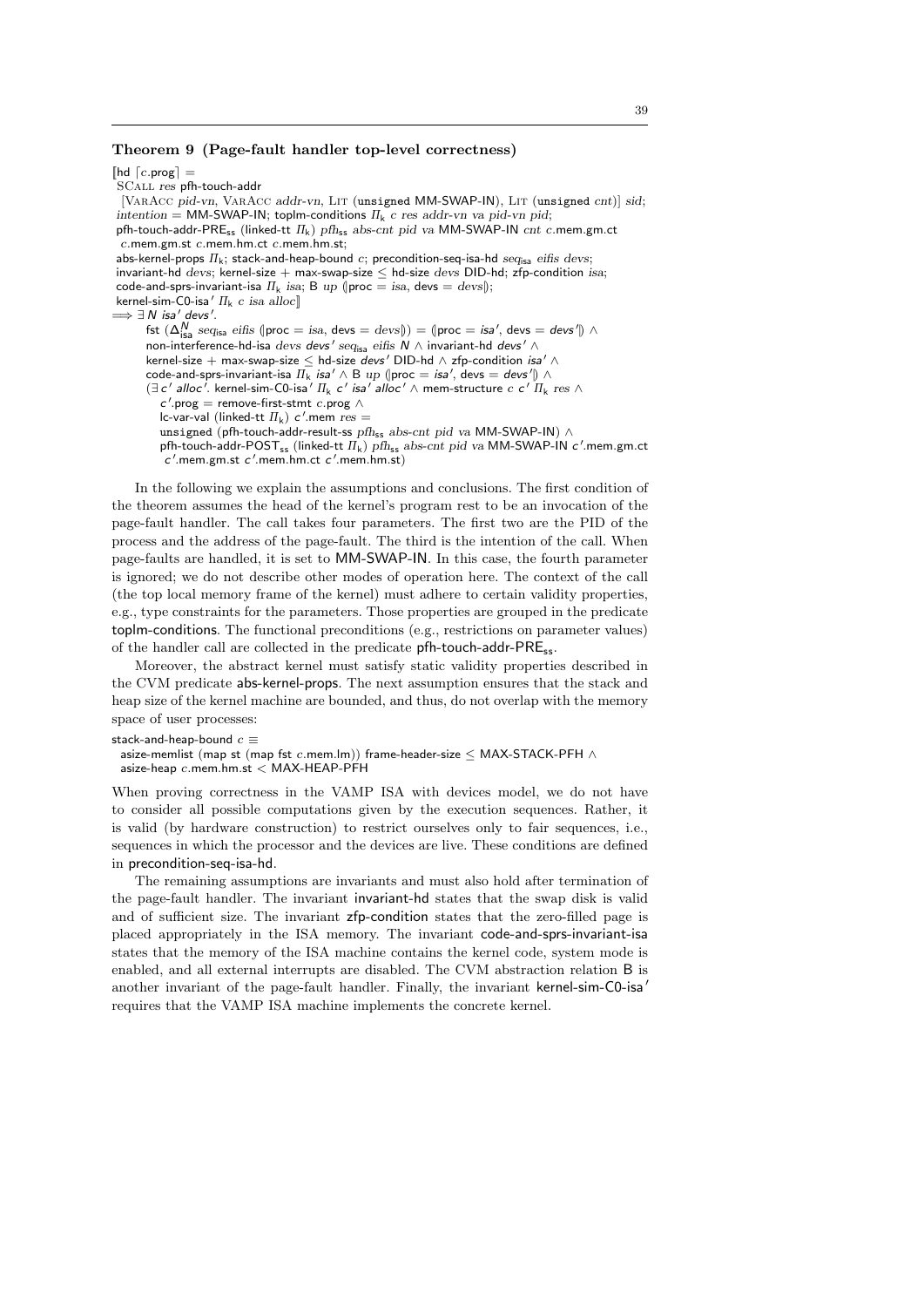**Theorem 9 (Page-fault handler top-level correctness)**

$[\![$hd $\lceil c.$prog$\rceil$ =
 SCall *res* pfh-touch-addr
 [VarAcc *pid-vn*, VarAcc *addr-vn*, Lit (unsigned MM-SWAP-IN), Lit (unsigned *cnt*)] *sid*;
 *intention* = MM-SWAP-IN; toplm-conditions $\Pi_k$ *c res addr-vn va pid-vn pid*;
 pfh-touch-addr-PRE$_{ss}$ (linked-tt $\Pi_k$) *pfh*$_{ss}$ *abs-cnt pid va* MM-SWAP-IN *cnt c*.mem.gm.ct
 *c*.mem.gm.st *c*.mem.hm.ct *c*.mem.hm.st;
 abs-kernel-props $\Pi_k$; stack-and-heap-bound *c*; precondition-seq-isa-hd *seq*$_{isa}$ *eifis devs*;
 invariant-hd *devs*; kernel-size + max-swap-size $\leq$ hd-size *devs* DID-hd; zfp-condition *isa*;
 code-and-sprs-invariant-isa $\Pi_k$ *isa*; B *up* (|proc = *isa*, devs = *devs*|);
 kernel-sim-C0-isa′ $\Pi_k$ *c isa alloc*$]\!]$
$\Longrightarrow \exists$ *N isa′ devs′*.
  fst ($\Delta^N_{isa}$ *seq*$_{isa}$ *eifis* (|proc = *isa*, devs = *devs*|)) = (|proc = *isa′*, devs = *devs′*|) $\wedge$
  non-interference-hd-isa *devs devs′ seq*$_{isa}$ *eifis N* $\wedge$ invariant-hd *devs′* $\wedge$
  kernel-size + max-swap-size $\leq$ hd-size *devs′* DID-hd $\wedge$ zfp-condition *isa′* $\wedge$
  code-and-sprs-invariant-isa $\Pi_k$ *isa′* $\wedge$ B *up* (|proc = *isa′*, devs = *devs′*|) $\wedge$
  ($\exists$ *c′ alloc′*. kernel-sim-C0-isa′ $\Pi_k$ *c′ isa′ alloc′* $\wedge$ mem-structure *c c′* $\Pi_k$ *res* $\wedge$
   *c′*.prog = remove-first-stmt *c*.prog $\wedge$
   lc-var-val (linked-tt $\Pi_k$) *c′*.mem *res* =
   unsigned (pfh-touch-addr-result-ss *pfh*$_{ss}$ *abs-cnt pid va* MM-SWAP-IN) $\wedge$
   pfh-touch-addr-POST$_{ss}$ (linked-tt $\Pi_k$) *pfh*$_{ss}$ *abs-cnt pid va* MM-SWAP-IN *c′*.mem.gm.ct
   *c′*.mem.gm.st *c′*.mem.hm.ct *c′*.mem.hm.st)

In the following we explain the assumptions and conclusions. The first condition of the theorem assumes the head of the kernel's program rest to be an invocation of the page-fault handler. The call takes four parameters. The first two are the PID of the process and the address of the page-fault. The third is the intention of the call. When page-faults are handled, it is set to MM-SWAP-IN. In this case, the fourth parameter is ignored; we do not describe other modes of operation here. The context of the call (the top local memory frame of the kernel) must adhere to certain validity properties, e.g., type constraints for the parameters. Those properties are grouped in the predicate toplm-conditions. The functional preconditions (e.g., restrictions on parameter values) of the handler call are collected in the predicate pfh-touch-addr-PRE$_{ss}$.

Moreover, the abstract kernel must satisfy static validity properties described in the CVM predicate abs-kernel-props. The next assumption ensures that the stack and heap size of the kernel machine are bounded, and thus, do not overlap with the memory space of user processes:

stack-and-heap-bound *c* $\equiv$
 asize-memlist (map st (map fst *c*.mem.lm)) frame-header-size $\leq$ MAX-STACK-PFH $\wedge$
 asize-heap *c*.mem.hm.st < MAX-HEAP-PFH

When proving correctness in the VAMP ISA with devices model, we do not have to consider all possible computations given by the execution sequences. Rather, it is valid (by hardware construction) to restrict ourselves only to fair sequences, i.e., sequences in which the processor and the devices are live. These conditions are defined in precondition-seq-isa-hd.

The remaining assumptions are invariants and must also hold after termination of the page-fault handler. The invariant invariant-hd states that the swap disk is valid and of sufficient size. The invariant zfp-condition states that the zero-filled page is placed appropriately in the ISA memory. The invariant code-and-sprs-invariant-isa states that the memory of the ISA machine contains the kernel code, system mode is enabled, and all external interrupts are disabled. The CVM abstraction relation B is another invariant of the page-fault handler. Finally, the invariant kernel-sim-C0-isa′ requires that the VAMP ISA machine implements the concrete kernel.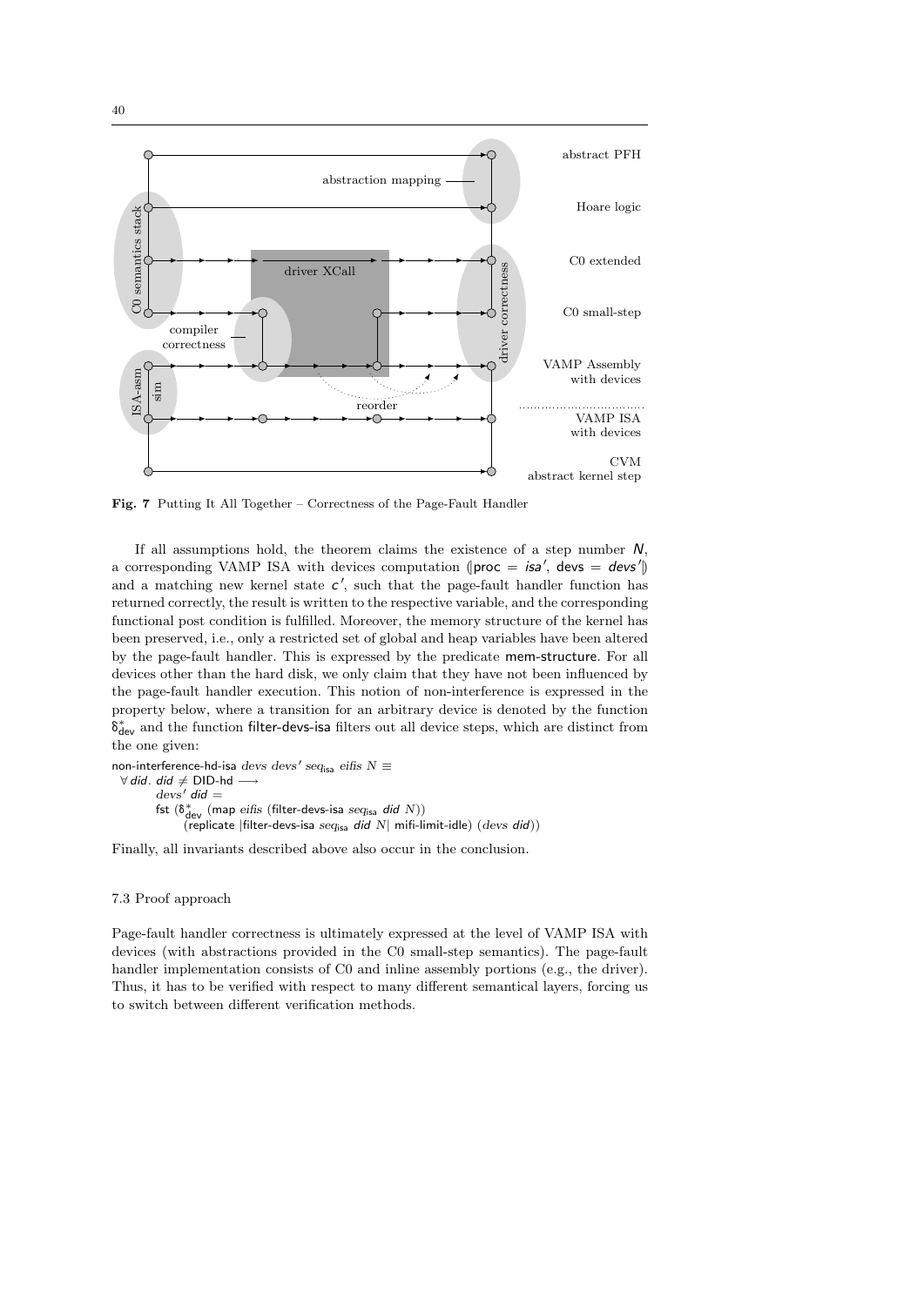**Fig. 7** Putting It All Together – Correctness of the Page-Fault Handler

If all assumptions hold, the theorem claims the existence of a step number $N$, a corresponding VAMP ISA with devices computation (|proc = $isa'$, devs = $devs'$|) and a matching new kernel state $c'$, such that the page-fault handler function has returned correctly, the result is written to the respective variable, and the corresponding functional post condition is fulfilled. Moreover, the memory structure of the kernel has been preserved, i.e., only a restricted set of global and heap variables have been altered by the page-fault handler. This is expressed by the predicate mem-structure. For all devices other than the hard disk, we only claim that they have not been influenced by the page-fault handler execution. This notion of non-interference is expressed in the property below, where a transition for an arbitrary device is denoted by the function $\delta^*_{\mathsf{dev}}$ and the function filter-devs-isa filters out all device steps, which are distinct from the one given:

```
non-interference-hd-isa devs devs' seq_isa eifis N ≡
  ∀ did. did ≠ DID-hd ⟶
        devs' did =
        fst (δ*_dev (map eifis (filter-devs-isa seq_isa did N))
             (replicate |filter-devs-isa seq_isa did N| mifi-limit-idle) (devs did))
```

Finally, all invariants described above also occur in the conclusion.

### 7.3 Proof approach

Page-fault handler correctness is ultimately expressed at the level of VAMP ISA with devices (with abstractions provided in the C0 small-step semantics). The page-fault handler implementation consists of C0 and inline assembly portions (e.g., the driver). Thus, it has to be verified with respect to many different semantical layers, forcing us to switch between different verification methods.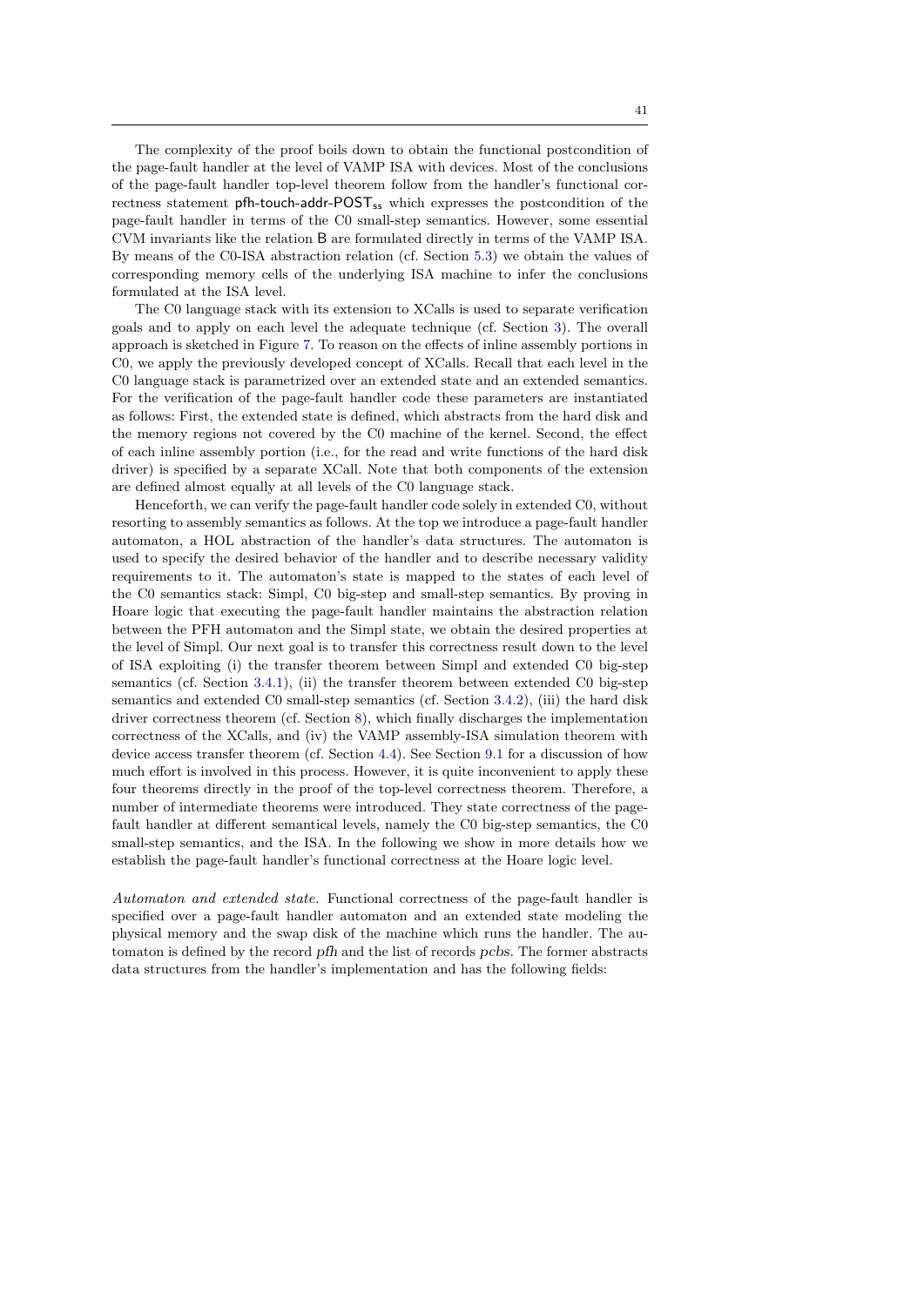The complexity of the proof boils down to obtain the functional postcondition of the page-fault handler at the level of VAMP ISA with devices. Most of the conclusions of the page-fault handler top-level theorem follow from the handler's functional correctness statement $\mathsf{pfh\text{-}touch\text{-}addr\text{-}POST_{ss}}$ which expresses the postcondition of the page-fault handler in terms of the C0 small-step semantics. However, some essential CVM invariants like the relation $\mathsf{B}$ are formulated directly in terms of the VAMP ISA. By means of the C0-ISA abstraction relation (cf. Section 5.3) we obtain the values of corresponding memory cells of the underlying ISA machine to infer the conclusions formulated at the ISA level.

The C0 language stack with its extension to XCalls is used to separate verification goals and to apply on each level the adequate technique (cf. Section 3). The overall approach is sketched in Figure 7. To reason on the effects of inline assembly portions in C0, we apply the previously developed concept of XCalls. Recall that each level in the C0 language stack is parametrized over an extended state and an extended semantics. For the verification of the page-fault handler code these parameters are instantiated as follows: First, the extended state is defined, which abstracts from the hard disk and the memory regions not covered by the C0 machine of the kernel. Second, the effect of each inline assembly portion (i.e., for the read and write functions of the hard disk driver) is specified by a separate XCall. Note that both components of the extension are defined almost equally at all levels of the C0 language stack.

Henceforth, we can verify the page-fault handler code solely in extended C0, without resorting to assembly semantics as follows. At the top we introduce a page-fault handler automaton, a HOL abstraction of the handler's data structures. The automaton is used to specify the desired behavior of the handler and to describe necessary validity requirements to it. The automaton's state is mapped to the states of each level of the C0 semantics stack: Simpl, C0 big-step and small-step semantics. By proving in Hoare logic that executing the page-fault handler code maintains the abstraction relation between the PFH automaton and the Simpl state, we obtain the desired properties at the level of Simpl. Our next goal is to transfer this correctness result down to the level of ISA exploiting (i) the transfer theorem between Simpl and extended C0 big-step semantics (cf. Section 3.4.1), (ii) the transfer theorem between extended C0 big-step semantics and extended C0 small-step semantics (cf. Section 3.4.2), (iii) the hard disk driver correctness theorem (cf. Section 8), which finally discharges the implementation correctness of the XCalls, and (iv) the VAMP assembly-ISA simulation theorem with device access transfer theorem (cf. Section 4.4). See Section 9.1 for a discussion of how much effort is involved in this process. However, it is quite inconvenient to apply these four theorems directly in the proof of the top-level correctness theorem. Therefore, a number of intermediate theorems were introduced. They state correctness of the page-fault handler at different semantical levels, namely the C0 big-step semantics, the C0 small-step semantics, and the ISA. In the following we show in more details how we establish the page-fault handler's functional correctness at the Hoare logic level.

*Automaton and extended state.* Functional correctness of the page-fault handler is specified over a page-fault handler automaton and an extended state modeling the physical memory and the swap disk of the machine which runs the handler. The automaton is defined by the record *pfh* and the list of records *pcbs*. The former abstracts data structures from the handler's implementation and has the following fields: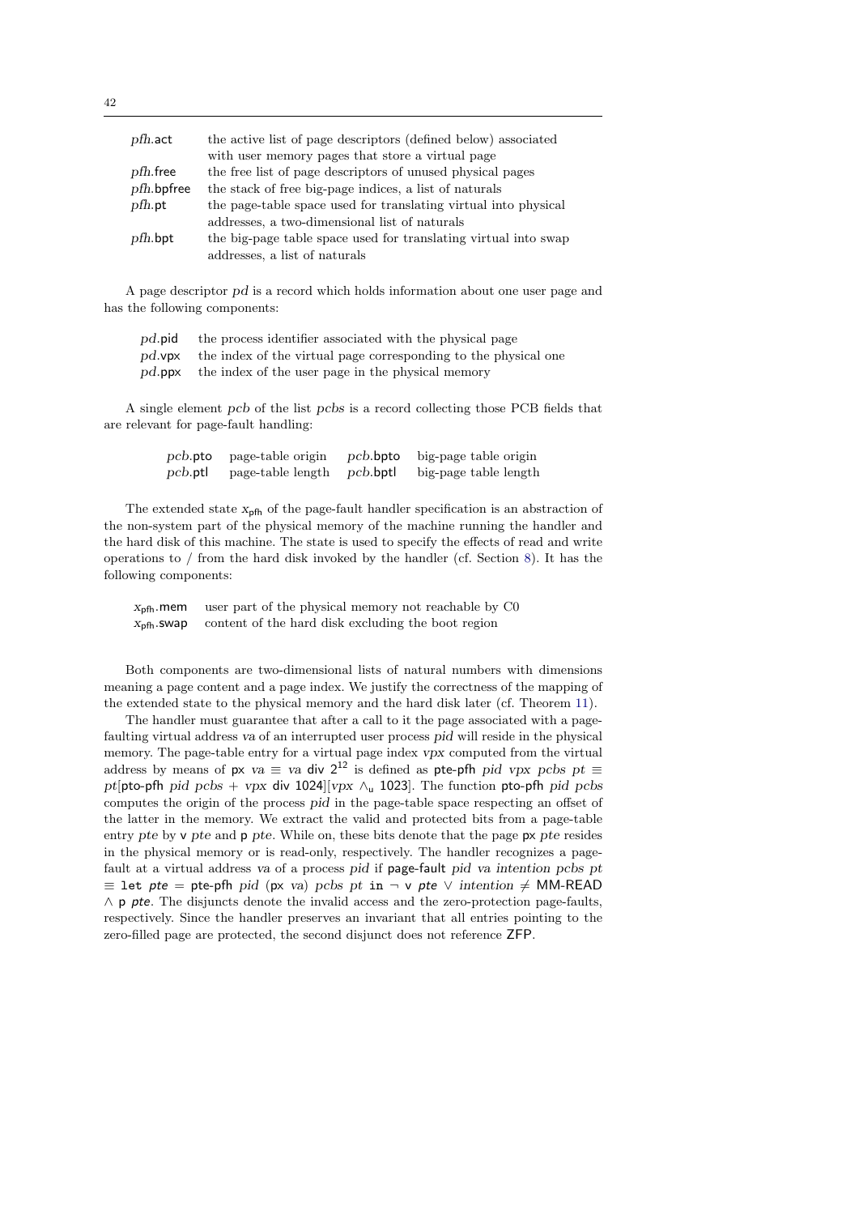| | |
|---|---|
| *pfh*.act | the active list of page descriptors (defined below) associated with user memory pages that store a virtual page |
| *pfh*.free | the free list of page descriptors of unused physical pages |
| *pfh*.bpfree | the stack of free big-page indices, a list of naturals |
| *pfh*.pt | the page-table space used for translating virtual into physical addresses, a two-dimensional list of naturals |
| *pfh*.bpt | the big-page table space used for translating virtual into swap addresses, a list of naturals |

A page descriptor *pd* is a record which holds information about one user page and has the following components:

| | |
|---|---|
| *pd*.pid | the process identifier associated with the physical page |
| *pd*.vpx | the index of the virtual page corresponding to the physical one |
| *pd*.ppx | the index of the user page in the physical memory |

A single element *pcb* of the list *pcbs* is a record collecting those PCB fields that are relevant for page-fault handling:

| | | | |
|---|---|---|---|
| *pcb*.pto | page-table origin | *pcb*.bpto | big-page table origin |
| *pcb*.ptl | page-table length | *pcb*.bptl | big-page table length |

The extended state $x_{\mathsf{pfh}}$ of the page-fault handler specification is an abstraction of the non-system part of the physical memory of the machine running the handler and the hard disk of this machine. The state is used to specify the effects of read and write operations to / from the hard disk invoked by the handler (cf. Section 8). It has the following components:

| | |
|---|---|
| $x_{\mathsf{pfh}}$.mem | user part of the physical memory not reachable by C0 |
| $x_{\mathsf{pfh}}$.swap | content of the hard disk excluding the boot region |

Both components are two-dimensional lists of natural numbers with dimensions meaning a page content and a page index. We justify the correctness of the mapping of the extended state to the physical memory and the hard disk later (cf. Theorem 11).

The handler must guarantee that after a call to it the page associated with a page-faulting virtual address *va* of an interrupted user process *pid* will reside in the physical memory. The page-table entry for a virtual page index *vpx* computed from the virtual address by means of px $va \equiv va$ div $2^{12}$ is defined as pte-pfh *pid vpx pcbs pt* $\equiv$ *pt*[pto-pfh *pid pcbs* + *vpx* div 1024][*vpx* $\wedge_{\mathsf{u}}$ 1023]. The function pto-pfh *pid pcbs* computes the origin of the process *pid* in the page-table space respecting an offset of the latter in the memory. We extract the valid and protected bits from a page-table entry *pte* by v *pte* and p *pte*. While on, these bits denote that the page px *pte* resides in the physical memory or is read-only, respectively. The handler recognizes a page-fault at a virtual address *va* of a process *pid* if page-fault *pid va intention pcbs pt* $\equiv$ let *pte* = pte-pfh *pid* (px *va*) *pcbs pt* in $\neg$ v *pte* $\vee$ *intention* $\neq$ MM-READ $\wedge$ p *pte*. The disjuncts denote the invalid access and the zero-protection page-faults, respectively. Since the handler preserves an invariant that all entries pointing to the zero-filled page are protected, the second disjunct does not reference ZFP.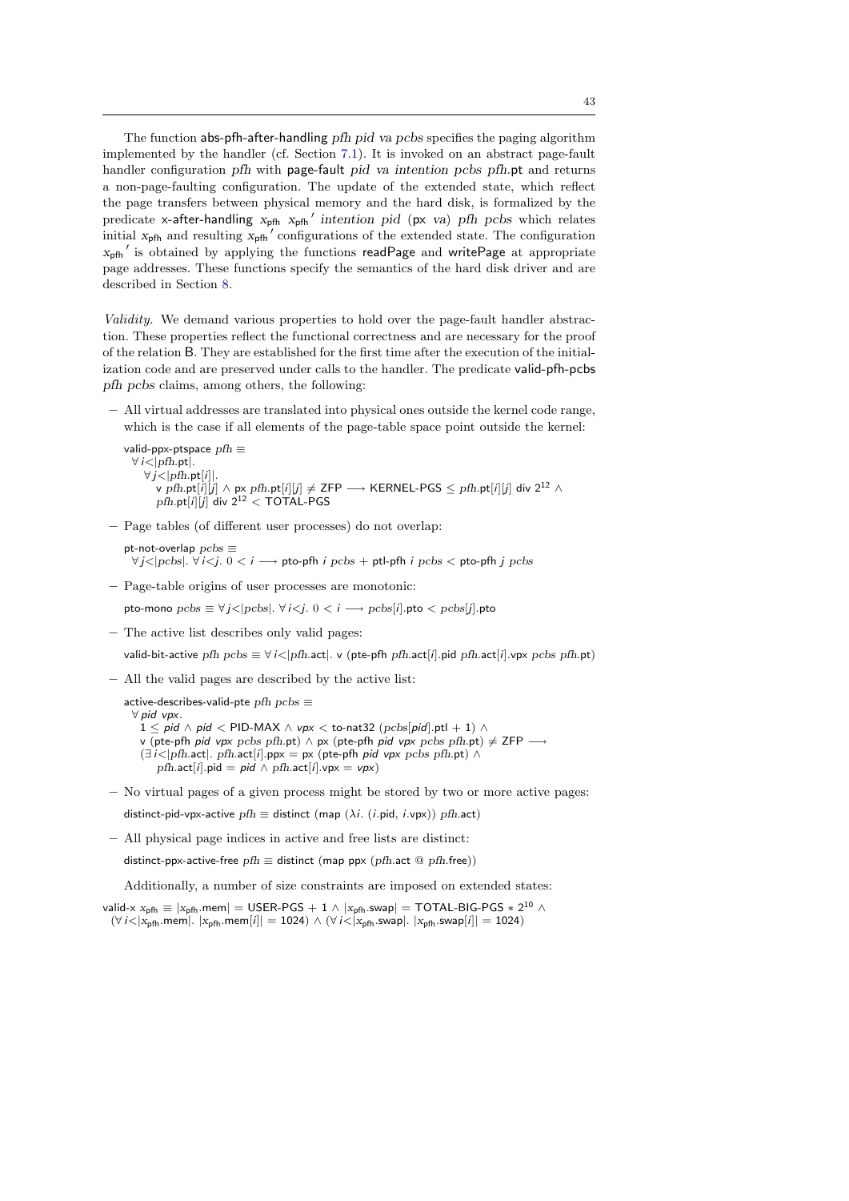The function abs-pfh-after-handling *pfh pid va pcbs* specifies the paging algorithm implemented by the handler (cf. Section 7.1). It is invoked on an abstract page-fault handler configuration *pfh* with page-fault *pid va intention pcbs pfh*.pt and returns a non-page-faulting configuration. The update of the extended state, which reflect the page transfers between physical memory and the hard disk, is formalized by the predicate x-after-handling $x_{pfh}$ $x_{pfh}{}'$ *intention pid* (px *va*) *pfh pcbs* which relates initial $x_{pfh}$ and resulting $x_{pfh}{}'$ configurations of the extended state. The configuration $x_{pfh}{}'$ is obtained by applying the functions readPage and writePage at appropriate page addresses. These functions specify the semantics of the hard disk driver and are described in Section 8.

*Validity.* We demand various properties to hold over the page-fault handler abstraction. These properties reflect the functional correctness and are necessary for the proof of the relation B. They are established for the first time after the execution of the initialization code and are preserved under calls to the handler. The predicate valid-pfh-pcbs *pfh pcbs* claims, among others, the following:

- All virtual addresses are translated into physical ones outside the kernel code range, which is the case if all elements of the page-table space point outside the kernel:

  valid-ppx-ptspace $pfh \equiv$
  $\forall\, i{<}|pfh.\mathsf{pt}|.$
  $\quad \forall\, j{<}|pfh.\mathsf{pt}[i]|.$
  $\quad\quad \mathsf{v}\ pfh.\mathsf{pt}[i][j] \wedge \mathsf{px}\ pfh.\mathsf{pt}[i][j] \neq \mathsf{ZFP} \longrightarrow \mathsf{KERNEL\text{-}PGS} \leq pfh.\mathsf{pt}[i][j]\ \mathsf{div}\ 2^{12} \wedge$
  $\quad\quad pfh.\mathsf{pt}[i][j]\ \mathsf{div}\ 2^{12} < \mathsf{TOTAL\text{-}PGS}$

- Page tables (of different user processes) do not overlap:

  pt-not-overlap $pcbs \equiv$
  $\forall\, j{<}|pcbs|.\ \forall\, i{<}j.\ 0 < i \longrightarrow \mathsf{pto\text{-}pfh}\ i\ pcbs + \mathsf{ptl\text{-}pfh}\ i\ pcbs < \mathsf{pto\text{-}pfh}\ j\ pcbs$

- Page-table origins of user processes are monotonic:

  pto-mono $pcbs \equiv \forall\, j{<}|pcbs|.\ \forall\, i{<}j.\ 0 < i \longrightarrow pcbs[i].\mathsf{pto} < pcbs[j].\mathsf{pto}$

- The active list describes only valid pages:

  valid-bit-active $pfh\ pcbs \equiv \forall\, i{<}|pfh.\mathsf{act}|.\ \mathsf{v}\ (\mathsf{pte\text{-}pfh}\ pfh.\mathsf{act}[i].\mathsf{pid}\ pfh.\mathsf{act}[i].\mathsf{vpx}\ pcbs\ pfh.\mathsf{pt})$

- All the valid pages are described by the active list:

  active-describes-valid-pte $pfh\ pcbs \equiv$
  $\forall\, pid\ vpx.$
  $\quad 1 \leq pid \wedge pid < \mathsf{PID\text{-}MAX} \wedge vpx < \mathsf{to\text{-}nat32}\ (pcbs[pid].\mathsf{ptl} + 1) \wedge$
  $\quad \mathsf{v}\ (\mathsf{pte\text{-}pfh}\ pid\ vpx\ pcbs\ pfh.\mathsf{pt}) \wedge \mathsf{px}\ (\mathsf{pte\text{-}pfh}\ pid\ vpx\ pcbs\ pfh.\mathsf{pt}) \neq \mathsf{ZFP} \longrightarrow$
  $\quad (\exists\, i{<}|pfh.\mathsf{act}|.\ pfh.\mathsf{act}[i].\mathsf{ppx} = \mathsf{px}\ (\mathsf{pte\text{-}pfh}\ pid\ vpx\ pcbs\ pfh.\mathsf{pt}) \wedge$
  $\quad\quad pfh.\mathsf{act}[i].\mathsf{pid} = pid \wedge pfh.\mathsf{act}[i].\mathsf{vpx} = vpx)$

- No virtual pages of a given process might be stored by two or more active pages:

  distinct-pid-vpx-active $pfh \equiv \mathsf{distinct}\ (\mathsf{map}\ (\lambda i.\ (i.\mathsf{pid},\ i.\mathsf{vpx}))\ pfh.\mathsf{act})$

- All physical page indices in active and free lists are distinct:

  distinct-ppx-active-free $pfh \equiv \mathsf{distinct}\ (\mathsf{map}\ \mathsf{ppx}\ (pfh.\mathsf{act}\ @\ pfh.\mathsf{free}))$

Additionally, a number of size constraints are imposed on extended states:

valid-x $x_{pfh} \equiv |x_{pfh}.\mathsf{mem}| = \mathsf{USER\text{-}PGS} + 1 \wedge |x_{pfh}.\mathsf{swap}| = \mathsf{TOTAL\text{-}BIG\text{-}PGS} * 2^{10} \wedge$
$(\forall\, i{<}|x_{pfh}.\mathsf{mem}|.\ |x_{pfh}.\mathsf{mem}[i]| = 1024) \wedge (\forall\, i{<}|x_{pfh}.\mathsf{swap}|.\ |x_{pfh}.\mathsf{swap}[i]| = 1024)$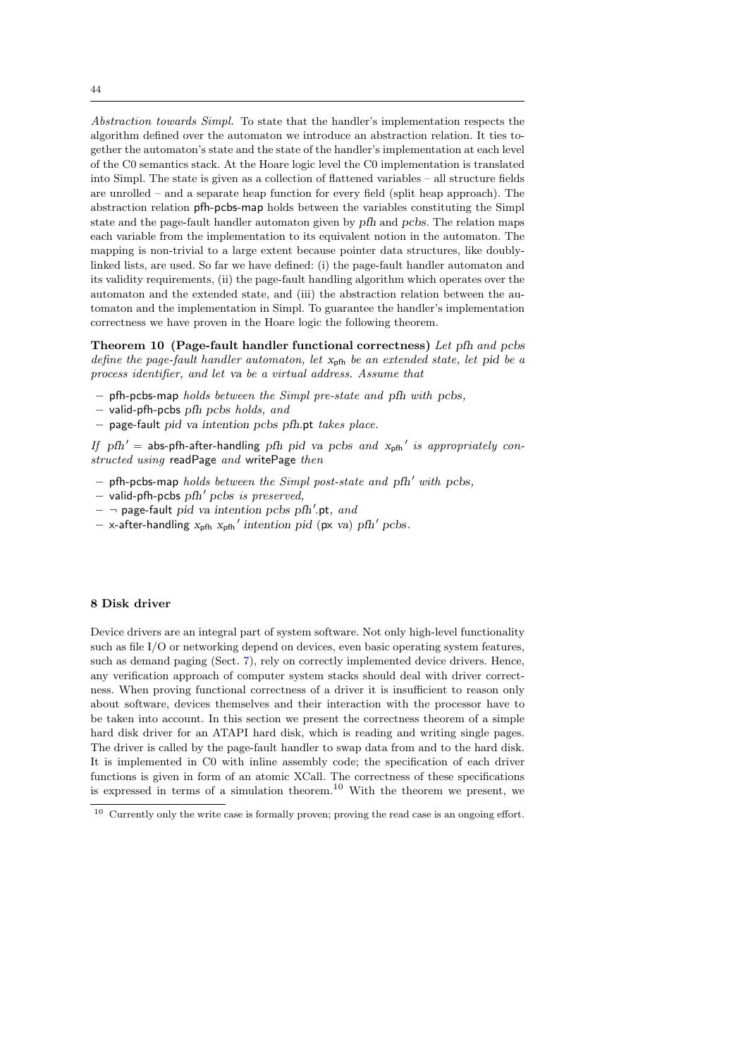*Abstraction towards Simpl.* To state that the handler's implementation respects the algorithm defined over the automaton we introduce an abstraction relation. It ties together the automaton's state and the state of the handler's implementation at each level of the C0 semantics stack. At the Hoare logic level the C0 implementation is translated into Simpl. The state is given as a collection of flattened variables – all structure fields are unrolled – and a separate heap function for every field (split heap approach). The abstraction relation pfh-pcbs-map holds between the variables constituting the Simpl state and the page-fault handler automaton given by *pfh* and *pcbs*. The relation maps each variable from the implementation to its equivalent notion in the automaton. The mapping is non-trivial to a large extent because pointer data structures, like doubly-linked lists, are used. So far we have defined: (i) the page-fault handler automaton and its validity requirements, (ii) the page-fault handling algorithm which operates over the automaton and the extended state, and (iii) the abstraction relation between the automaton and the implementation in Simpl. To guarantee the handler's implementation correctness we have proven in the Hoare logic the following theorem.

**Theorem 10 (Page-fault handler functional correctness)** *Let pfh and pcbs define the page-fault handler automaton, let $x_{\mathsf{pfh}}$ be an extended state, let* pid *be a process identifier, and let* va *be a virtual address. Assume that*

- pfh-pcbs-map *holds between the Simpl pre-state and pfh with pcbs,*
- valid-pfh-pcbs *pfh pcbs holds, and*
- page-fault *pid* va *intention pcbs pfh*.pt *takes place.*

*If $pfh'$ =* abs-pfh-after-handling *pfh pid* va *pcbs and $x_{\mathsf{pfh}}{}'$ is appropriately constructed using* readPage *and* writePage *then*

- pfh-pcbs-map *holds between the Simpl post-state and $pfh'$ with pcbs,*
- valid-pfh-pcbs *$pfh'$ pcbs is preserved,*
- $\neg$ page-fault *pid* va *intention pcbs $pfh'$*.pt*, and*
- x-after-handling $x_{\mathsf{pfh}}$ $x_{\mathsf{pfh}}{}'$ *intention pid* (px va) *$pfh'$ pcbs.*

## 8 Disk driver

Device drivers are an integral part of system software. Not only high-level functionality such as file I/O or networking depend on devices, even basic operating system features, such as demand paging (Sect. 7), rely on correctly implemented device drivers. Hence, any verification approach of computer system stacks should deal with driver correctness. When proving functional correctness of a driver it is insufficient to reason only about software, devices themselves and their interaction with the processor have to be taken into account. In this section we present the correctness theorem of a simple hard disk driver for an ATAPI hard disk, which is reading and writing single pages. The driver is called by the page-fault handler to swap data from and to the hard disk. It is implemented in C0 with inline assembly code; the specification of each driver functions is given in form of an atomic XCall. The correctness of these specifications is expressed in terms of a simulation theorem.[10] With the theorem we present, we

[10] Currently only the write case is formally proven; proving the read case is an ongoing effort.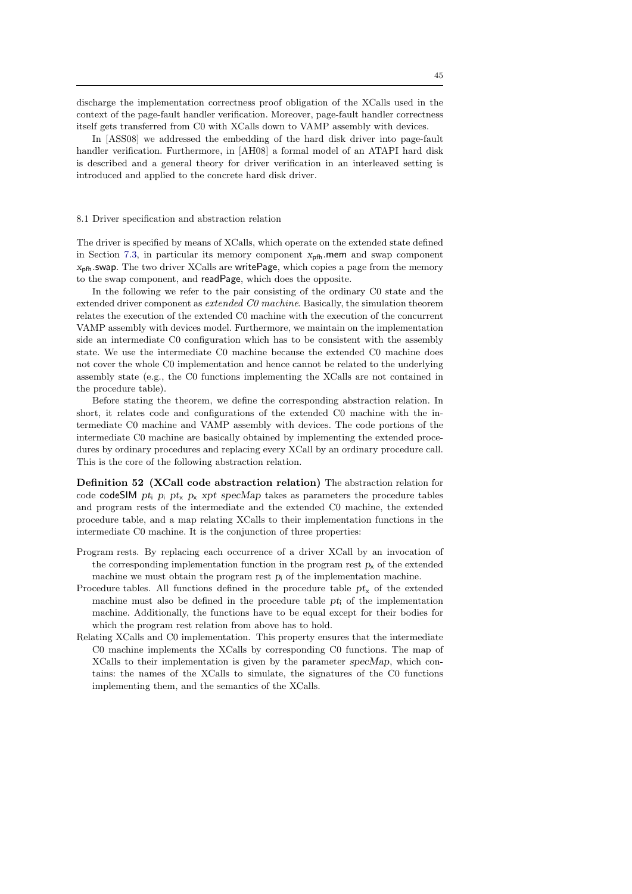discharge the implementation correctness proof obligation of the XCalls used in the context of the page-fault handler verification. Moreover, page-fault handler correctness itself gets transferred from C0 with XCalls down to VAMP assembly with devices.

In [ASS08] we addressed the embedding of the hard disk driver into page-fault handler verification. Furthermore, in [AH08] a formal model of an ATAPI hard disk is described and a general theory for driver verification in an interleaved setting is introduced and applied to the concrete hard disk driver.

## 8.1 Driver specification and abstraction relation

The driver is specified by means of XCalls, which operate on the extended state defined in Section 7.3, in particular its memory component $x_{\mathsf{pfh}}.\mathsf{mem}$ and swap component $x_{\mathsf{pfh}}.\mathsf{swap}$. The two driver XCalls are writePage, which copies a page from the memory to the swap component, and readPage, which does the opposite.

In the following we refer to the pair consisting of the ordinary C0 state and the extended driver component as *extended C0 machine*. Basically, the simulation theorem relates the execution of the extended C0 machine with the execution of the concurrent VAMP assembly with devices model. Furthermore, we maintain on the implementation side an intermediate C0 configuration which has to be consistent with the assembly state. We use the intermediate C0 machine because the extended C0 machine does not cover the whole C0 implementation and hence cannot be related to the underlying assembly state (e.g., the C0 functions implementing the XCalls are not contained in the procedure table).

Before stating the theorem, we define the corresponding abstraction relation. In short, it relates code and configurations of the extended C0 machine with the intermediate C0 machine and VAMP assembly with devices. The code portions of the intermediate C0 machine are basically obtained by implementing the extended procedures by ordinary procedures and replacing every XCall by an ordinary procedure call. This is the core of the following abstraction relation.

**Definition 52 (XCall code abstraction relation)** The abstraction relation for code codeSIM $pt_{\mathsf{i}}$ $p_{\mathsf{i}}$ $pt_{\mathsf{x}}$ $p_{\mathsf{x}}$ *xpt specMap* takes as parameters the procedure tables and program rests of the intermediate and the extended C0 machine, the extended procedure table, and a map relating XCalls to their implementation functions in the intermediate C0 machine. It is the conjunction of three properties:

- Program rests. By replacing each occurrence of a driver XCall by an invocation of the corresponding implementation function in the program rest $p_{\mathsf{x}}$ of the extended machine we must obtain the program rest $p_{\mathsf{i}}$ of the implementation machine.
- Procedure tables. All functions defined in the procedure table $pt_{\mathsf{x}}$ of the extended machine must also be defined in the procedure table $pt_{\mathsf{i}}$ of the implementation machine. Additionally, the functions have to be equal except for their bodies for which the program rest relation from above has to hold.
- Relating XCalls and C0 implementation. This property ensures that the intermediate C0 machine implements the XCalls by corresponding C0 functions. The map of XCalls to their implementation is given by the parameter *specMap*, which contains: the names of the XCalls to simulate, the signatures of the C0 functions implementing them, and the semantics of the XCalls.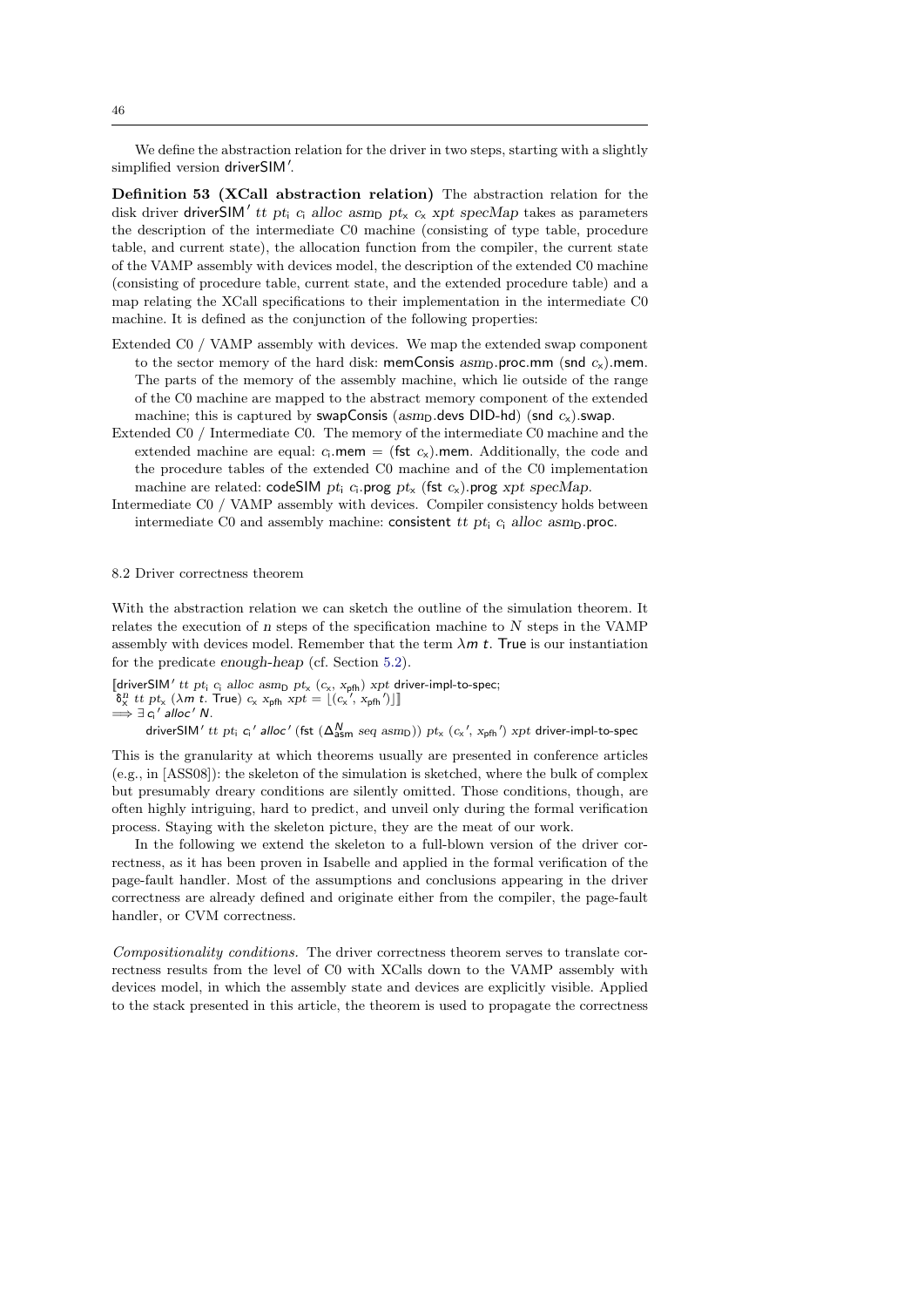We define the abstraction relation for the driver in two steps, starting with a slightly simplified version $\mathsf{driverSIM}'$.

**Definition 53 (XCall abstraction relation)** The abstraction relation for the disk driver $\mathsf{driverSIM}'\ tt\ pt_\mathsf{i}\ c_\mathsf{i}\ alloc\ asm_\mathsf{D}\ pt_\mathsf{x}\ c_\mathsf{x}\ xpt\ specMap$ takes as parameters the description of the intermediate C0 machine (consisting of type table, procedure table, and current state), the allocation function from the compiler, the current state of the VAMP assembly with devices model, the description of the extended C0 machine (consisting of procedure table, current state, and the extended procedure table) and a map relating the XCall specifications to their implementation in the intermediate C0 machine. It is defined as the conjunction of the following properties:

Extended C0 / VAMP assembly with devices. We map the extended swap component to the sector memory of the hard disk: $\mathsf{memConsis}\ asm_\mathsf{D}.\mathsf{proc}.\mathsf{mm}\ (\mathsf{snd}\ c_\mathsf{x}).\mathsf{mem}$. The parts of the memory of the assembly machine, which lie outside of the range of the C0 machine are mapped to the abstract memory component of the extended machine; this is captured by $\mathsf{swapConsis}\ (asm_\mathsf{D}.\mathsf{devs}\ \mathsf{DID\text{-}hd})\ (\mathsf{snd}\ c_\mathsf{x}).\mathsf{swap}$.

Extended C0 / Intermediate C0. The memory of the intermediate C0 machine and the extended machine are equal: $c_\mathsf{i}.\mathsf{mem} = (\mathsf{fst}\ c_\mathsf{x}).\mathsf{mem}$. Additionally, the code and the procedure tables of the extended C0 machine and of the C0 implementation machine are related: $\mathsf{codeSIM}\ pt_\mathsf{i}\ c_\mathsf{i}.\mathsf{prog}\ pt_\mathsf{x}\ (\mathsf{fst}\ c_\mathsf{x}).\mathsf{prog}\ xpt\ specMap$.

Intermediate C0 / VAMP assembly with devices. Compiler consistency holds between intermediate C0 and assembly machine: $\mathsf{consistent}\ tt\ pt_\mathsf{i}\ c_\mathsf{i}\ alloc\ asm_\mathsf{D}.\mathsf{proc}$.

## 8.2 Driver correctness theorem

With the abstraction relation we can sketch the outline of the simulation theorem. It relates the execution of $n$ steps of the specification machine to $N$ steps in the VAMP assembly with devices model. Remember that the term $\lambda m\ t.\ \mathsf{True}$ is our instantiation for the predicate *enough-heap* (cf. Section 5.2).

$$\llbracket \mathsf{driverSIM}'\ tt\ pt_\mathsf{i}\ c_\mathsf{i}\ alloc\ asm_\mathsf{D}\ pt_\mathsf{x}\ (c_\mathsf{x},\ x_\mathsf{pfh})\ xpt\ \mathsf{driver\text{-}impl\text{-}to\text{-}spec};$$
$$\delta_\mathsf{x}^n\ tt\ pt_\mathsf{x}\ (\lambda m\ t.\ \mathsf{True})\ c_\mathsf{x}\ x_\mathsf{pfh}\ xpt = \lfloor (c_\mathsf{x}',\ x_\mathsf{pfh}') \rfloor \rrbracket$$
$$\Longrightarrow \exists\, c_\mathsf{i}'\ alloc'\ N.$$
$$\mathsf{driverSIM}'\ tt\ pt_\mathsf{i}\ c_\mathsf{i}'\ alloc'\ (\mathsf{fst}\ (\Delta_\mathsf{asm}^N\ seq\ asm_\mathsf{D}))\ pt_\mathsf{x}\ (c_\mathsf{x}',\ x_\mathsf{pfh}')\ xpt\ \mathsf{driver\text{-}impl\text{-}to\text{-}spec}$$

This is the granularity at which theorems usually are presented in conference articles (e.g., in [ASS08]): the skeleton of the simulation is sketched, where the bulk of complex but presumably dreary conditions are silently omitted. Those conditions, though, are often highly intriguing, hard to predict, and unveil only during the formal verification process. Staying with the skeleton picture, they are the meat of our work.

In the following we extend the skeleton to a full-blown version of the driver correctness, as it has been proven in Isabelle and applied in the formal verification of the page-fault handler. Most of the assumptions and conclusions appearing in the driver correctness are already defined and originate either from the compiler, the page-fault handler, or CVM correctness.

*Compositionality conditions.* The driver correctness theorem serves to translate correctness results from the level of C0 with XCalls down to the VAMP assembly with devices model, in which the assembly state and devices are explicitly visible. Applied to the stack presented in this article, the theorem is used to propagate the correctness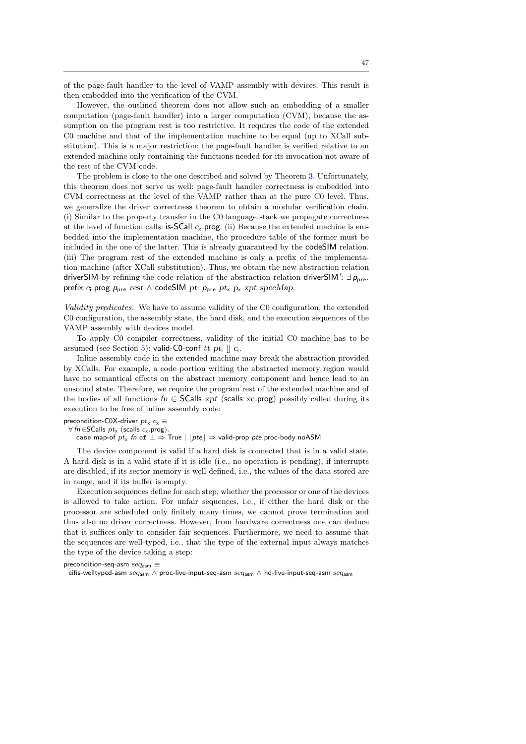of the page-fault handler to the level of VAMP assembly with devices. This result is then embedded into the verification of the CVM.

However, the outlined theorem does not allow such an embedding of a smaller computation (page-fault handler) into a larger computation (CVM), because the assumption on the program rest is too restrictive. It requires the code of the extended C0 machine and that of the implementation machine to be equal (up to XCall substitution). This is a major restriction: the page-fault handler is verified relative to an extended machine only containing the functions needed for its invocation not aware of the rest of the CVM code.

The problem is close to the one described and solved by Theorem 3. Unfortunately, this theorem does not serve us well: page-fault handler correctness is embedded into CVM correctness at the level of the VAMP rather than at the pure C0 level. Thus, we generalize the driver correctness theorem to obtain a modular verification chain. (i) Similar to the property transfer in the C0 language stack we propagate correctness at the level of function calls: is-SCall $c_x$.prog. (ii) Because the extended machine is embedded into the implementation machine, the procedure table of the former must be included in the one of the latter. This is already guaranteed by the codeSIM relation. (iii) The program rest of the extended machine is only a prefix of the implementation machine (after XCall substitution). Thus, we obtain the new abstraction relation driverSIM by refining the code relation of the abstraction relation driverSIM$'$: $\exists\, p_{\mathsf{pre}}$. prefix $c_i$.prog $p_{\mathsf{pre}}$ $rest$ $\wedge$ codeSIM $pt_i$ $p_{\mathsf{pre}}$ $pt_x$ $p_x$ $xpt$ $specMap$.

*Validity predicates.* We have to assume validity of the C0 configuration, the extended C0 configuration, the assembly state, the hard disk, and the execution sequences of the VAMP assembly with devices model.

To apply C0 compiler correctness, validity of the initial C0 machine has to be assumed (see Section 5): valid-C0-conf $tt$ $pt_i$ [] $c_i$.

Inline assembly code in the extended machine may break the abstraction provided by XCalls. For example, a code portion writing the abstracted memory region would have no semantical effects on the abstract memory component and hence lead to an unsound state. Therefore, we require the program rest of the extended machine and of the bodies of all functions $fn \in$ SCalls $xpt$ (scalls $xc$.prog) possibly called during its execution to be free of inline assembly code:

precondition-C0X-driver $pt_x$ $c_x$ $\equiv$
  $\forall\, fn \in$SCalls $pt_x$ (scalls $c_x$.prog).
    case map-of $pt_x$ $fn$ of $\bot \Rightarrow$ True | $\lfloor pte \rfloor \Rightarrow$ valid-prop $pte$.proc-body noASM

The device component is valid if a hard disk is connected that is in a valid state. A hard disk is in a valid state if it is idle (i.e., no operation is pending), if interrupts are disabled, if its sector memory is well defined, i.e., the values of the data stored are in range, and if its buffer is empty.

Execution sequences define for each step, whether the processor or one of the devices is allowed to take action. For unfair sequences, i.e., if either the hard disk or the processor are scheduled only finitely many times, we cannot prove termination and thus also no driver correctness. However, from hardware correctness one can deduce that it suffices only to consider fair sequences. Furthermore, we need to assume that the sequences are well-typed, i.e., that the type of the external input always matches the type of the device taking a step:

precondition-seq-asm $seq_{\mathsf{asm}}$ $\equiv$
  eifis-welltyped-asm $seq_{\mathsf{asm}}$ $\wedge$ proc-live-input-seq-asm $seq_{\mathsf{asm}}$ $\wedge$ hd-live-input-seq-asm $seq_{\mathsf{asm}}$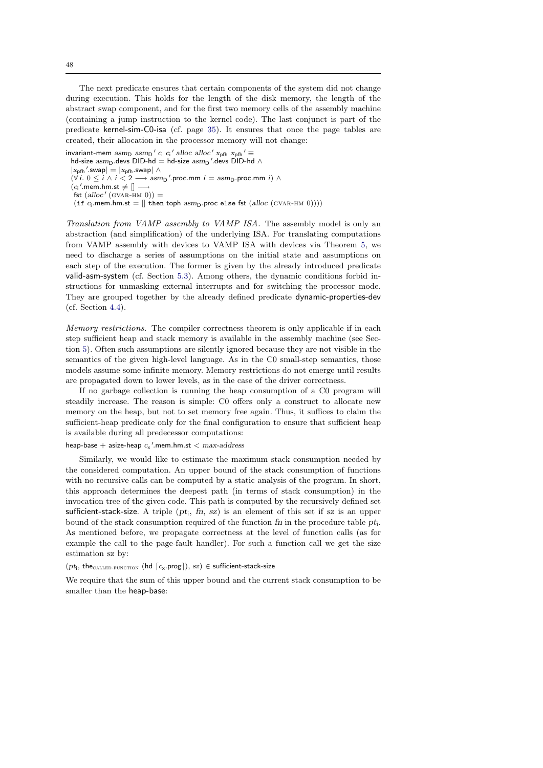The next predicate ensures that certain components of the system did not change during execution. This holds for the length of the disk memory, the length of the abstract swap component, and for the first two memory cells of the assembly machine (containing a jump instruction to the kernel code). The last conjunct is part of the predicate kernel-sim-C0-isa (cf. page 35). It ensures that once the page tables are created, their allocation in the processor memory will not change:

$$
\begin{array}{l}
\textsf{invariant-mem}\ asm_{\mathsf{D}}\ asm_{\mathsf{D}}{}'\ c_{\mathsf{i}}\ c_{\mathsf{i}}{}'\ alloc\ alloc'\ x_{\mathsf{pfh}}\ x_{\mathsf{pfh}}{}' \equiv \\
\quad \textsf{hd-size}\ asm_{\mathsf{D}}.\textsf{devs DID-hd} = \textsf{hd-size}\ asm_{\mathsf{D}}{}'.\textsf{devs DID-hd} \wedge \\
\quad |x_{\mathsf{pfh}}{}'.\textsf{swap}| = |x_{\mathsf{pfh}}.\textsf{swap}| \wedge \\
\quad (\forall i.\ 0 \leq i \wedge i < 2 \longrightarrow asm_{\mathsf{D}}{}'.\textsf{proc.mm}\ i = asm_{\mathsf{D}}.\textsf{proc.mm}\ i) \wedge \\
\quad (c_{\mathsf{i}}{}'.\textsf{mem.hm.st} \neq [] \longrightarrow \\
\quad\ \textsf{fst}\ (alloc'\ (\textsc{gvar-hm}\ 0)) = \\
\quad\ (\texttt{if}\ c_{\mathsf{i}}.\textsf{mem.hm.st} = []\ \texttt{then}\ \textsf{toph}\ asm_{\mathsf{D}}.\textsf{proc}\ \texttt{else}\ \textsf{fst}\ (alloc\ (\textsc{gvar-hm}\ 0))))
\end{array}
$$

*Translation from VAMP assembly to VAMP ISA.* The assembly model is only an abstraction (and simplification) of the underlying ISA. For translating computations from VAMP assembly with devices to VAMP ISA with devices via Theorem 5, we need to discharge a series of assumptions on the initial state and assumptions on each step of the execution. The former is given by the already introduced predicate valid-asm-system (cf. Section 5.3). Among others, the dynamic conditions forbid instructions for unmasking external interrupts and for switching the processor mode. They are grouped together by the already defined predicate dynamic-properties-dev (cf. Section 4.4).

*Memory restrictions.* The compiler correctness theorem is only applicable if in each step sufficient heap and stack memory is available in the assembly machine (see Section 5). Often such assumptions are silently ignored because they are not visible in the semantics of the given high-level language. As in the C0 small-step semantics, those models assume some infinite memory. Memory restrictions do not emerge until results are propagated down to lower levels, as in the case of the driver correctness.

If no garbage collection is running the heap consumption of a C0 program will steadily increase. The reason is simple: C0 offers only a construct to allocate new memory on the heap, but not to set memory free again. Thus, it suffices to claim the sufficient-heap predicate only for the final configuration to ensure that sufficient heap is available during all predecessor computations:

$$\textsf{heap-base} + \textsf{asize-heap}\ c_{\mathsf{x}}{}'.\textsf{mem.hm.st} < max\text{-}address$$

Similarly, we would like to estimate the maximum stack consumption needed by the considered computation. An upper bound of the stack consumption of functions with no recursive calls can be computed by a static analysis of the program. In short, this approach determines the deepest path (in terms of stack consumption) in the invocation tree of the given code. This path is computed by the recursively defined set sufficient-stack-size. A triple $(pt_{\mathsf{i}},\ fn,\ sz)$ is an element of this set if $sz$ is an upper bound of the stack consumption required of the function $fn$ in the procedure table $pt_{\mathsf{i}}$. As mentioned before, we propagate correctness at the level of function calls (as for example the call to the page-fault handler). For such a function call we get the size estimation $sz$ by:

$$(pt_{\mathsf{i}},\ \textsf{the}_{\textsc{called-function}}\ (\textsf{hd}\ \lceil c_{\mathsf{x}}.\textsf{prog}\rceil),\ sz) \in \textsf{sufficient-stack-size}$$

We require that the sum of this upper bound and the current stack consumption to be smaller than the heap-base: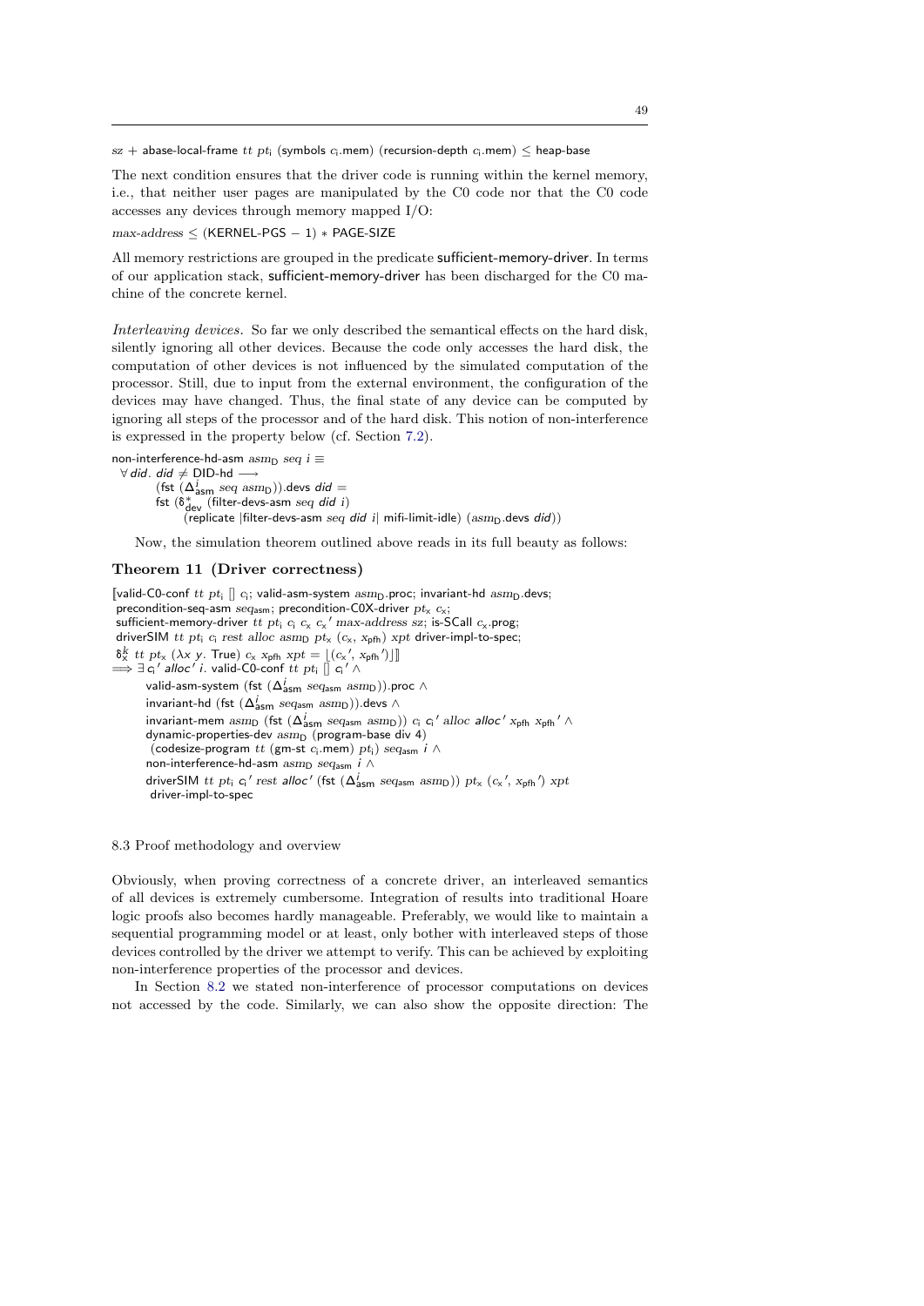$sz$ + abase-local-frame $tt$ $pt_i$ (symbols $c_i$.mem) (recursion-depth $c_i$.mem) ≤ heap-base

The next condition ensures that the driver code is running within the kernel memory, i.e., that neither user pages are manipulated by the C0 code nor that the C0 code accesses any devices through memory mapped I/O:

$max\text{-}address \leq (\text{KERNEL-PGS} - 1) * \text{PAGE-SIZE}$

All memory restrictions are grouped in the predicate sufficient-memory-driver. In terms of our application stack, sufficient-memory-driver has been discharged for the C0 machine of the concrete kernel.

*Interleaving devices.* So far we only described the semantical effects on the hard disk, silently ignoring all other devices. Because the code only accesses the hard disk, the computation of other devices is not influenced by the simulated computation of the processor. Still, due to input from the external environment, the configuration of the devices may have changed. Thus, the final state of any device can be computed by ignoring all steps of the processor and of the hard disk. This notion of non-interference is expressed in the property below (cf. Section 7.2).

```
non-interference-hd-asm asm_D seq i ≡
  ∀ did. did ≠ DID-hd ⟶
        (fst (Δ^i_asm seq asm_D)).devs did =
        fst (δ*_dev (filter-devs-asm seq did i)
             (replicate |filter-devs-asm seq did i| mifi-limit-idle) (asm_D.devs did))
```

Now, the simulation theorem outlined above reads in its full beauty as follows:

**Theorem 11 (Driver correctness)**

```
⟦valid-C0-conf tt pt_i [] c_i; valid-asm-system asm_D.proc; invariant-hd asm_D.devs;
 precondition-seq-asm seq_asm; precondition-C0X-driver pt_x c_x;
 sufficient-memory-driver tt pt_i c_i c_x c_x' max-address sz; is-SCall c_x.prog;
 driverSIM tt pt_i c_i rest alloc asm_D pt_x (c_x, x_pfh) xpt driver-impl-to-spec;
 δ^k_x tt pt_x (λx y. True) c_x x_pfh xpt = ⌊(c_x', x_pfh')⌋⟧
⟹ ∃ c_i' alloc' i. valid-C0-conf tt pt_i [] c_i' ∧
      valid-asm-system (fst (Δ^i_asm seq_asm asm_D)).proc ∧
      invariant-hd (fst (Δ^i_asm seq_asm asm_D)).devs ∧
      invariant-mem asm_D (fst (Δ^i_asm seq_asm asm_D)) c_i c_i' alloc alloc' x_pfh x_pfh' ∧
      dynamic-properties-dev asm_D (program-base div 4)
       (codesize-program tt (gm-st c_i.mem) pt_i) seq_asm i ∧
      non-interference-hd-asm asm_D seq_asm i ∧
      driverSIM tt pt_i c_i' rest alloc' (fst (Δ^i_asm seq_asm asm_D)) pt_x (c_x', x_pfh') xpt
       driver-impl-to-spec
```

## 8.3 Proof methodology and overview

Obviously, when proving correctness of a concrete driver, an interleaved semantics of all devices is extremely cumbersome. Integration of results into traditional Hoare logic proofs also becomes hardly manageable. Preferably, we would like to maintain a sequential programming model or at least, only bother with interleaved steps of those devices controlled by the driver we attempt to verify. This can be achieved by exploiting non-interference properties of the processor and devices.

In Section 8.2 we stated non-interference of processor computations on devices not accessed by the code. Similarly, we can also show the opposite direction: The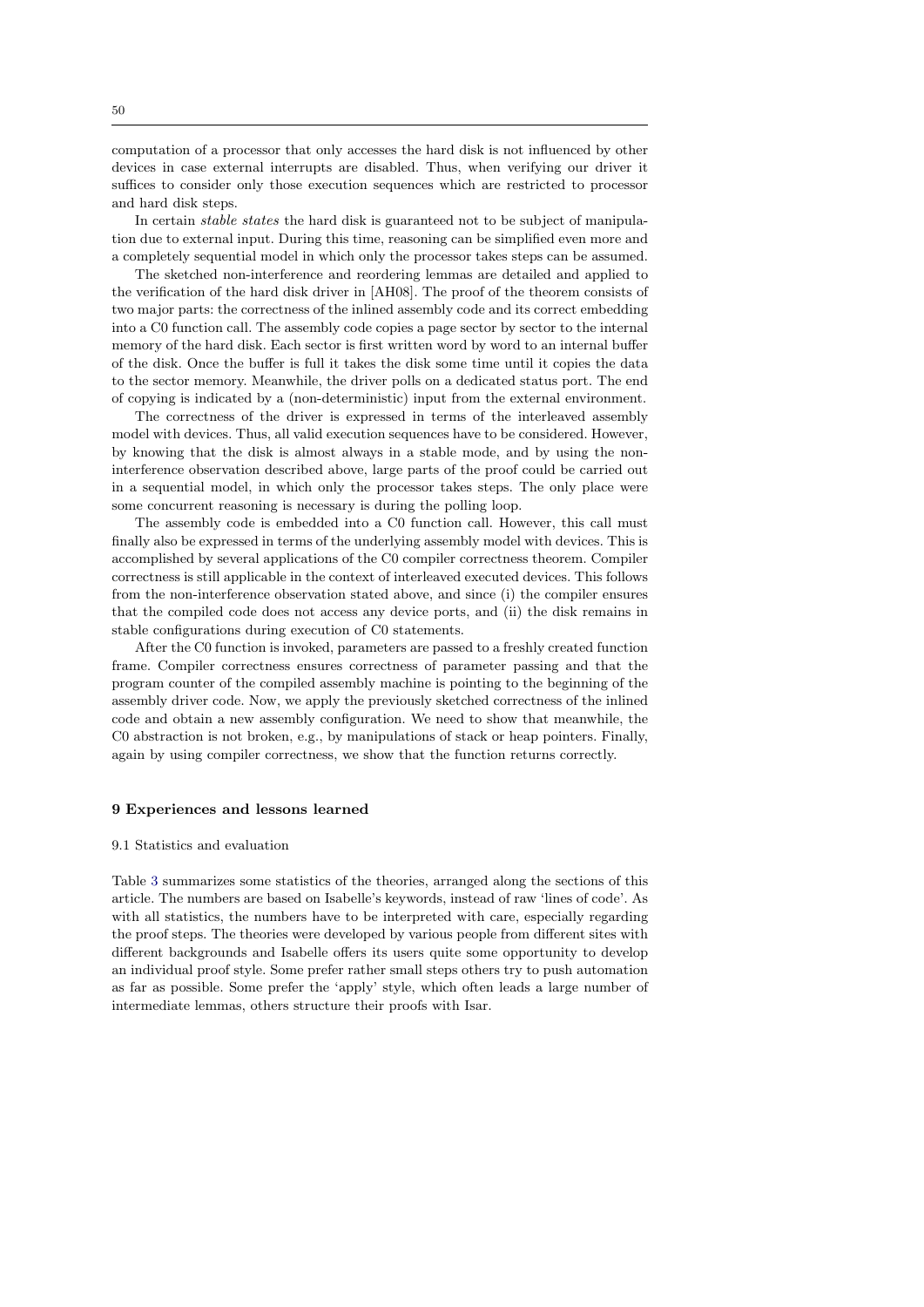computation of a processor that only accesses the hard disk is not influenced by other devices in case external interrupts are disabled. Thus, when verifying our driver it suffices to consider only those execution sequences which are restricted to processor and hard disk steps.

In certain *stable states* the hard disk is guaranteed not to be subject of manipulation due to external input. During this time, reasoning can be simplified even more and a completely sequential model in which only the processor takes steps can be assumed.

The sketched non-interference and reordering lemmas are detailed and applied to the verification of the hard disk driver in [AH08]. The proof of the theorem consists of two major parts: the correctness of the inlined assembly code and its correct embedding into a C0 function call. The assembly code copies a page sector by sector to the internal memory of the hard disk. Each sector is first written word by word to an internal buffer of the disk. Once the buffer is full it takes the disk some time until it copies the data to the sector memory. Meanwhile, the driver polls on a dedicated status port. The end of copying is indicated by a (non-deterministic) input from the external environment.

The correctness of the driver is expressed in terms of the interleaved assembly model with devices. Thus, all valid execution sequences have to be considered. However, by knowing that the disk is almost always in a stable mode, and by using the non-interference observation described above, large parts of the proof could be carried out in a sequential model, in which only the processor takes steps. The only place were some concurrent reasoning is necessary is during the polling loop.

The assembly code is embedded into a C0 function call. However, this call must finally also be expressed in terms of the underlying assembly model with devices. This is accomplished by several applications of the C0 compiler correctness theorem. Compiler correctness is still applicable in the context of interleaved executed devices. This follows from the non-interference observation stated above, and since (i) the compiler ensures that the compiled code does not access any device ports, and (ii) the disk remains in stable configurations during execution of C0 statements.

After the C0 function is invoked, parameters are passed to a freshly created function frame. Compiler correctness ensures correctness of parameter passing and that the program counter of the compiled assembly machine is pointing to the beginning of the assembly driver code. Now, we apply the previously sketched correctness of the inlined code and obtain a new assembly configuration. We need to show that meanwhile, the C0 abstraction is not broken, e.g., by manipulations of stack or heap pointers. Finally, again by using compiler correctness, we show that the function returns correctly.

## 9 Experiences and lessons learned

### 9.1 Statistics and evaluation

Table 3 summarizes some statistics of the theories, arranged along the sections of this article. The numbers are based on Isabelle's keywords, instead of raw 'lines of code'. As with all statistics, the numbers have to be interpreted with care, especially regarding the proof steps. The theories were developed by various people from different sites with different backgrounds and Isabelle offers its users quite some opportunity to develop an individual proof style. Some prefer rather small steps others try to push automation as far as possible. Some prefer the 'apply' style, which often leads a large number of intermediate lemmas, others structure their proofs with Isar.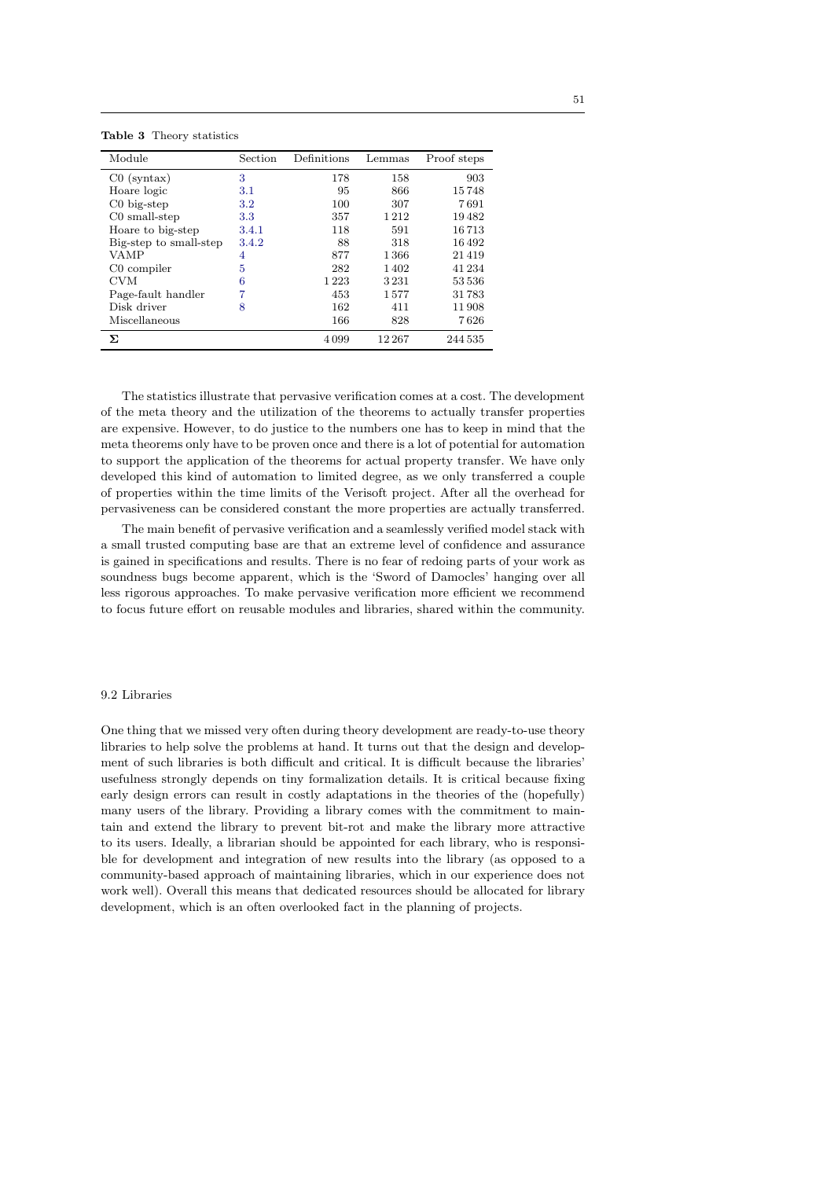**Table 3** Theory statistics

| Module | Section | Definitions | Lemmas | Proof steps |
|---|---|---|---|---|
| C0 (syntax) | 3 | 178 | 158 | 903 |
| Hoare logic | 3.1 | 95 | 866 | 15 748 |
| C0 big-step | 3.2 | 100 | 307 | 7 691 |
| C0 small-step | 3.3 | 357 | 1 212 | 19 482 |
| Hoare to big-step | 3.4.1 | 118 | 591 | 16 713 |
| Big-step to small-step | 3.4.2 | 88 | 318 | 16 492 |
| VAMP | 4 | 877 | 1 366 | 21 419 |
| C0 compiler | 5 | 282 | 1 402 | 41 234 |
| CVM | 6 | 1 223 | 3 231 | 53 536 |
| Page-fault handler | 7 | 453 | 1 577 | 31 783 |
| Disk driver | 8 | 162 | 411 | 11 908 |
| Miscellaneous | | 166 | 828 | 7 626 |
| **Σ** | | 4 099 | 12 267 | 244 535 |

The statistics illustrate that pervasive verification comes at a cost. The development of the meta theory and the utilization of the theorems to actually transfer properties are expensive. However, to do justice to the numbers one has to keep in mind that the meta theorems only have to be proven once and there is a lot of potential for automation to support the application of the theorems for actual property transfer. We have only developed this kind of automation to limited degree, as we only transferred a couple of properties within the time limits of the Verisoft project. After all the overhead for pervasiveness can be considered constant the more properties are actually transferred.

The main benefit of pervasive verification and a seamlessly verified model stack with a small trusted computing base are that an extreme level of confidence and assurance is gained in specifications and results. There is no fear of redoing parts of your work as soundness bugs become apparent, which is the 'Sword of Damocles' hanging over all less rigorous approaches. To make pervasive verification more efficient we recommend to focus future effort on reusable modules and libraries, shared within the community.

### 9.2 Libraries

One thing that we missed very often during theory development are ready-to-use theory libraries to help solve the problems at hand. It turns out that the design and development of such libraries is both difficult and critical. It is difficult because the libraries' usefulness strongly depends on tiny formalization details. It is critical because fixing early design errors can result in costly adaptations in the theories of the (hopefully) many users of the library. Providing a library comes with the commitment to maintain and extend the library to prevent bit-rot and make the library more attractive to its users. Ideally, a librarian should be appointed for each library, who is responsible for development and integration of new results into the library (as opposed to a community-based approach of maintaining libraries, which in our experience does not work well). Overall this means that dedicated resources should be allocated for library development, which is an often overlooked fact in the planning of projects.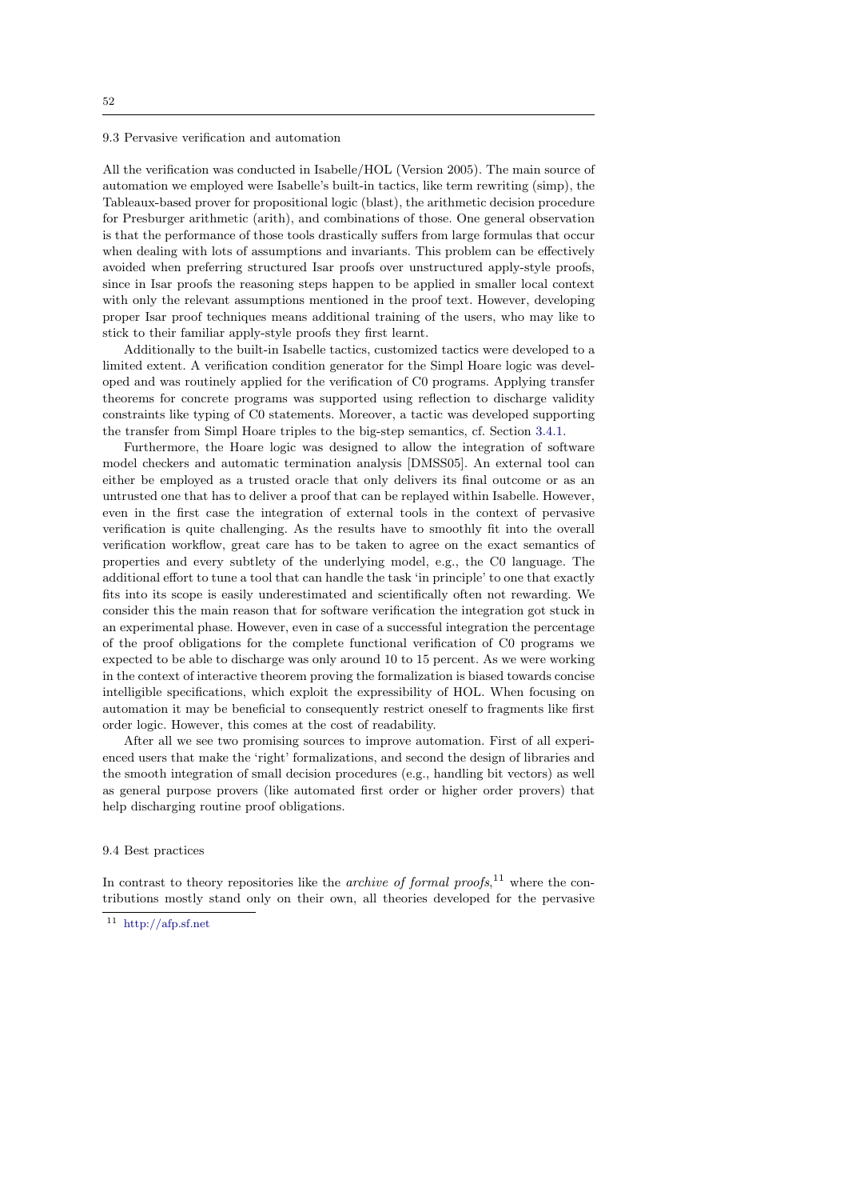### 9.3 Pervasive verification and automation

All the verification was conducted in Isabelle/HOL (Version 2005). The main source of automation we employed were Isabelle's built-in tactics, like term rewriting (simp), the Tableaux-based prover for propositional logic (blast), the arithmetic decision procedure for Presburger arithmetic (arith), and combinations of those. One general observation is that the performance of those tools drastically suffers from large formulas that occur when dealing with lots of assumptions and invariants. This problem can be effectively avoided when preferring structured Isar proofs over unstructured apply-style proofs, since in Isar proofs the reasoning steps happen to be applied in smaller local context with only the relevant assumptions mentioned in the proof text. However, developing proper Isar proof techniques means additional training of the users, who may like to stick to their familiar apply-style proofs they first learnt.

Additionally to the built-in Isabelle tactics, customized tactics were developed to a limited extent. A verification condition generator for the Simpl Hoare logic was developed and was routinely applied for the verification of C0 programs. Applying transfer theorems for concrete programs was supported using reflection to discharge validity constraints like typing of C0 statements. Moreover, a tactic was developed supporting the transfer from Simpl Hoare triples to the big-step semantics, cf. Section 3.4.1.

Furthermore, the Hoare logic was designed to allow the integration of software model checkers and automatic termination analysis [DMSS05]. An external tool can either be employed as a trusted oracle that only delivers its final outcome or as an untrusted one that has to deliver a proof that can be replayed within Isabelle. However, even in the first case the integration of external tools in the context of pervasive verification is quite challenging. As the results have to smoothly fit into the overall verification workflow, great care has to be taken to agree on the exact semantics of properties and every subtlety of the underlying model, e.g., the C0 language. The additional effort to tune a tool that can handle the task 'in principle' to one that exactly fits into its scope is easily underestimated and scientifically often not rewarding. We consider this the main reason that for software verification the integration got stuck in an experimental phase. However, even in case of a successful integration the percentage of the proof obligations for the complete functional verification of C0 programs we expected to be able to discharge was only around 10 to 15 percent. As we were working in the context of interactive theorem proving the formalization is biased towards concise intelligible specifications, which exploit the expressibility of HOL. When focusing on automation it may be beneficial to consequently restrict oneself to fragments like first order logic. However, this comes at the cost of readability.

After all we see two promising sources to improve automation. First of all experienced users that make the 'right' formalizations, and second the design of libraries and the smooth integration of small decision procedures (e.g., handling bit vectors) as well as general purpose provers (like automated first order or higher order provers) that help discharging routine proof obligations.

### 9.4 Best practices

In contrast to theory repositories like the *archive of formal proofs*,[11] where the contributions mostly stand only on their own, all theories developed for the pervasive

[11] http://afp.sf.net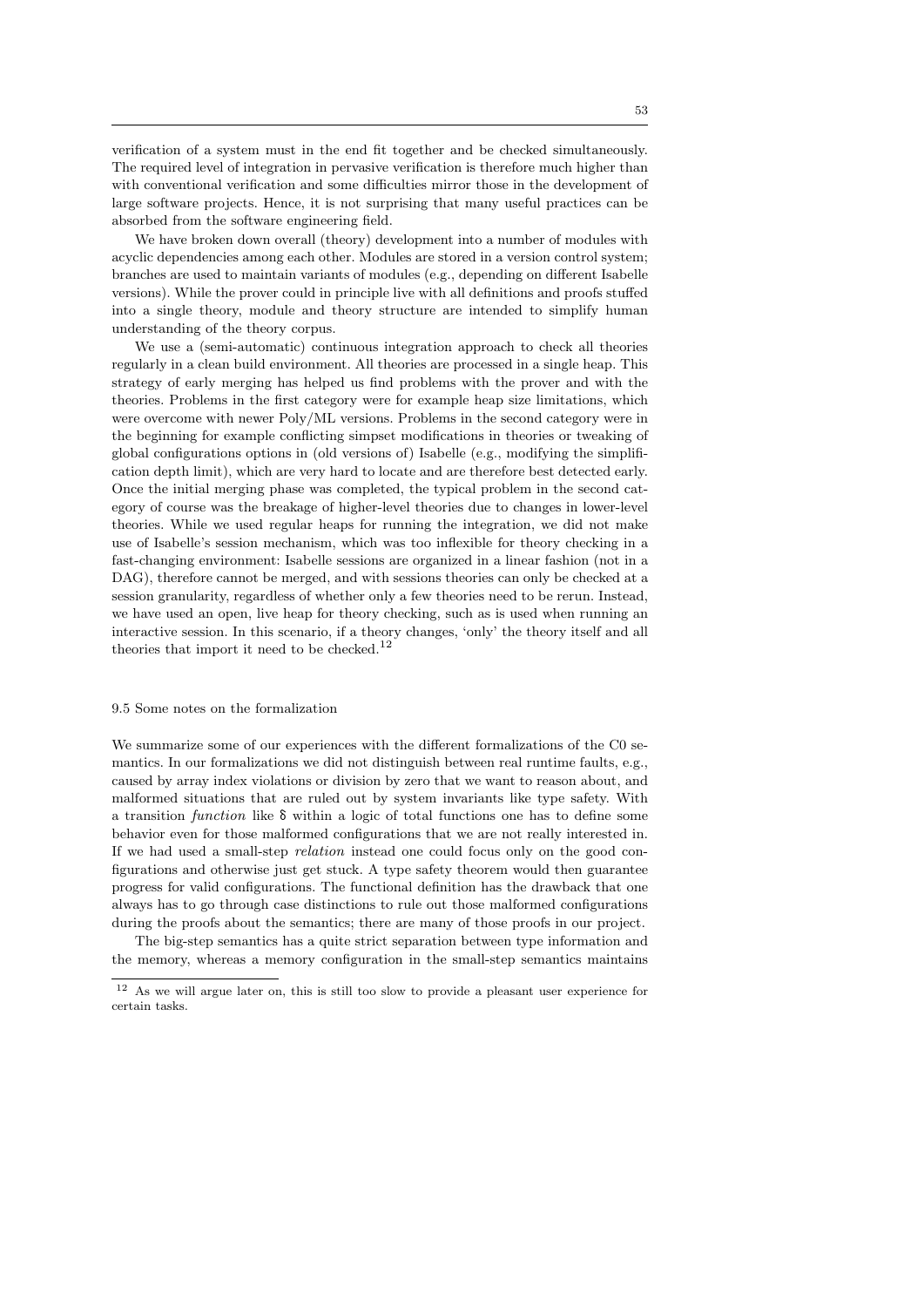verification of a system must in the end fit together and be checked simultaneously. The required level of integration in pervasive verification is therefore much higher than with conventional verification and some difficulties mirror those in the development of large software projects. Hence, it is not surprising that many useful practices can be absorbed from the software engineering field.

We have broken down overall (theory) development into a number of modules with acyclic dependencies among each other. Modules are stored in a version control system; branches are used to maintain variants of modules (e.g., depending on different Isabelle versions). While the prover could in principle live with all definitions and proofs stuffed into a single theory, module and theory structure are intended to simplify human understanding of the theory corpus.

We use a (semi-automatic) continuous integration approach to check all theories regularly in a clean build environment. All theories are processed in a single heap. This strategy of early merging has helped us find problems with the prover and with the theories. Problems in the first category were for example heap size limitations, which were overcome with newer Poly/ML versions. Problems in the second category were in the beginning for example conflicting simpset modifications in theories or tweaking of global configurations options in (old versions of) Isabelle (e.g., modifying the simplification depth limit), which are very hard to locate and are therefore best detected early. Once the initial merging phase was completed, the typical problem in the second category of course was the breakage of higher-level theories due to changes in lower-level theories. While we used regular heaps for running the integration, we did not make use of Isabelle's session mechanism, which was too inflexible for theory checking in a fast-changing environment: Isabelle sessions are organized in a linear fashion (not in a DAG), therefore cannot be merged, and with sessions theories can only be checked at a session granularity, regardless of whether only a few theories need to be rerun. Instead, we have used an open, live heap for theory checking, such as is used when running an interactive session. In this scenario, if a theory changes, 'only' the theory itself and all theories that import it need to be checked.[12]

### 9.5 Some notes on the formalization

We summarize some of our experiences with the different formalizations of the C0 semantics. In our formalizations we did not distinguish between real runtime faults, e.g., caused by array index violations or division by zero that we want to reason about, and malformed situations that are ruled out by system invariants like type safety. With a transition *function* like $\delta$ within a logic of total functions one has to define some behavior even for those malformed configurations that we are not really interested in. If we had used a small-step *relation* instead one could focus only on the good configurations and otherwise just get stuck. A type safety theorem would then guarantee progress for valid configurations. The functional definition has the drawback that one always has to go through case distinctions to rule out those malformed configurations during the proofs about the semantics; there are many of those proofs in our project.

The big-step semantics has a quite strict separation between type information and the memory, whereas a memory configuration in the small-step semantics maintains

[12] As we will argue later on, this is still too slow to provide a pleasant user experience for certain tasks.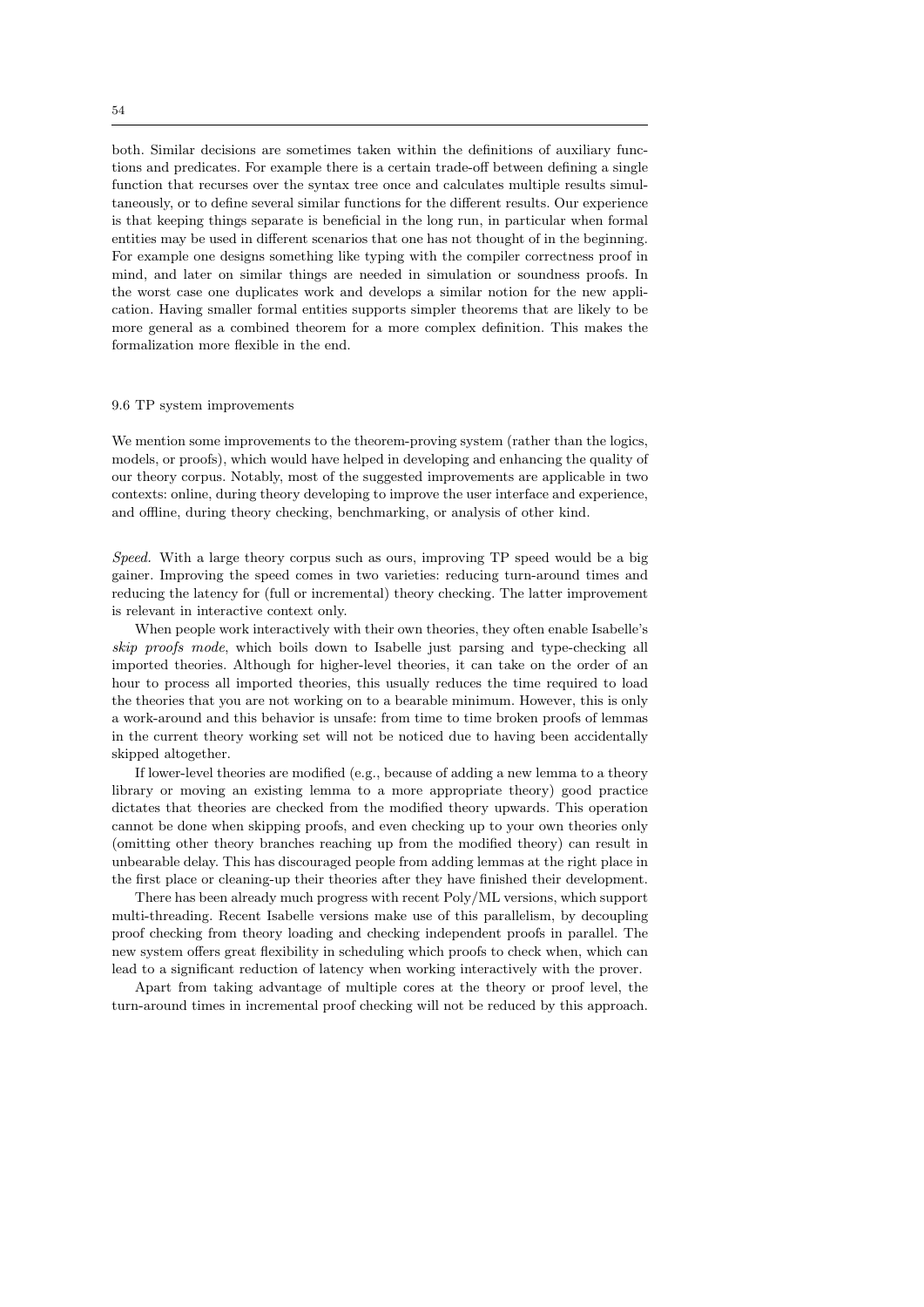both. Similar decisions are sometimes taken within the definitions of auxiliary functions and predicates. For example there is a certain trade-off between defining a single function that recurses over the syntax tree once and calculates multiple results simultaneously, or to define several similar functions for the different results. Our experience is that keeping things separate is beneficial in the long run, in particular when formal entities may be used in different scenarios that one has not thought of in the beginning. For example one designs something like typing with the compiler correctness proof in mind, and later on similar things are needed in simulation or soundness proofs. In the worst case one duplicates work and develops a similar notion for the new application. Having smaller formal entities supports simpler theorems that are likely to be more general as a combined theorem for a more complex definition. This makes the formalization more flexible in the end.

### 9.6 TP system improvements

We mention some improvements to the theorem-proving system (rather than the logics, models, or proofs), which would have helped in developing and enhancing the quality of our theory corpus. Notably, most of the suggested improvements are applicable in two contexts: online, during theory developing to improve the user interface and experience, and offline, during theory checking, benchmarking, or analysis of other kind.

*Speed.* With a large theory corpus such as ours, improving TP speed would be a big gainer. Improving the speed comes in two varieties: reducing turn-around times and reducing the latency for (full or incremental) theory checking. The latter improvement is relevant in interactive context only.

When people work interactively with their own theories, they often enable Isabelle's *skip proofs mode*, which boils down to Isabelle just parsing and type-checking all imported theories. Although for higher-level theories, it can take on the order of an hour to process all imported theories, this usually reduces the time required to load the theories that you are not working on to a bearable minimum. However, this is only a work-around and this behavior is unsafe: from time to time broken proofs of lemmas in the current theory working set will not be noticed due to having been accidentally skipped altogether.

If lower-level theories are modified (e.g., because of adding a new lemma to a theory library or moving an existing lemma to a more appropriate theory) good practice dictates that theories are checked from the modified theory upwards. This operation cannot be done when skipping proofs, and even checking up to your own theories only (omitting other theory branches reaching up from the modified theory) can result in unbearable delay. This has discouraged people from adding lemmas at the right place in the first place or cleaning-up their theories after they have finished their development.

There has been already much progress with recent Poly/ML versions, which support multi-threading. Recent Isabelle versions make use of this parallelism, by decoupling proof checking from theory loading and checking independent proofs in parallel. The new system offers great flexibility in scheduling which proofs to check when, which can lead to a significant reduction of latency when working interactively with the prover.

Apart from taking advantage of multiple cores at the theory or proof level, the turn-around times in incremental proof checking will not be reduced by this approach.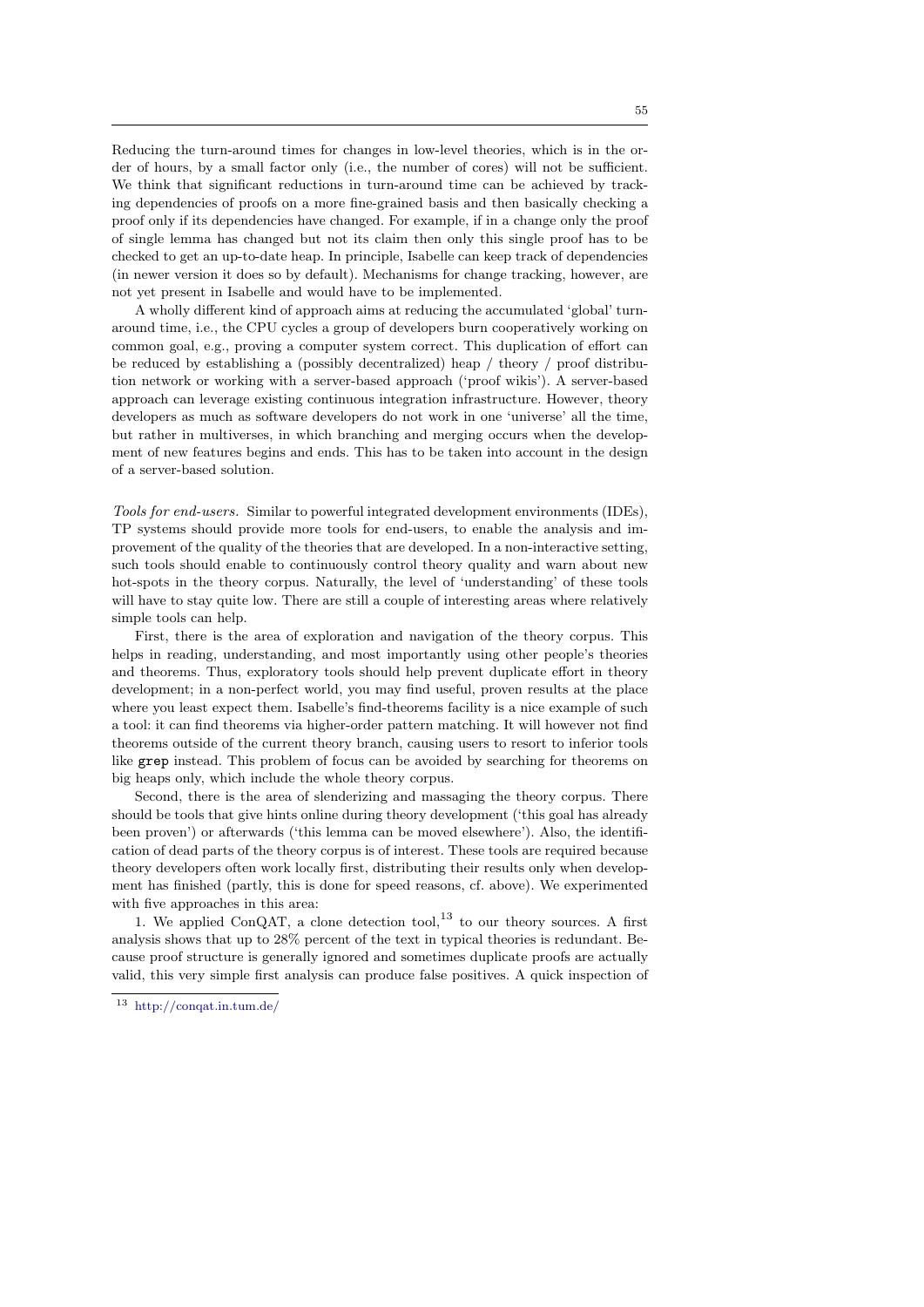Reducing the turn-around times for changes in low-level theories, which is in the order of hours, by a small factor only (i.e., the number of cores) will not be sufficient. We think that significant reductions in turn-around time can be achieved by tracking dependencies of proofs on a more fine-grained basis and then basically checking a proof only if its dependencies have changed. For example, if in a change only the proof of single lemma has changed but not its claim then only this single proof has to be checked to get an up-to-date heap. In principle, Isabelle can keep track of dependencies (in newer version it does so by default). Mechanisms for change tracking, however, are not yet present in Isabelle and would have to be implemented.

A wholly different kind of approach aims at reducing the accumulated 'global' turn-around time, i.e., the CPU cycles a group of developers burn cooperatively working on common goal, e.g., proving a computer system correct. This duplication of effort can be reduced by establishing a (possibly decentralized) heap / theory / proof distribution network or working with a server-based approach ('proof wikis'). A server-based approach can leverage existing continuous integration infrastructure. However, theory developers as much as software developers do not work in one 'universe' all the time, but rather in multiverses, in which branching and merging occurs when the development of new features begins and ends. This has to be taken into account in the design of a server-based solution.

*Tools for end-users.* Similar to powerful integrated development environments (IDEs), TP systems should provide more tools for end-users, to enable the analysis and improvement of the quality of the theories that are developed. In a non-interactive setting, such tools should enable to continuously control theory quality and warn about new hot-spots in the theory corpus. Naturally, the level of 'understanding' of these tools will have to stay quite low. There are still a couple of interesting areas where relatively simple tools can help.

First, there is the area of exploration and navigation of the theory corpus. This helps in reading, understanding, and most importantly using other people's theories and theorems. Thus, exploratory tools should help prevent duplicate effort in theory development; in a non-perfect world, you may find useful, proven results at the place where you least expect them. Isabelle's find-theorems facility is a nice example of such a tool: it can find theorems via higher-order pattern matching. It will however not find theorems outside of the current theory branch, causing users to resort to inferior tools like `grep` instead. This problem of focus can be avoided by searching for theorems on big heaps only, which include the whole theory corpus.

Second, there is the area of slenderizing and massaging the theory corpus. There should be tools that give hints online during theory development ('this goal has already been proven') or afterwards ('this lemma can be moved elsewhere'). Also, the identification of dead parts of the theory corpus is of interest. These tools are required because theory developers often work locally first, distributing their results only when development has finished (partly, this is done for speed reasons, cf. above). We experimented with five approaches in this area:

1. We applied ConQAT, a clone detection tool,[13] to our theory sources. A first analysis shows that up to 28% percent of the text in typical theories is redundant. Because proof structure is generally ignored and sometimes duplicate proofs are actually valid, this very simple first analysis can produce false positives. A quick inspection of

[13] http://conqat.in.tum.de/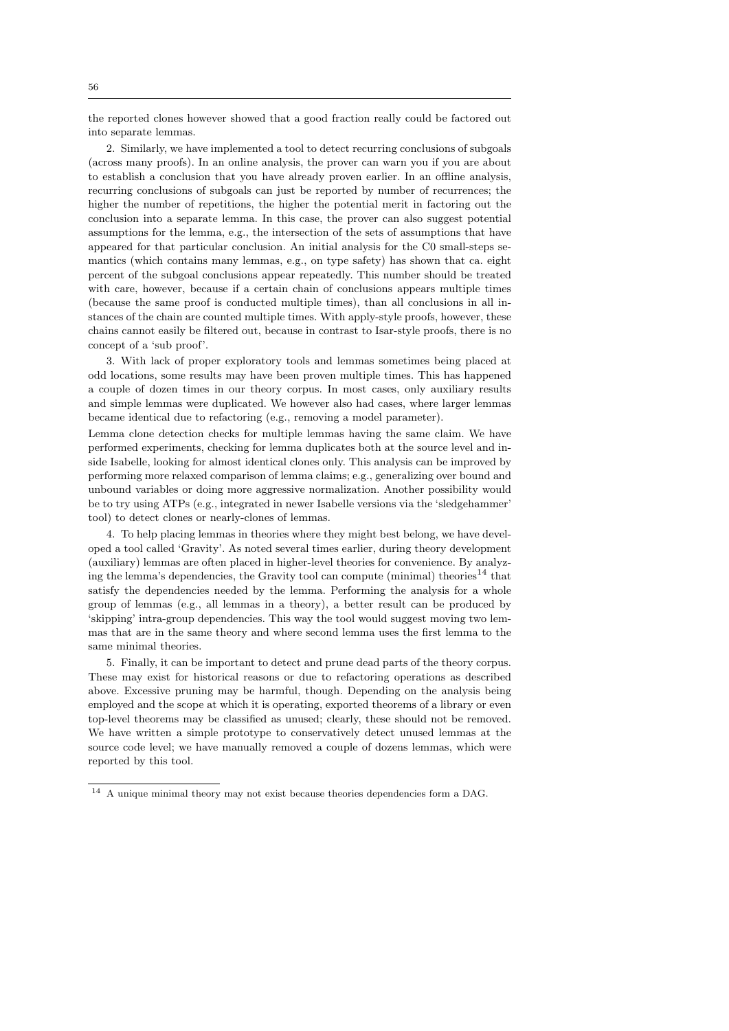the reported clones however showed that a good fraction really could be factored out into separate lemmas.

2. Similarly, we have implemented a tool to detect recurring conclusions of subgoals (across many proofs). In an online analysis, the prover can warn you if you are about to establish a conclusion that you have already proven earlier. In an offline analysis, recurring conclusions of subgoals can just be reported by number of recurrences; the higher the number of repetitions, the higher the potential merit in factoring out the conclusion into a separate lemma. In this case, the prover can also suggest potential assumptions for the lemma, e.g., the intersection of the sets of assumptions that have appeared for that particular conclusion. An initial analysis for the C0 small-steps semantics (which contains many lemmas, e.g., on type safety) has shown that ca. eight percent of the subgoal conclusions appear repeatedly. This number should be treated with care, however, because if a certain chain of conclusions appears multiple times (because the same proof is conducted multiple times), than all conclusions in all instances of the chain are counted multiple times. With apply-style proofs, however, these chains cannot easily be filtered out, because in contrast to Isar-style proofs, there is no concept of a 'sub proof'.

3. With lack of proper exploratory tools and lemmas sometimes being placed at odd locations, some results may have been proven multiple times. This has happened a couple of dozen times in our theory corpus. In most cases, only auxiliary results and simple lemmas were duplicated. We however also had cases, where larger lemmas became identical due to refactoring (e.g., removing a model parameter).

Lemma clone detection checks for multiple lemmas having the same claim. We have performed experiments, checking for lemma duplicates both at the source level and inside Isabelle, looking for almost identical clones only. This analysis can be improved by performing more relaxed comparison of lemma claims; e.g., generalizing over bound and unbound variables or doing more aggressive normalization. Another possibility would be to try using ATPs (e.g., integrated in newer Isabelle versions via the 'sledgehammer' tool) to detect clones or nearly-clones of lemmas.

4. To help placing lemmas in theories where they might best belong, we have developed a tool called 'Gravity'. As noted several times earlier, during theory development (auxiliary) lemmas are often placed in higher-level theories for convenience. By analyzing the lemma's dependencies, the Gravity tool can compute (minimal) theories[14] that satisfy the dependencies needed by the lemma. Performing the analysis for a whole group of lemmas (e.g., all lemmas in a theory), a better result can be produced by 'skipping' intra-group dependencies. This way the tool would suggest moving two lemmas that are in the same theory and where second lemma uses the first lemma to the same minimal theories.

5. Finally, it can be important to detect and prune dead parts of the theory corpus. These may exist for historical reasons or due to refactoring operations as described above. Excessive pruning may be harmful, though. Depending on the analysis being employed and the scope at which it is operating, exported theorems of a library or even top-level theorems may be classified as unused; clearly, these should not be removed. We have written a simple prototype to conservatively detect unused lemmas at the source code level; we have manually removed a couple of dozens lemmas, which were reported by this tool.

[14] A unique minimal theory may not exist because theories dependencies form a DAG.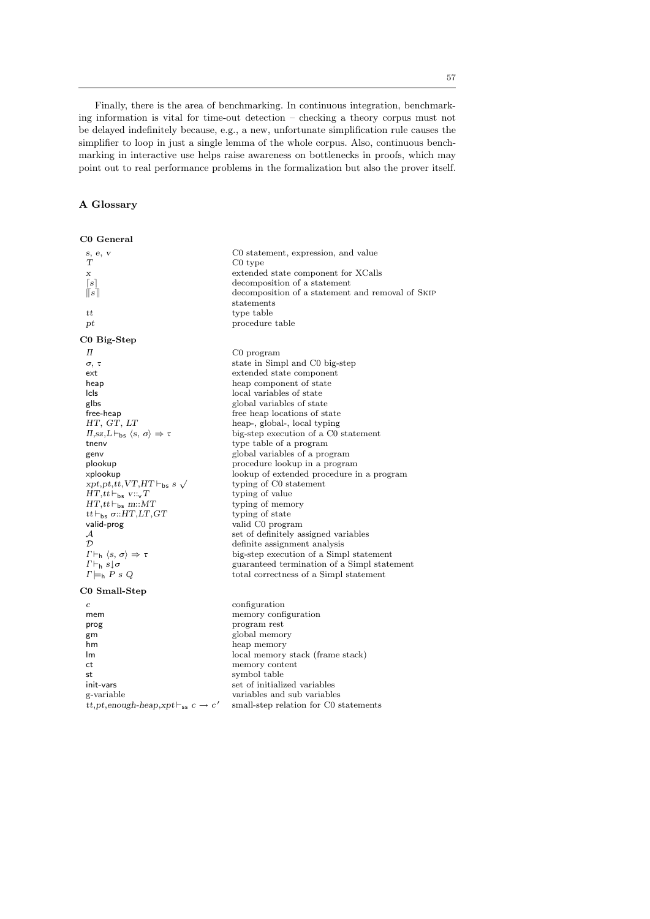Finally, there is the area of benchmarking. In continuous integration, benchmarking information is vital for time-out detection – checking a theory corpus must not be delayed indefinitely because, e.g., a new, unfortunate simplification rule causes the simplifier to loop in just a single lemma of the whole corpus. Also, continuous benchmarking in interactive use helps raise awareness on bottlenecks in proofs, which may point out to real performance problems in the formalization but also the prover itself.

## A Glossary

### C0 General

| | |
|---|---|
| $s$, $e$, $v$ | C0 statement, expression, and value |
| $T$ | C0 type |
| $x$ | extended state component for XCalls |
| $\lceil s \rceil$ | decomposition of a statement |
| $\lceil\!\lceil s \rceil\!\rceil$ | decomposition of a statement and removal of SKIP statements |
| $tt$ | type table |
| $pt$ | procedure table |

### C0 Big-Step

| | |
|---|---|
| $\Pi$ | C0 program |
| $\sigma$, $\tau$ | state in Simpl and C0 big-step |
| ext | extended state component |
| heap | heap component of state |
| lcls | local variables of state |
| glbs | global variables of state |
| free-heap | free heap locations of state |
| $HT$, $GT$, $LT$ | heap-, global-, local typing |
| $\Pi$,$sz$,$L\vdash_{\mathsf{bs}} \langle s,\, \sigma\rangle \Rightarrow \tau$ | big-step execution of a C0 statement |
| tnenv | type table of a program |
| genv | global variables of a program |
| plookup | procedure lookup in a program |
| xplookup | lookup of extended procedure in a program |
| $xpt$,$pt$,$tt$,$VT$,$HT\vdash_{\mathsf{bs}} s \surd$ | typing of C0 statement |
| $HT$,$tt\vdash_{\mathsf{bs}} v$::$_{\mathsf{v}}T$ | typing of value |
| $HT$,$tt\vdash_{\mathsf{bs}} m$::$MT$ | typing of memory |
| $tt\vdash_{\mathsf{bs}} \sigma$::$HT$,$LT$,$GT$ | typing of state |
| valid-prog | valid C0 program |
| $\mathcal{A}$ | set of definitely assigned variables |
| $\mathcal{D}$ | definite assignment analysis |
| $\Gamma\vdash_{\mathsf{h}} \langle s,\, \sigma\rangle \Rightarrow \tau$ | big-step execution of a Simpl statement |
| $\Gamma\vdash_{\mathsf{h}} s{\downarrow}\sigma$ | guaranteed termination of a Simpl statement |
| $\Gamma\models_{\mathsf{h}} P\ s\ Q$ | total correctness of a Simpl statement |

### C0 Small-Step

| | |
|---|---|
| $c$ | configuration |
| mem | memory configuration |
| prog | program rest |
| gm | global memory |
| hm | heap memory |
| lm | local memory stack (frame stack) |
| ct | memory content |
| st | symbol table |
| init-vars | set of initialized variables |
| g-variable | variables and sub variables |
| $tt$,$pt$,enough-heap,$xpt\vdash_{\mathsf{ss}} c \rightarrow c'$ | small-step relation for C0 statements |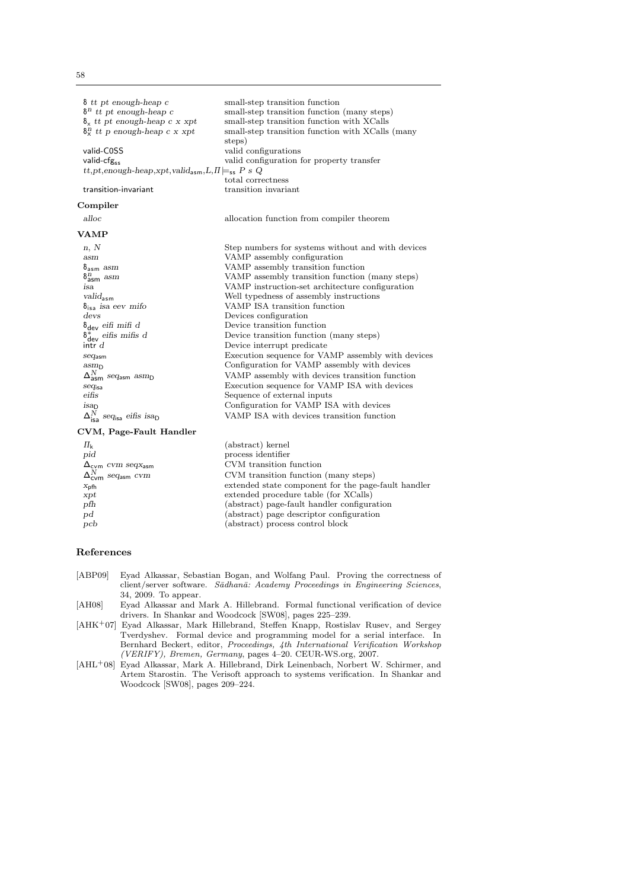| | |
|---|---|
| $\delta$ *tt pt enough-heap c* | small-step transition function |
| $\delta^n$ *tt pt enough-heap c* | small-step transition function (many steps) |
| $\delta_x$ *tt pt enough-heap c x xpt* | small-step transition function with XCalls |
| $\delta_x^n$ *tt p enough-heap c x xpt* | small-step transition function with XCalls (many steps) |
| valid-C0SS | valid configurations |
| valid-cfg$_{ss}$ | valid configuration for property transfer |
| $tt,pt,enough\text{-}heap,xpt,valid_{asm},L,\Pi \models_{ss} P\ s\ Q$ | total correctness |
| transition-invariant | transition invariant |

**Compiler**

| | |
|---|---|
| *alloc* | allocation function from compiler theorem |

**VAMP**

| | |
|---|---|
| $n$, $N$ | Step numbers for systems without and with devices |
| *asm* | VAMP assembly configuration |
| $\delta_{asm}$ *asm* | VAMP assembly transition function |
| $\delta_{asm}^n$ *asm* | VAMP assembly transition function (many steps) |
| *isa* | VAMP instruction-set architecture configuration |
| $valid_{asm}$ | Well typedness of assembly instructions |
| $\delta_{isa}$ *isa eev mifo* | VAMP ISA transition function |
| *devs* | Devices configuration |
| $\delta_{dev}$ *eifi mifi d* | Device transition function |
| $\delta_{dev}^*$ *eifis mifis d* | Device transition function (many steps) |
| intr *d* | Device interrupt predicate |
| $seq_{asm}$ | Execution sequence for VAMP assembly with devices |
| $asm_D$ | Configuration for VAMP assembly with devices |
| $\Delta_{asm}^N\ seq_{asm}\ asm_D$ | VAMP assembly with devices transition function |
| $seq_{isa}$ | Execution sequence for VAMP ISA with devices |
| *eifis* | Sequence of external inputs |
| $isa_D$ | Configuration for VAMP ISA with devices |
| $\Delta_{isa}^N\ seq_{isa}\ eifis\ isa_D$ | VAMP ISA with devices transition function |

**CVM, Page-Fault Handler**

| | |
|---|---|
| $\Pi_k$ | (abstract) kernel |
| *pid* | process identifier |
| $\Delta_{cvm}\ cvm\ seqx_{asm}$ | CVM transition function |
| $\Delta_{cvm}^N\ seq_{asm}\ cvm$ | CVM transition function (many steps) |
| $x_{pfh}$ | extended state component for the page-fault handler |
| *xpt* | extended procedure table (for XCalls) |
| *pfh* | (abstract) page-fault handler configuration |
| *pd* | (abstract) page descriptor configuration |
| *pcb* | (abstract) process control block |

## References

[ABP09] Eyad Alkassar, Sebastian Bogan, and Wolfgang Paul. Proving the correctness of client/server software. *Sādhanā: Academy Proceedings in Engineering Sciences*, 34, 2009. To appear.

[AH08] Eyad Alkassar and Mark A. Hillebrand. Formal functional verification of device drivers. In Shankar and Woodcock [SW08], pages 225–239.

[AHK+07] Eyad Alkassar, Mark Hillebrand, Steffen Knapp, Rostislav Rusev, and Sergey Tverdyshev. Formal device and programming model for a serial interface. In Bernhard Beckert, editor, *Proceedings, 4th International Verification Workshop (VERIFY), Bremen, Germany*, pages 4–20. CEUR-WS.org, 2007.

[AHL+08] Eyad Alkassar, Mark A. Hillebrand, Dirk Leinenbach, Norbert W. Schirmer, and Artem Starostin. The Verisoft approach to systems verification. In Shankar and Woodcock [SW08], pages 209–224.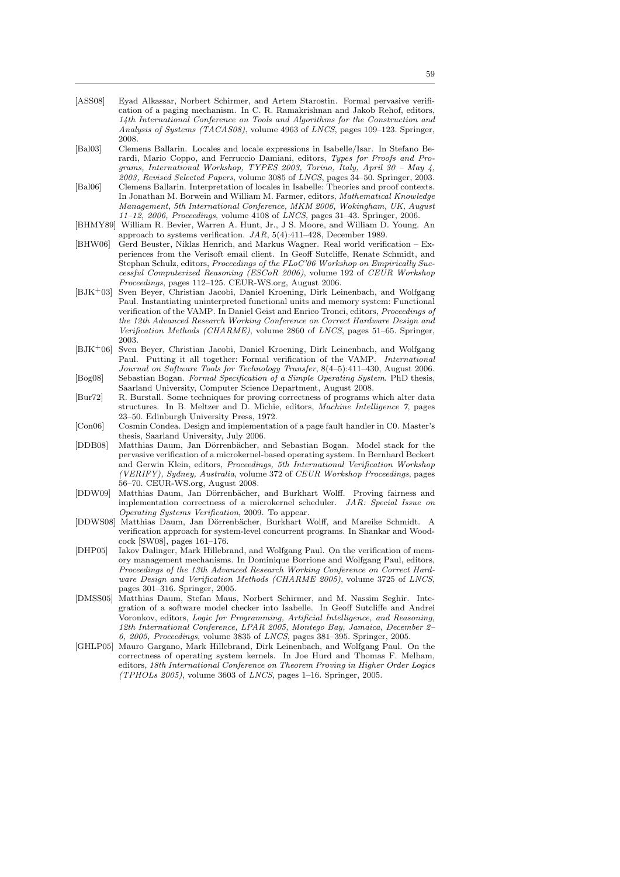[ASS08] Eyad Alkassar, Norbert Schirmer, and Artem Starostin. Formal pervasive verification of a paging mechanism. In C. R. Ramakrishnan and Jakob Rehof, editors, *14th International Conference on Tools and Algorithms for the Construction and Analysis of Systems (TACAS08)*, volume 4963 of *LNCS*, pages 109–123. Springer, 2008.

[Bal03] Clemens Ballarin. Locales and locale expressions in Isabelle/Isar. In Stefano Berardi, Mario Coppo, and Ferruccio Damiani, editors, *Types for Proofs and Programs, International Workshop, TYPES 2003, Torino, Italy, April 30 – May 4, 2003, Revised Selected Papers*, volume 3085 of *LNCS*, pages 34–50. Springer, 2003.

[Bal06] Clemens Ballarin. Interpretation of locales in Isabelle: Theories and proof contexts. In Jonathan M. Borwein and William M. Farmer, editors, *Mathematical Knowledge Management, 5th International Conference, MKM 2006, Wokingham, UK, August 11–12, 2006, Proceedings*, volume 4108 of *LNCS*, pages 31–43. Springer, 2006.

[BHMY89] William R. Bevier, Warren A. Hunt, Jr., J S. Moore, and William D. Young. An approach to systems verification. *JAR*, 5(4):411–428, December 1989.

[BHW06] Gerd Beuster, Niklas Henrich, and Markus Wagner. Real world verification – Experiences from the Verisoft email client. In Geoff Sutcliffe, Renate Schmidt, and Stephan Schulz, editors, *Proceedings of the FLoC'06 Workshop on Empirically Successful Computerized Reasoning (ESCoR 2006)*, volume 192 of *CEUR Workshop Proceedings*, pages 112–125. CEUR-WS.org, August 2006.

[BJK+03] Sven Beyer, Christian Jacobi, Daniel Kroening, Dirk Leinenbach, and Wolfgang Paul. Instantiating uninterpreted functional units and memory system: Functional verification of the VAMP. In Daniel Geist and Enrico Tronci, editors, *Proceedings of the 12th Advanced Research Working Conference on Correct Hardware Design and Verification Methods (CHARME)*, volume 2860 of *LNCS*, pages 51–65. Springer, 2003.

[BJK+06] Sven Beyer, Christian Jacobi, Daniel Kroening, Dirk Leinenbach, and Wolfgang Paul. Putting it all together: Formal verification of the VAMP. *International Journal on Software Tools for Technology Transfer*, 8(4–5):411–430, August 2006.

[Bog08] Sebastian Bogan. *Formal Specification of a Simple Operating System*. PhD thesis, Saarland University, Computer Science Department, August 2008.

[Bur72] R. Burstall. Some techniques for proving correctness of programs which alter data structures. In B. Meltzer and D. Michie, editors, *Machine Intelligence 7*, pages 23–50. Edinburgh University Press, 1972.

[Con06] Cosmin Condea. Design and implementation of a page fault handler in C0. Master's thesis, Saarland University, July 2006.

[DDB08] Matthias Daum, Jan Dörrenbächer, and Sebastian Bogan. Model stack for the pervasive verification of a microkernel-based operating system. In Bernhard Beckert and Gerwin Klein, editors, *Proceedings, 5th International Verification Workshop (VERIFY), Sydney, Australia*, volume 372 of *CEUR Workshop Proceedings*, pages 56–70. CEUR-WS.org, August 2008.

[DDW09] Matthias Daum, Jan Dörrenbächer, and Burkhart Wolff. Proving fairness and implementation correctness of a microkernel scheduler. *JAR: Special Issue on Operating Systems Verification*, 2009. To appear.

[DDWS08] Matthias Daum, Jan Dörrenbächer, Burkhart Wolff, and Mareike Schmidt. A verification approach for system-level concurrent programs. In Shankar and Woodcock [SW08], pages 161–176.

[DHP05] Iakov Dalinger, Mark Hillebrand, and Wolfgang Paul. On the verification of memory management mechanisms. In Dominique Borrione and Wolfgang Paul, editors, *Proceedings of the 13th Advanced Research Working Conference on Correct Hardware Design and Verification Methods (CHARME 2005)*, volume 3725 of *LNCS*, pages 301–316. Springer, 2005.

[DMSS05] Matthias Daum, Stefan Maus, Norbert Schirmer, and M. Nassim Seghir. Integration of a software model checker into Isabelle. In Geoff Sutcliffe and Andrei Voronkov, editors, *Logic for Programming, Artificial Intelligence, and Reasoning, 12th International Conference, LPAR 2005, Montego Bay, Jamaica, December 2–6, 2005, Proceedings*, volume 3835 of *LNCS*, pages 381–395. Springer, 2005.

[GHLP05] Mauro Gargano, Mark Hillebrand, Dirk Leinenbach, and Wolfgang Paul. On the correctness of operating system kernels. In Joe Hurd and Thomas F. Melham, editors, *18th International Conference on Theorem Proving in Higher Order Logics (TPHOLs 2005)*, volume 3603 of *LNCS*, pages 1–16. Springer, 2005.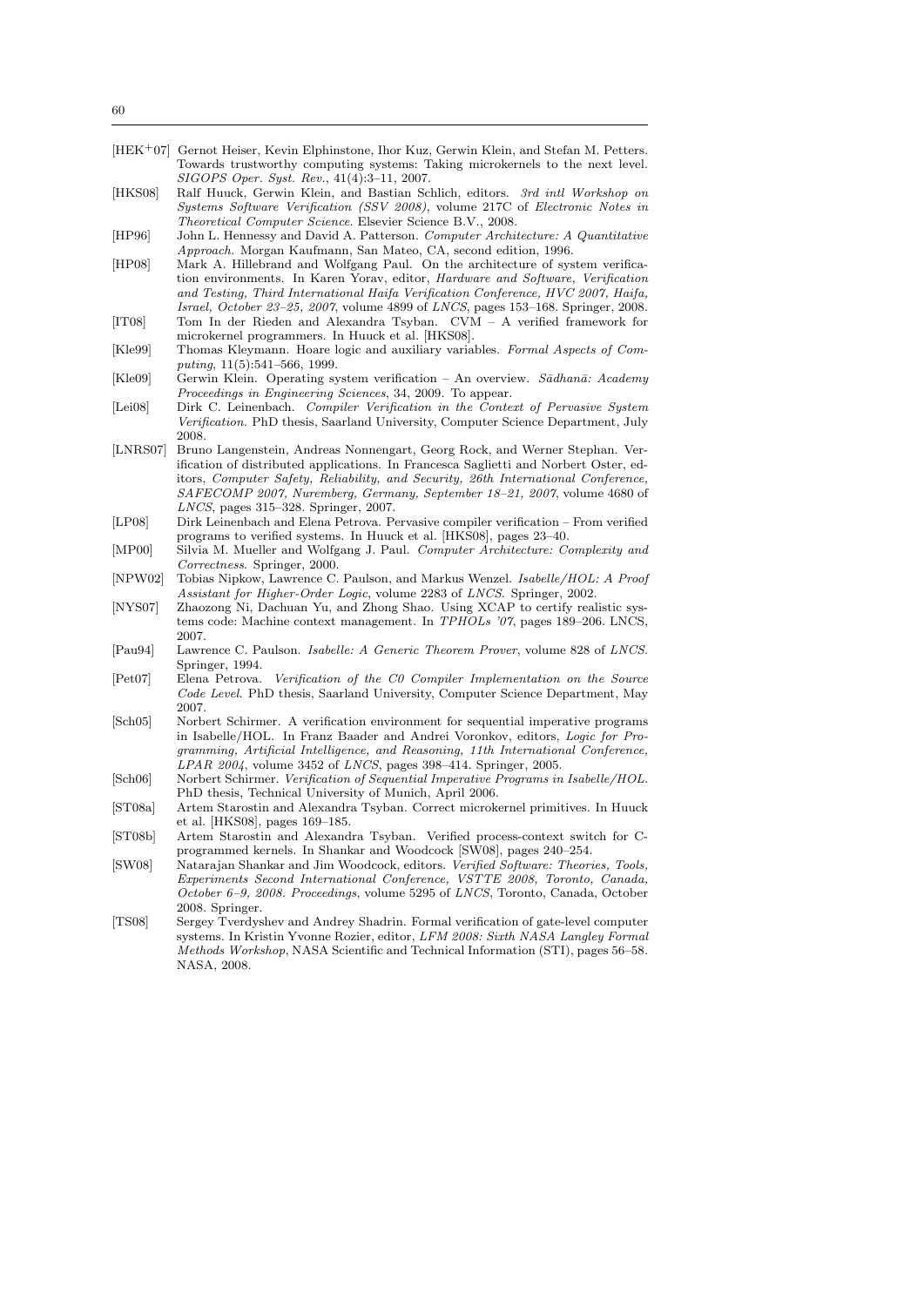[HEK+07] Gernot Heiser, Kevin Elphinstone, Ihor Kuz, Gerwin Klein, and Stefan M. Petters. Towards trustworthy computing systems: Taking microkernels to the next level. *SIGOPS Oper. Syst. Rev.*, 41(4):3–11, 2007.

[HKS08] Ralf Huuck, Gerwin Klein, and Bastian Schlich, editors. *3rd intl Workshop on Systems Software Verification (SSV 2008)*, volume 217C of *Electronic Notes in Theoretical Computer Science*. Elsevier Science B.V., 2008.

[HP96] John L. Hennessy and David A. Patterson. *Computer Architecture: A Quantitative Approach*. Morgan Kaufmann, San Mateo, CA, second edition, 1996.

[HP08] Mark A. Hillebrand and Wolfgang Paul. On the architecture of system verification environments. In Karen Yorav, editor, *Hardware and Software, Verification and Testing, Third International Haifa Verification Conference, HVC 2007, Haifa, Israel, October 23–25, 2007*, volume 4899 of *LNCS*, pages 153–168. Springer, 2008.

[IT08] Tom In der Rieden and Alexandra Tsyban. CVM – A verified framework for microkernel programmers. In Huuck et al. [HKS08].

[Kle99] Thomas Kleymann. Hoare logic and auxiliary variables. *Formal Aspects of Computing*, 11(5):541–566, 1999.

[Kle09] Gerwin Klein. Operating system verification – An overview. *Sādhanā: Academy Proceedings in Engineering Sciences*, 34, 2009. To appear.

[Lei08] Dirk C. Leinenbach. *Compiler Verification in the Context of Pervasive System Verification*. PhD thesis, Saarland University, Computer Science Department, July 2008.

[LNRS07] Bruno Langenstein, Andreas Nonnengart, Georg Rock, and Werner Stephan. Verification of distributed applications. In Francesca Saglietti and Norbert Oster, editors, *Computer Safety, Reliability, and Security, 26th International Conference, SAFECOMP 2007, Nuremberg, Germany, September 18–21, 2007*, volume 4680 of *LNCS*, pages 315–328. Springer, 2007.

[LP08] Dirk Leinenbach and Elena Petrova. Pervasive compiler verification – From verified programs to verified systems. In Huuck et al. [HKS08], pages 23–40.

[MP00] Silvia M. Mueller and Wolfgang J. Paul. *Computer Architecture: Complexity and Correctness*. Springer, 2000.

[NPW02] Tobias Nipkow, Lawrence C. Paulson, and Markus Wenzel. *Isabelle/HOL: A Proof Assistant for Higher-Order Logic*, volume 2283 of *LNCS*. Springer, 2002.

[NYS07] Zhaozong Ni, Dachuan Yu, and Zhong Shao. Using XCAP to certify realistic systems code: Machine context management. In *TPHOLs '07*, pages 189–206. LNCS, 2007.

[Pau94] Lawrence C. Paulson. *Isabelle: A Generic Theorem Prover*, volume 828 of *LNCS*. Springer, 1994.

[Pet07] Elena Petrova. *Verification of the C0 Compiler Implementation on the Source Code Level*. PhD thesis, Saarland University, Computer Science Department, May 2007.

[Sch05] Norbert Schirmer. A verification environment for sequential imperative programs in Isabelle/HOL. In Franz Baader and Andrei Voronkov, editors, *Logic for Programming, Artificial Intelligence, and Reasoning, 11th International Conference, LPAR 2004*, volume 3452 of *LNCS*, pages 398–414. Springer, 2005.

[Sch06] Norbert Schirmer. *Verification of Sequential Imperative Programs in Isabelle/HOL*. PhD thesis, Technical University of Munich, April 2006.

[ST08a] Artem Starostin and Alexandra Tsyban. Correct microkernel primitives. In Huuck et al. [HKS08], pages 169–185.

[ST08b] Artem Starostin and Alexandra Tsyban. Verified process-context switch for C-programmed kernels. In Shankar and Woodcock [SW08], pages 240–254.

[SW08] Natarajan Shankar and Jim Woodcock, editors. *Verified Software: Theories, Tools, Experiments Second International Conference, VSTTE 2008, Toronto, Canada, October 6–9, 2008. Proceedings*, volume 5295 of *LNCS*, Toronto, Canada, October 2008. Springer.

[TS08] Sergey Tverdyshev and Andrey Shadrin. Formal verification of gate-level computer systems. In Kristin Yvonne Rozier, editor, *LFM 2008: Sixth NASA Langley Formal Methods Workshop*, NASA Scientific and Technical Information (STI), pages 56–58. NASA, 2008.